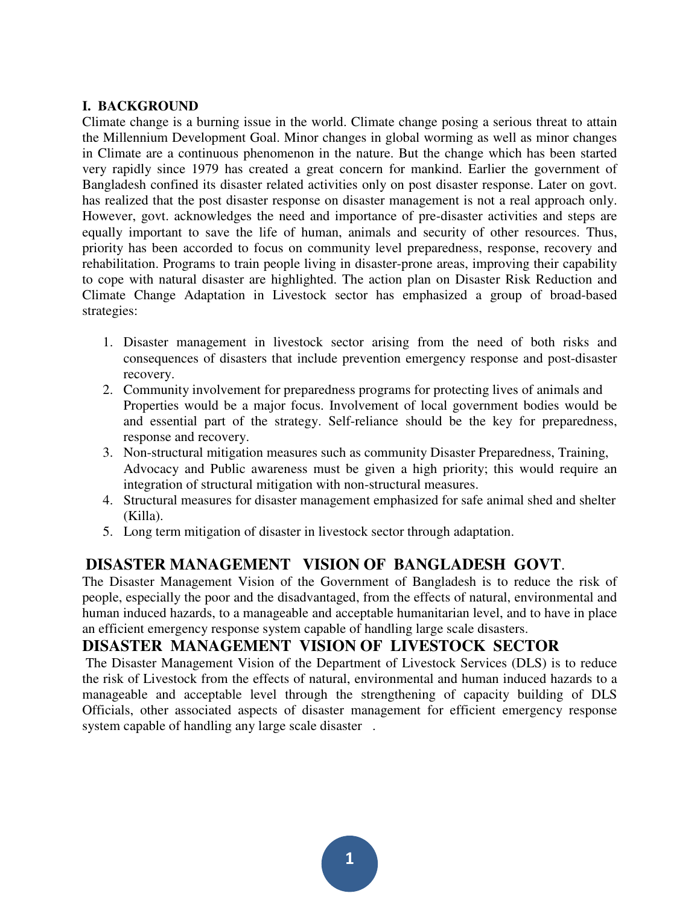## I. BACKGROUND

Climate change is a burning issue in the world. Climate change posing a serious threat to attain the Millennium Development Goal. Minor changes in global worming as well as minor changes in Climate are a continuous phenomenon in the nature. But the change which has been started very rapidly since 1979 has created a great concern for mankind. Earlier the government of Bangladesh confined its disaster related activities only on post disaster response. Later on govt. has realized that the post disaster response on disaster management is not a real approach only. However, govt. acknowledges the need and importance of pre-disaster activities and steps are equally important to save the life of human, animals and security of other resources. Thus, priority has been accorded to focus on community level preparedness, response, recovery and rehabilitation. Programs to train people living in disaster-prone areas, improving their capability to cope with natural disaster are highlighted. The action plan on Disaster Risk Reduction and Climate Change Adaptation in Livestock sector has emphasized a group of broad-based strategies:

1. Disaster management in livestock sector arising from the need of both risks and consequences of disasters that include prevention emergency response and post-disaster recovery.
2. Community involvement for preparedness programs for protecting lives of animals and Properties would be a major focus. Involvement of local government bodies would be and essential part of the strategy. Self-reliance should be the key for preparedness, response and recovery.
3. Non-structural mitigation measures such as community Disaster Preparedness, Training, Advocacy and Public awareness must be given a high priority; this would require an integration of structural mitigation with non-structural measures.
4. Structural measures for disaster management emphasized for safe animal shed and shelter (Killa).
5. Long term mitigation of disaster in livestock sector through adaptation.

## DISASTER MANAGEMENT VISION OF BANGLADESH GOVT.

The Disaster Management Vision of the Government of Bangladesh is to reduce the risk of people, especially the poor and the disadvantaged, from the effects of natural, environmental and human induced hazards, to a manageable and acceptable humanitarian level, and to have in place an efficient emergency response system capable of handling large scale disasters.

## DISASTER MANAGEMENT VISION OF LIVESTOCK SECTOR

The Disaster Management Vision of the Department of Livestock Services (DLS) is to reduce the risk of Livestock from the effects of natural, environmental and human induced hazards to a manageable and acceptable level through the strengthening of capacity building of DLS Officials, other associated aspects of disaster management for efficient emergency response system capable of handling any large scale disaster .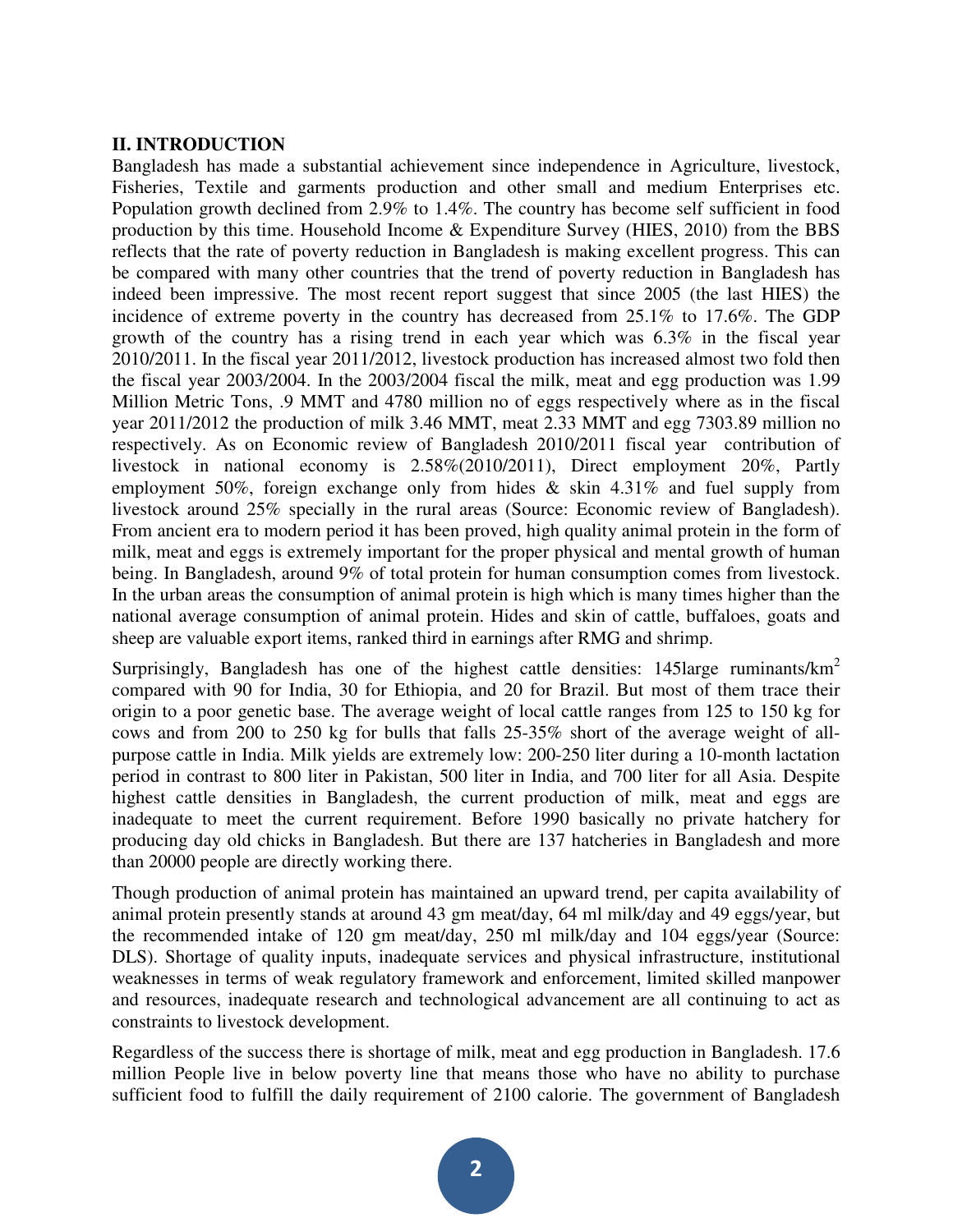## II. INTRODUCTION

Bangladesh has made a substantial achievement since independence in Agriculture, livestock, Fisheries, Textile and garments production and other small and medium Enterprises etc. Population growth declined from 2.9% to 1.4%. The country has become self sufficient in food production by this time. Household Income & Expenditure Survey (HIES, 2010) from the BBS reflects that the rate of poverty reduction in Bangladesh is making excellent progress. This can be compared with many other countries that the trend of poverty reduction in Bangladesh has indeed been impressive. The most recent report suggest that since 2005 (the last HIES) the incidence of extreme poverty in the country has decreased from 25.1% to 17.6%. The GDP growth of the country has a rising trend in each year which was 6.3% in the fiscal year 2010/2011. In the fiscal year 2011/2012, livestock production has increased almost two fold then the fiscal year 2003/2004. In the 2003/2004 fiscal the milk, meat and egg production was 1.99 Million Metric Tons, .9 MMT and 4780 million no of eggs respectively where as in the fiscal year 2011/2012 the production of milk 3.46 MMT, meat 2.33 MMT and egg 7303.89 million no respectively. As on Economic review of Bangladesh 2010/2011 fiscal year contribution of livestock in national economy is 2.58%(2010/2011), Direct employment 20%, Partly employment 50%, foreign exchange only from hides & skin 4.31% and fuel supply from livestock around 25% specially in the rural areas (Source: Economic review of Bangladesh). From ancient era to modern period it has been proved, high quality animal protein in the form of milk, meat and eggs is extremely important for the proper physical and mental growth of human being. In Bangladesh, around 9% of total protein for human consumption comes from livestock. In the urban areas the consumption of animal protein is high which is many times higher than the national average consumption of animal protein. Hides and skin of cattle, buffaloes, goats and sheep are valuable export items, ranked third in earnings after RMG and shrimp.

Surprisingly, Bangladesh has one of the highest cattle densities: 145large ruminants/km$^2$ compared with 90 for India, 30 for Ethiopia, and 20 for Brazil. But most of them trace their origin to a poor genetic base. The average weight of local cattle ranges from 125 to 150 kg for cows and from 200 to 250 kg for bulls that falls 25-35% short of the average weight of all-purpose cattle in India. Milk yields are extremely low: 200-250 liter during a 10-month lactation period in contrast to 800 liter in Pakistan, 500 liter in India, and 700 liter for all Asia. Despite highest cattle densities in Bangladesh, the current production of milk, meat and eggs are inadequate to meet the current requirement. Before 1990 basically no private hatchery for producing day old chicks in Bangladesh. But there are 137 hatcheries in Bangladesh and more than 20000 people are directly working there.

Though production of animal protein has maintained an upward trend, per capita availability of animal protein presently stands at around 43 gm meat/day, 64 ml milk/day and 49 eggs/year, but the recommended intake of 120 gm meat/day, 250 ml milk/day and 104 eggs/year (Source: DLS). Shortage of quality inputs, inadequate services and physical infrastructure, institutional weaknesses in terms of weak regulatory framework and enforcement, limited skilled manpower and resources, inadequate research and technological advancement are all continuing to act as constraints to livestock development.

Regardless of the success there is shortage of milk, meat and egg production in Bangladesh. 17.6 million People live in below poverty line that means those who have no ability to purchase sufficient food to fulfill the daily requirement of 2100 calorie. The government of Bangladesh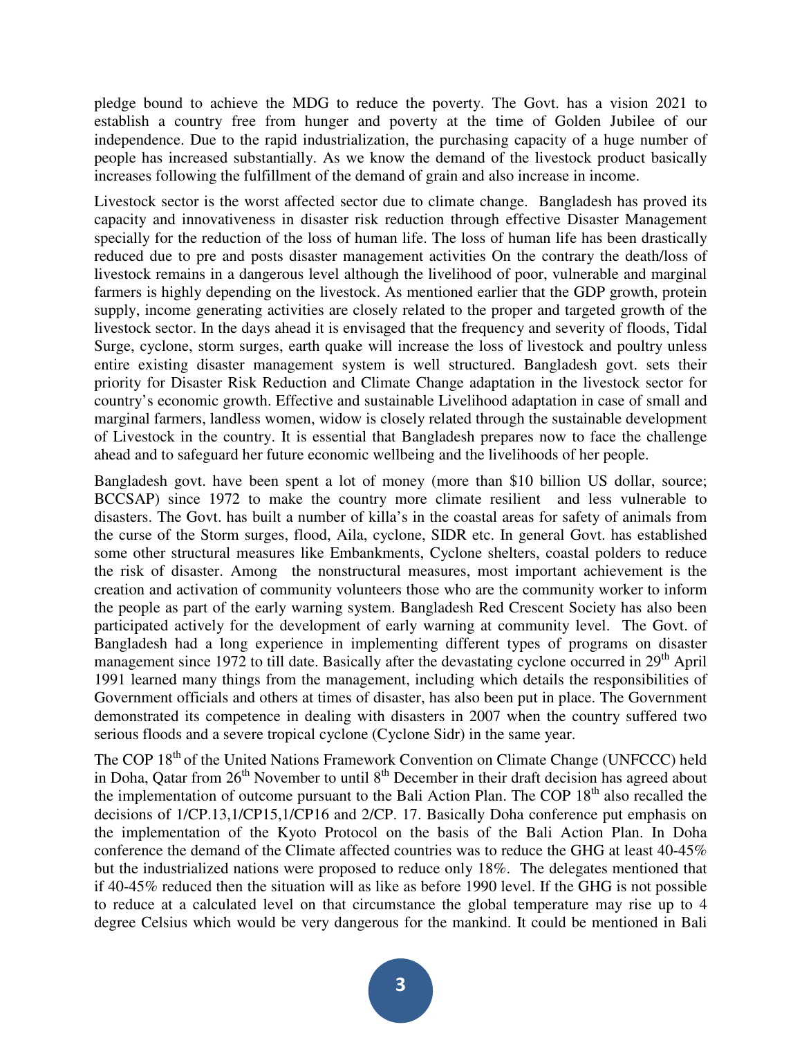pledge bound to achieve the MDG to reduce the poverty. The Govt. has a vision 2021 to establish a country free from hunger and poverty at the time of Golden Jubilee of our independence. Due to the rapid industrialization, the purchasing capacity of a huge number of people has increased substantially. As we know the demand of the livestock product basically increases following the fulfillment of the demand of grain and also increase in income.

Livestock sector is the worst affected sector due to climate change. Bangladesh has proved its capacity and innovativeness in disaster risk reduction through effective Disaster Management specially for the reduction of the loss of human life. The loss of human life has been drastically reduced due to pre and posts disaster management activities On the contrary the death/loss of livestock remains in a dangerous level although the livelihood of poor, vulnerable and marginal farmers is highly depending on the livestock. As mentioned earlier that the GDP growth, protein supply, income generating activities are closely related to the proper and targeted growth of the livestock sector. In the days ahead it is envisaged that the frequency and severity of floods, Tidal Surge, cyclone, storm surges, earth quake will increase the loss of livestock and poultry unless entire existing disaster management system is well structured. Bangladesh govt. sets their priority for Disaster Risk Reduction and Climate Change adaptation in the livestock sector for country's economic growth. Effective and sustainable Livelihood adaptation in case of small and marginal farmers, landless women, widow is closely related through the sustainable development of Livestock in the country. It is essential that Bangladesh prepares now to face the challenge ahead and to safeguard her future economic wellbeing and the livelihoods of her people.

Bangladesh govt. have been spent a lot of money (more than $10 billion US dollar, source; BCCSAP) since 1972 to make the country more climate resilient and less vulnerable to disasters. The Govt. has built a number of killa's in the coastal areas for safety of animals from the curse of the Storm surges, flood, Aila, cyclone, SIDR etc. In general Govt. has established some other structural measures like Embankments, Cyclone shelters, coastal polders to reduce the risk of disaster. Among the nonstructural measures, most important achievement is the creation and activation of community volunteers those who are the community worker to inform the people as part of the early warning system. Bangladesh Red Crescent Society has also been participated actively for the development of early warning at community level. The Govt. of Bangladesh had a long experience in implementing different types of programs on disaster management since 1972 to till date. Basically after the devastating cyclone occurred in 29th April 1991 learned many things from the management, including which details the responsibilities of Government officials and others at times of disaster, has also been put in place. The Government demonstrated its competence in dealing with disasters in 2007 when the country suffered two serious floods and a severe tropical cyclone (Cyclone Sidr) in the same year.

The COP 18th of the United Nations Framework Convention on Climate Change (UNFCCC) held in Doha, Qatar from 26th November to until 8th December in their draft decision has agreed about the implementation of outcome pursuant to the Bali Action Plan. The COP 18th also recalled the decisions of 1/CP.13,1/CP15,1/CP16 and 2/CP. 17. Basically Doha conference put emphasis on the implementation of the Kyoto Protocol on the basis of the Bali Action Plan. In Doha conference the demand of the Climate affected countries was to reduce the GHG at least 40-45% but the industrialized nations were proposed to reduce only 18%. The delegates mentioned that if 40-45% reduced then the situation will as like as before 1990 level. If the GHG is not possible to reduce at a calculated level on that circumstance the global temperature may rise up to 4 degree Celsius which would be very dangerous for the mankind. It could be mentioned in Bali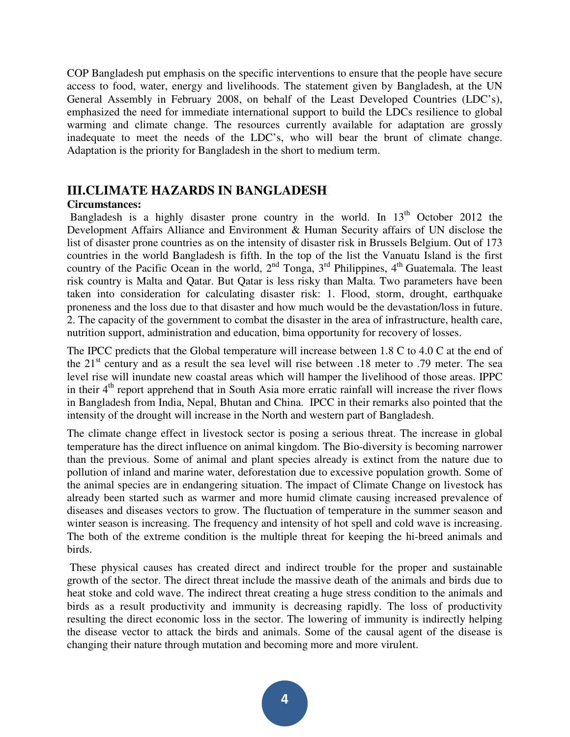COP Bangladesh put emphasis on the specific interventions to ensure that the people have secure access to food, water, energy and livelihoods. The statement given by Bangladesh, at the UN General Assembly in February 2008, on behalf of the Least Developed Countries (LDC's), emphasized the need for immediate international support to build the LDCs resilience to global warming and climate change. The resources currently available for adaptation are grossly inadequate to meet the needs of the LDC's, who will bear the brunt of climate change. Adaptation is the priority for Bangladesh in the short to medium term.

## III.CLIMATE HAZARDS IN BANGLADESH

**Circumstances:**

Bangladesh is a highly disaster prone country in the world. In 13th October 2012 the Development Affairs Alliance and Environment & Human Security affairs of UN disclose the list of disaster prone countries as on the intensity of disaster risk in Brussels Belgium. Out of 173 countries in the world Bangladesh is fifth. In the top of the list the Vanuatu Island is the first country of the Pacific Ocean in the world, 2nd Tonga, 3rd Philippines, 4th Guatemala. The least risk country is Malta and Qatar. But Qatar is less risky than Malta. Two parameters have been taken into consideration for calculating disaster risk: 1. Flood, storm, drought, earthquake proneness and the loss due to that disaster and how much would be the devastation/loss in future. 2. The capacity of the government to combat the disaster in the area of infrastructure, health care, nutrition support, administration and education, bima opportunity for recovery of losses.

The IPCC predicts that the Global temperature will increase between 1.8 C to 4.0 C at the end of the 21st century and as a result the sea level will rise between .18 meter to .79 meter. The sea level rise will inundate new coastal areas which will hamper the livelihood of those areas. IPPC in their 4th report apprehend that in South Asia more erratic rainfall will increase the river flows in Bangladesh from India, Nepal, Bhutan and China. IPCC in their remarks also pointed that the intensity of the drought will increase in the North and western part of Bangladesh.

The climate change effect in livestock sector is posing a serious threat. The increase in global temperature has the direct influence on animal kingdom. The Bio-diversity is becoming narrower than the previous. Some of animal and plant species already is extinct from the nature due to pollution of inland and marine water, deforestation due to excessive population growth. Some of the animal species are in endangering situation. The impact of Climate Change on livestock has already been started such as warmer and more humid climate causing increased prevalence of diseases and diseases vectors to grow. The fluctuation of temperature in the summer season and winter season is increasing. The frequency and intensity of hot spell and cold wave is increasing. The both of the extreme condition is the multiple threat for keeping the hi-breed animals and birds.

These physical causes has created direct and indirect trouble for the proper and sustainable growth of the sector. The direct threat include the massive death of the animals and birds due to heat stoke and cold wave. The indirect threat creating a huge stress condition to the animals and birds as a result productivity and immunity is decreasing rapidly. The loss of productivity resulting the direct economic loss in the sector. The lowering of immunity is indirectly helping the disease vector to attack the birds and animals. Some of the causal agent of the disease is changing their nature through mutation and becoming more and more virulent.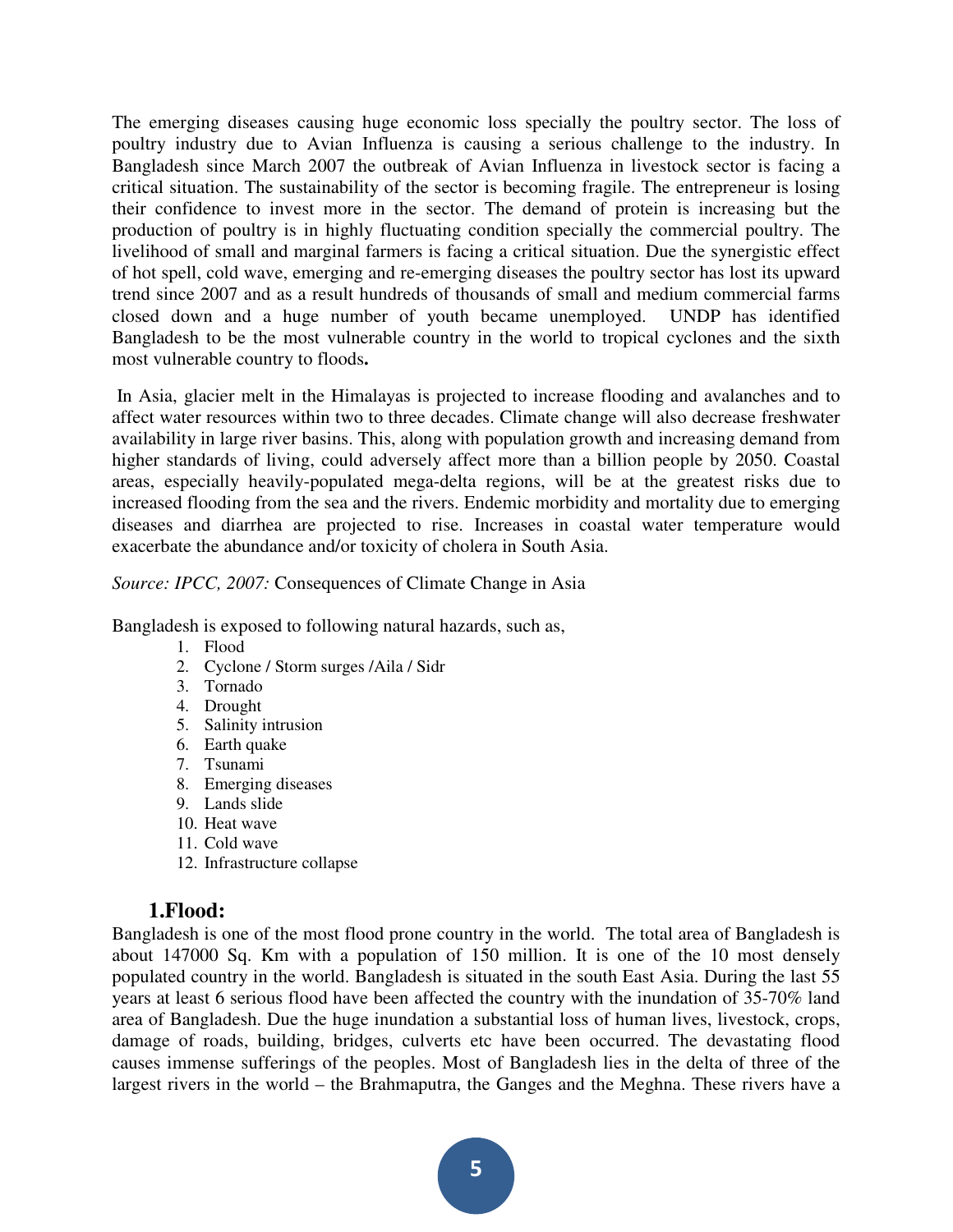The emerging diseases causing huge economic loss specially the poultry sector. The loss of poultry industry due to Avian Influenza is causing a serious challenge to the industry. In Bangladesh since March 2007 the outbreak of Avian Influenza in livestock sector is facing a critical situation. The sustainability of the sector is becoming fragile. The entrepreneur is losing their confidence to invest more in the sector. The demand of protein is increasing but the production of poultry is in highly fluctuating condition specially the commercial poultry. The livelihood of small and marginal farmers is facing a critical situation. Due the synergistic effect of hot spell, cold wave, emerging and re-emerging diseases the poultry sector has lost its upward trend since 2007 and as a result hundreds of thousands of small and medium commercial farms closed down and a huge number of youth became unemployed. UNDP has identified Bangladesh to be the most vulnerable country in the world to tropical cyclones and the sixth most vulnerable country to floods**.**

In Asia, glacier melt in the Himalayas is projected to increase flooding and avalanches and to affect water resources within two to three decades. Climate change will also decrease freshwater availability in large river basins. This, along with population growth and increasing demand from higher standards of living, could adversely affect more than a billion people by 2050. Coastal areas, especially heavily-populated mega-delta regions, will be at the greatest risks due to increased flooding from the sea and the rivers. Endemic morbidity and mortality due to emerging diseases and diarrhea are projected to rise. Increases in coastal water temperature would exacerbate the abundance and/or toxicity of cholera in South Asia.

*Source: IPCC, 2007:* Consequences of Climate Change in Asia

Bangladesh is exposed to following natural hazards, such as,

1. Flood
2. Cyclone / Storm surges /Aila / Sidr
3. Tornado
4. Drought
5. Salinity intrusion
6. Earth quake
7. Tsunami
8. Emerging diseases
9. Lands slide
10. Heat wave
11. Cold wave
12. Infrastructure collapse

## 1.Flood:

Bangladesh is one of the most flood prone country in the world. The total area of Bangladesh is about 147000 Sq. Km with a population of 150 million. It is one of the 10 most densely populated country in the world. Bangladesh is situated in the south East Asia. During the last 55 years at least 6 serious flood have been affected the country with the inundation of 35-70% land area of Bangladesh. Due the huge inundation a substantial loss of human lives, livestock, crops, damage of roads, building, bridges, culverts etc have been occurred. The devastating flood causes immense sufferings of the peoples. Most of Bangladesh lies in the delta of three of the largest rivers in the world – the Brahmaputra, the Ganges and the Meghna. These rivers have a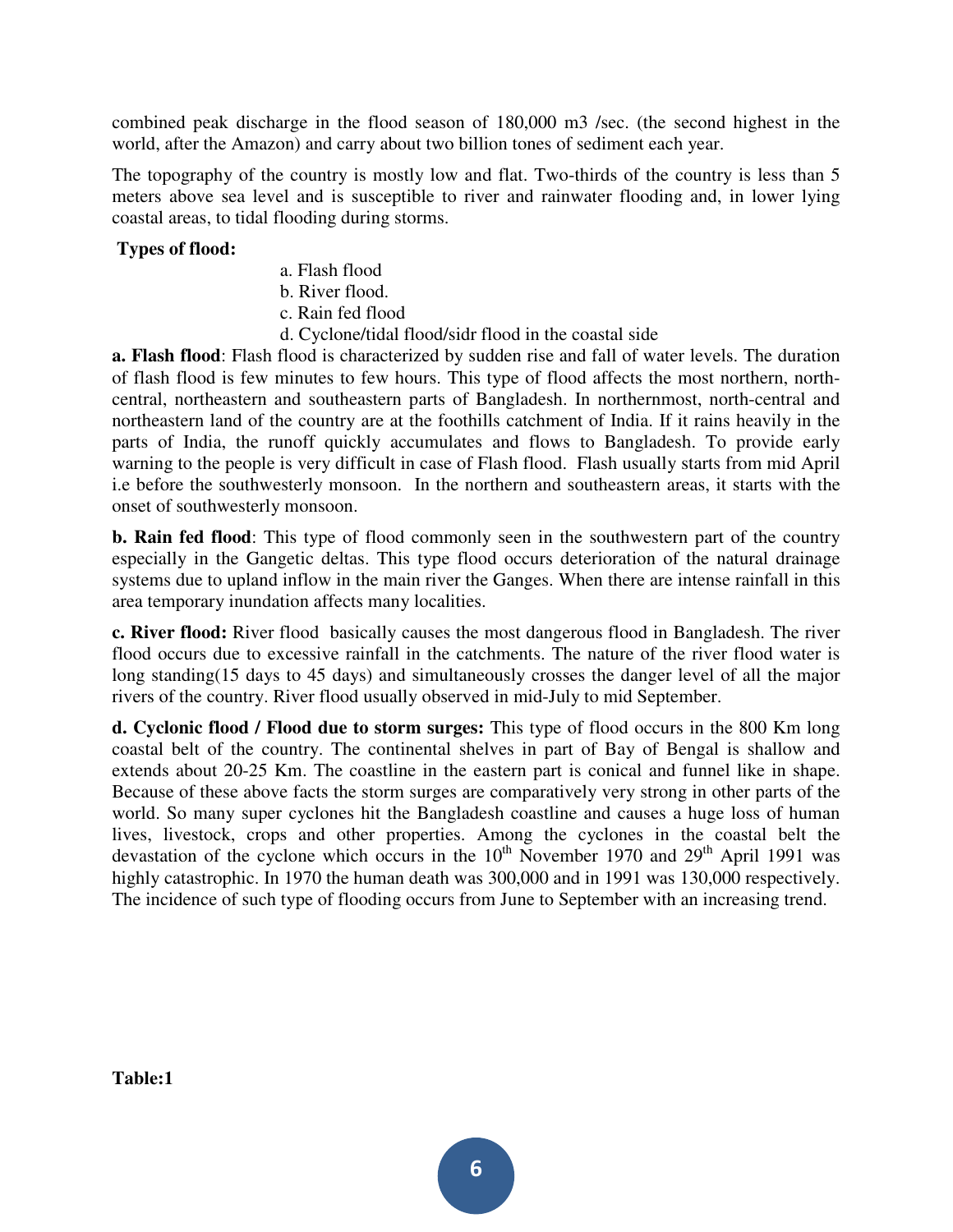combined peak discharge in the flood season of 180,000 m3 /sec. (the second highest in the world, after the Amazon) and carry about two billion tones of sediment each year.

The topography of the country is mostly low and flat. Two-thirds of the country is less than 5 meters above sea level and is susceptible to river and rainwater flooding and, in lower lying coastal areas, to tidal flooding during storms.

**Types of flood:**

a. Flash flood
b. River flood.
c. Rain fed flood
d. Cyclone/tidal flood/sidr flood in the coastal side

**a. Flash flood**: Flash flood is characterized by sudden rise and fall of water levels. The duration of flash flood is few minutes to few hours. This type of flood affects the most northern, north-central, northeastern and southeastern parts of Bangladesh. In northernmost, north-central and northeastern land of the country are at the foothills catchment of India. If it rains heavily in the parts of India, the runoff quickly accumulates and flows to Bangladesh. To provide early warning to the people is very difficult in case of Flash flood. Flash usually starts from mid April i.e before the southwesterly monsoon. In the northern and southeastern areas, it starts with the onset of southwesterly monsoon.

**b. Rain fed flood**: This type of flood commonly seen in the southwestern part of the country especially in the Gangetic deltas. This type flood occurs deterioration of the natural drainage systems due to upland inflow in the main river the Ganges. When there are intense rainfall in this area temporary inundation affects many localities.

**c. River flood:** River flood basically causes the most dangerous flood in Bangladesh. The river flood occurs due to excessive rainfall in the catchments. The nature of the river flood water is long standing(15 days to 45 days) and simultaneously crosses the danger level of all the major rivers of the country. River flood usually observed in mid-July to mid September.

**d. Cyclonic flood / Flood due to storm surges:** This type of flood occurs in the 800 Km long coastal belt of the country. The continental shelves in part of Bay of Bengal is shallow and extends about 20-25 Km. The coastline in the eastern part is conical and funnel like in shape. Because of these above facts the storm surges are comparatively very strong in other parts of the world. So many super cyclones hit the Bangladesh coastline and causes a huge loss of human lives, livestock, crops and other properties. Among the cyclones in the coastal belt the devastation of the cyclone which occurs in the 10th November 1970 and 29th April 1991 was highly catastrophic. In 1970 the human death was 300,000 and in 1991 was 130,000 respectively. The incidence of such type of flooding occurs from June to September with an increasing trend.

**Table:1**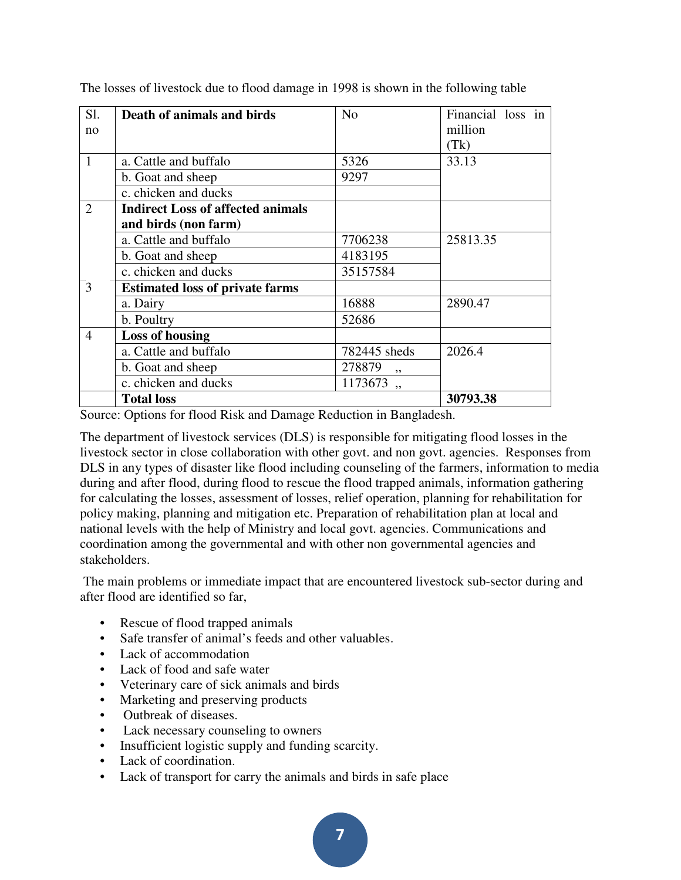The losses of livestock due to flood damage in 1998 is shown in the following table

| Sl. no | **Death of animals and birds** | No | Financial loss in million (Tk) |
|---|---|---|---|
| 1 | a. Cattle and buffalo | 5326 | 33.13 |
| | b. Goat and sheep | 9297 | |
| | c. chicken and ducks | | |
| 2 | **Indirect Loss of affected animals and birds (non farm)** | | |
| | a. Cattle and buffalo | 7706238 | 25813.35 |
| | b. Goat and sheep | 4183195 | |
| | c. chicken and ducks | 35157584 | |
| 3 | **Estimated loss of private farms** | | |
| | a. Dairy | 16888 | 2890.47 |
| | b. Poultry | 52686 | |
| 4 | **Loss of housing** | | |
| | a. Cattle and buffalo | 782445 sheds | 2026.4 |
| | b. Goat and sheep | 278879 ,, | |
| | c. chicken and ducks | 1173673 ,, | |
| | **Total loss** | | **30793.38** |

Source: Options for flood Risk and Damage Reduction in Bangladesh.

The department of livestock services (DLS) is responsible for mitigating flood losses in the livestock sector in close collaboration with other govt. and non govt. agencies. Responses from DLS in any types of disaster like flood including counseling of the farmers, information to media during and after flood, during flood to rescue the flood trapped animals, information gathering for calculating the losses, assessment of losses, relief operation, planning for rehabilitation for policy making, planning and mitigation etc. Preparation of rehabilitation plan at local and national levels with the help of Ministry and local govt. agencies. Communications and coordination among the governmental and with other non governmental agencies and stakeholders.

The main problems or immediate impact that are encountered livestock sub-sector during and after flood are identified so far,

- Rescue of flood trapped animals
- Safe transfer of animal's feeds and other valuables.
- Lack of accommodation
- Lack of food and safe water
- Veterinary care of sick animals and birds
- Marketing and preserving products
- Outbreak of diseases.
- Lack necessary counseling to owners
- Insufficient logistic supply and funding scarcity.
- Lack of coordination.
- Lack of transport for carry the animals and birds in safe place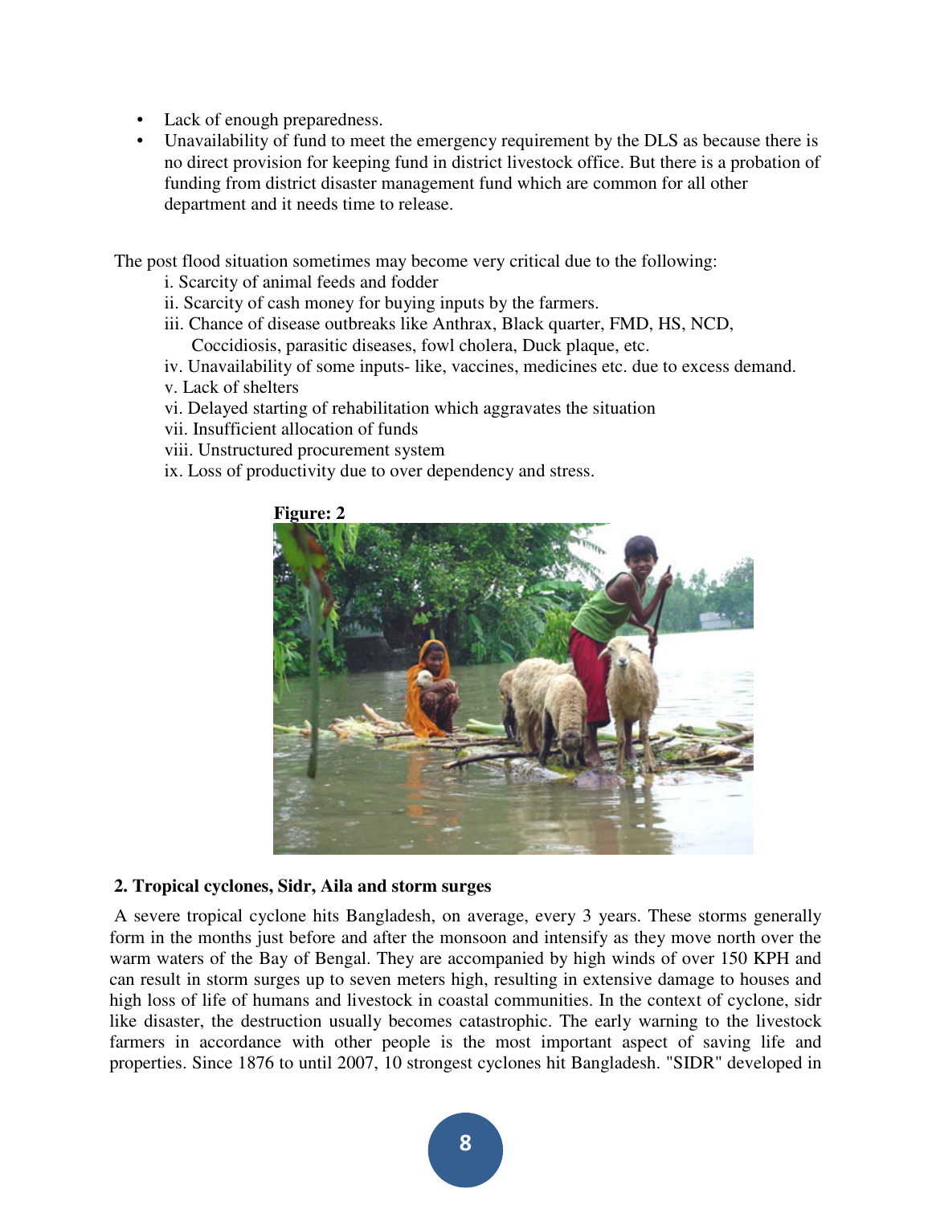- Lack of enough preparedness.
- Unavailability of fund to meet the emergency requirement by the DLS as because there is no direct provision for keeping fund in district livestock office. But there is a probation of funding from district disaster management fund which are common for all other department and it needs time to release.

The post flood situation sometimes may become very critical due to the following:

i. Scarcity of animal feeds and fodder
ii. Scarcity of cash money for buying inputs by the farmers.
iii. Chance of disease outbreaks like Anthrax, Black quarter, FMD, HS, NCD, Coccidiosis, parasitic diseases, fowl cholera, Duck plaque, etc.
iv. Unavailability of some inputs- like, vaccines, medicines etc. due to excess demand.
v. Lack of shelters
vi. Delayed starting of rehabilitation which aggravates the situation
vii. Insufficient allocation of funds
viii. Unstructured procurement system
ix. Loss of productivity due to over dependency and stress.

**Figure: 2**

**2. Tropical cyclones, Sidr, Aila and storm surges**

A severe tropical cyclone hits Bangladesh, on average, every 3 years. These storms generally form in the months just before and after the monsoon and intensify as they move north over the warm waters of the Bay of Bengal. They are accompanied by high winds of over 150 KPH and can result in storm surges up to seven meters high, resulting in extensive damage to houses and high loss of life of humans and livestock in coastal communities. In the context of cyclone, sidr like disaster, the destruction usually becomes catastrophic. The early warning to the livestock farmers in accordance with other people is the most important aspect of saving life and properties. Since 1876 to until 2007, 10 strongest cyclones hit Bangladesh. "SIDR" developed in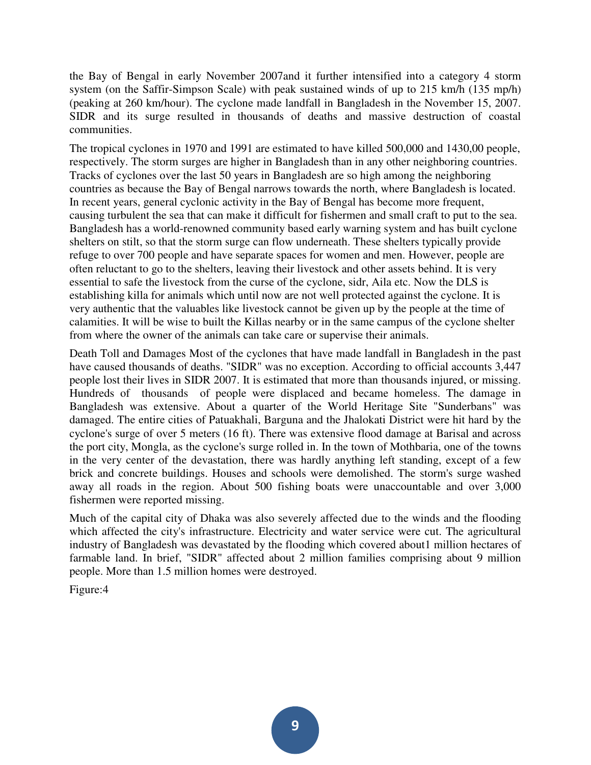the Bay of Bengal in early November 2007and it further intensified into a category 4 storm system (on the Saffir-Simpson Scale) with peak sustained winds of up to 215 km/h (135 mp/h) (peaking at 260 km/hour). The cyclone made landfall in Bangladesh in the November 15, 2007. SIDR and its surge resulted in thousands of deaths and massive destruction of coastal communities.

The tropical cyclones in 1970 and 1991 are estimated to have killed 500,000 and 1430,00 people, respectively. The storm surges are higher in Bangladesh than in any other neighboring countries. Tracks of cyclones over the last 50 years in Bangladesh are so high among the neighboring countries as because the Bay of Bengal narrows towards the north, where Bangladesh is located. In recent years, general cyclonic activity in the Bay of Bengal has become more frequent, causing turbulent the sea that can make it difficult for fishermen and small craft to put to the sea. Bangladesh has a world-renowned community based early warning system and has built cyclone shelters on stilt, so that the storm surge can flow underneath. These shelters typically provide refuge to over 700 people and have separate spaces for women and men. However, people are often reluctant to go to the shelters, leaving their livestock and other assets behind. It is very essential to safe the livestock from the curse of the cyclone, sidr, Aila etc. Now the DLS is establishing killa for animals which until now are not well protected against the cyclone. It is very authentic that the valuables like livestock cannot be given up by the people at the time of calamities. It will be wise to built the Killas nearby or in the same campus of the cyclone shelter from where the owner of the animals can take care or supervise their animals.

Death Toll and Damages Most of the cyclones that have made landfall in Bangladesh in the past have caused thousands of deaths. "SIDR" was no exception. According to official accounts 3,447 people lost their lives in SIDR 2007. It is estimated that more than thousands injured, or missing. Hundreds of thousands of people were displaced and became homeless. The damage in Bangladesh was extensive. About a quarter of the World Heritage Site "Sunderbans" was damaged. The entire cities of Patuakhali, Barguna and the Jhalokati District were hit hard by the cyclone's surge of over 5 meters (16 ft). There was extensive flood damage at Barisal and across the port city, Mongla, as the cyclone's surge rolled in. In the town of Mothbaria, one of the towns in the very center of the devastation, there was hardly anything left standing, except of a few brick and concrete buildings. Houses and schools were demolished. The storm's surge washed away all roads in the region. About 500 fishing boats were unaccountable and over 3,000 fishermen were reported missing.

Much of the capital city of Dhaka was also severely affected due to the winds and the flooding which affected the city's infrastructure. Electricity and water service were cut. The agricultural industry of Bangladesh was devastated by the flooding which covered about1 million hectares of farmable land. In brief, "SIDR" affected about 2 million families comprising about 9 million people. More than 1.5 million homes were destroyed.

Figure:4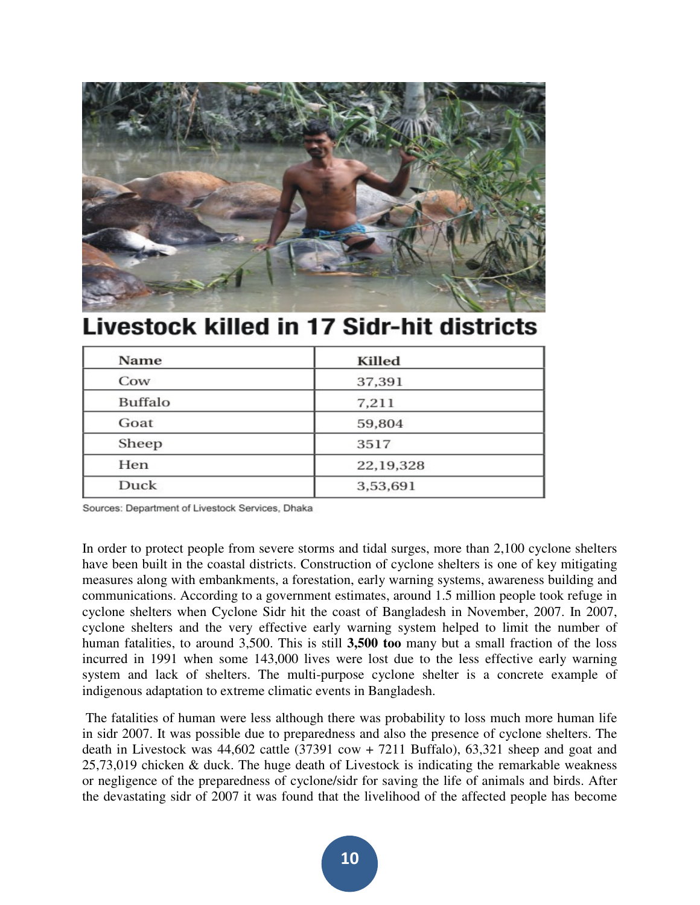## Livestock killed in 17 Sidr-hit districts

| Name | Killed |
|---|---|
| Cow | 37,391 |
| Buffalo | 7,211 |
| Goat | 59,804 |
| Sheep | 3517 |
| Hen | 22,19,328 |
| Duck | 3,53,691 |

Sources: Department of Livestock Services, Dhaka

In order to protect people from severe storms and tidal surges, more than 2,100 cyclone shelters have been built in the coastal districts. Construction of cyclone shelters is one of key mitigating measures along with embankments, a forestation, early warning systems, awareness building and communications. According to a government estimates, around 1.5 million people took refuge in cyclone shelters when Cyclone Sidr hit the coast of Bangladesh in November, 2007. In 2007, cyclone shelters and the very effective early warning system helped to limit the number of human fatalities, to around 3,500. This is still **3,500 too** many but a small fraction of the loss incurred in 1991 when some 143,000 lives were lost due to the less effective early warning system and lack of shelters. The multi-purpose cyclone shelter is a concrete example of indigenous adaptation to extreme climatic events in Bangladesh.

The fatalities of human were less although there was probability to loss much more human life in sidr 2007. It was possible due to preparedness and also the presence of cyclone shelters. The death in Livestock was 44,602 cattle (37391 cow + 7211 Buffalo), 63,321 sheep and goat and 25,73,019 chicken & duck. The huge death of Livestock is indicating the remarkable weakness or negligence of the preparedness of cyclone/sidr for saving the life of animals and birds. After the devastating sidr of 2007 it was found that the livelihood of the affected people has become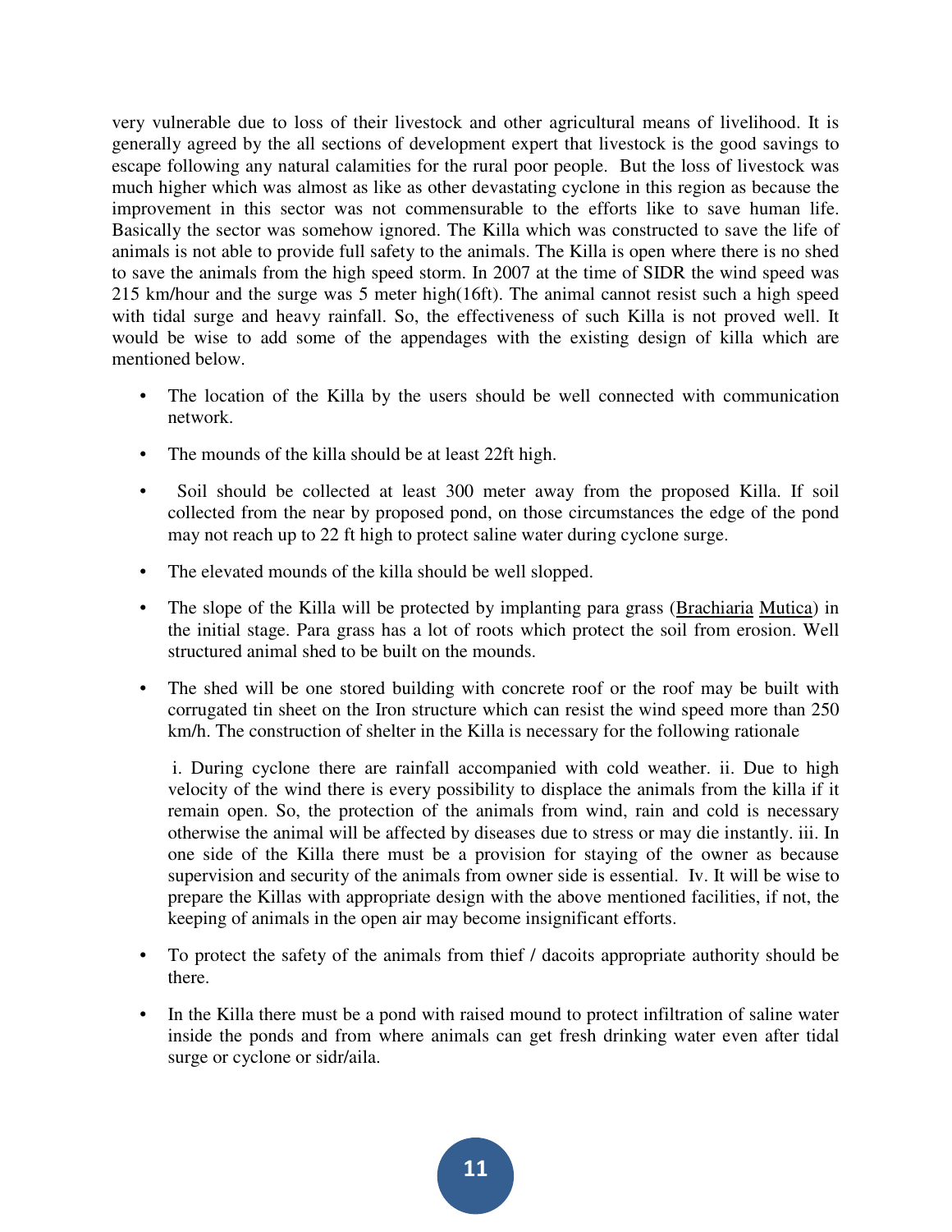very vulnerable due to loss of their livestock and other agricultural means of livelihood. It is generally agreed by the all sections of development expert that livestock is the good savings to escape following any natural calamities for the rural poor people. But the loss of livestock was much higher which was almost as like as other devastating cyclone in this region as because the improvement in this sector was not commensurable to the efforts like to save human life. Basically the sector was somehow ignored. The Killa which was constructed to save the life of animals is not able to provide full safety to the animals. The Killa is open where there is no shed to save the animals from the high speed storm. In 2007 at the time of SIDR the wind speed was 215 km/hour and the surge was 5 meter high(16ft). The animal cannot resist such a high speed with tidal surge and heavy rainfall. So, the effectiveness of such Killa is not proved well. It would be wise to add some of the appendages with the existing design of killa which are mentioned below.

- The location of the Killa by the users should be well connected with communication network.
- The mounds of the killa should be at least 22ft high.
- Soil should be collected at least 300 meter away from the proposed Killa. If soil collected from the near by proposed pond, on those circumstances the edge of the pond may not reach up to 22 ft high to protect saline water during cyclone surge.
- The elevated mounds of the killa should be well slopped.
- The slope of the Killa will be protected by implanting para grass (Brachiaria Mutica) in the initial stage. Para grass has a lot of roots which protect the soil from erosion. Well structured animal shed to be built on the mounds.
- The shed will be one stored building with concrete roof or the roof may be built with corrugated tin sheet on the Iron structure which can resist the wind speed more than 250 km/h. The construction of shelter in the Killa is necessary for the following rationale

  i. During cyclone there are rainfall accompanied with cold weather. ii. Due to high velocity of the wind there is every possibility to displace the animals from the killa if it remain open. So, the protection of the animals from wind, rain and cold is necessary otherwise the animal will be affected by diseases due to stress or may die instantly. iii. In one side of the Killa there must be a provision for staying of the owner as because supervision and security of the animals from owner side is essential. Iv. It will be wise to prepare the Killas with appropriate design with the above mentioned facilities, if not, the keeping of animals in the open air may become insignificant efforts.

- To protect the safety of the animals from thief / dacoits appropriate authority should be there.
- In the Killa there must be a pond with raised mound to protect infiltration of saline water inside the ponds and from where animals can get fresh drinking water even after tidal surge or cyclone or sidr/aila.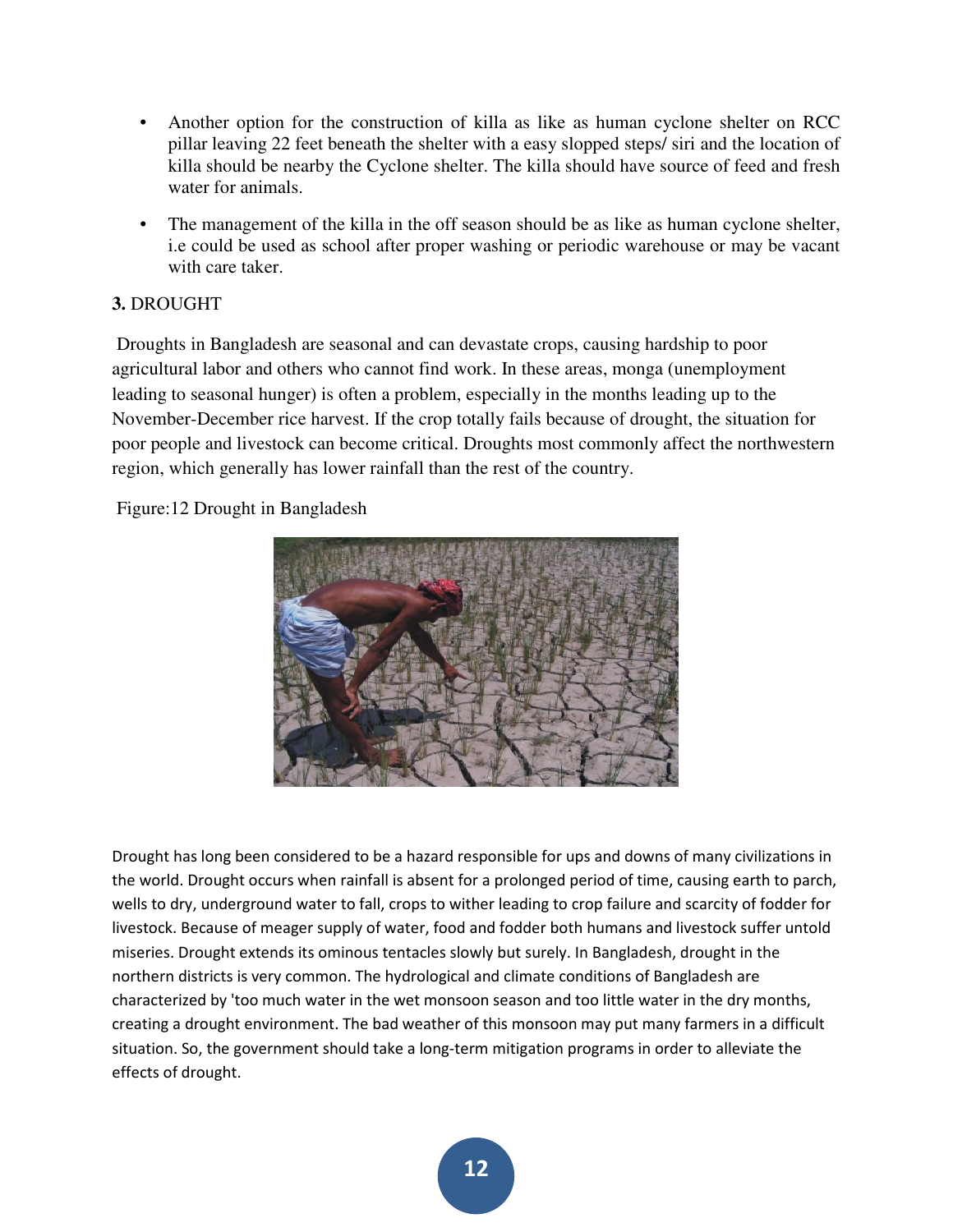- Another option for the construction of killa as like as human cyclone shelter on RCC pillar leaving 22 feet beneath the shelter with a easy slopped steps/ siri and the location of killa should be nearby the Cyclone shelter. The killa should have source of feed and fresh water for animals.
- The management of the killa in the off season should be as like as human cyclone shelter, i.e could be used as school after proper washing or periodic warehouse or may be vacant with care taker.

## 3. DROUGHT

Droughts in Bangladesh are seasonal and can devastate crops, causing hardship to poor agricultural labor and others who cannot find work. In these areas, monga (unemployment leading to seasonal hunger) is often a problem, especially in the months leading up to the November-December rice harvest. If the crop totally fails because of drought, the situation for poor people and livestock can become critical. Droughts most commonly affect the northwestern region, which generally has lower rainfall than the rest of the country.

Figure:12 Drought in Bangladesh

Drought has long been considered to be a hazard responsible for ups and downs of many civilizations in the world. Drought occurs when rainfall is absent for a prolonged period of time, causing earth to parch, wells to dry, underground water to fall, crops to wither leading to crop failure and scarcity of fodder for livestock. Because of meager supply of water, food and fodder both humans and livestock suffer untold miseries. Drought extends its ominous tentacles slowly but surely. In Bangladesh, drought in the northern districts is very common. The hydrological and climate conditions of Bangladesh are characterized by 'too much water in the wet monsoon season and too little water in the dry months, creating a drought environment. The bad weather of this monsoon may put many farmers in a difficult situation. So, the government should take a long-term mitigation programs in order to alleviate the effects of drought.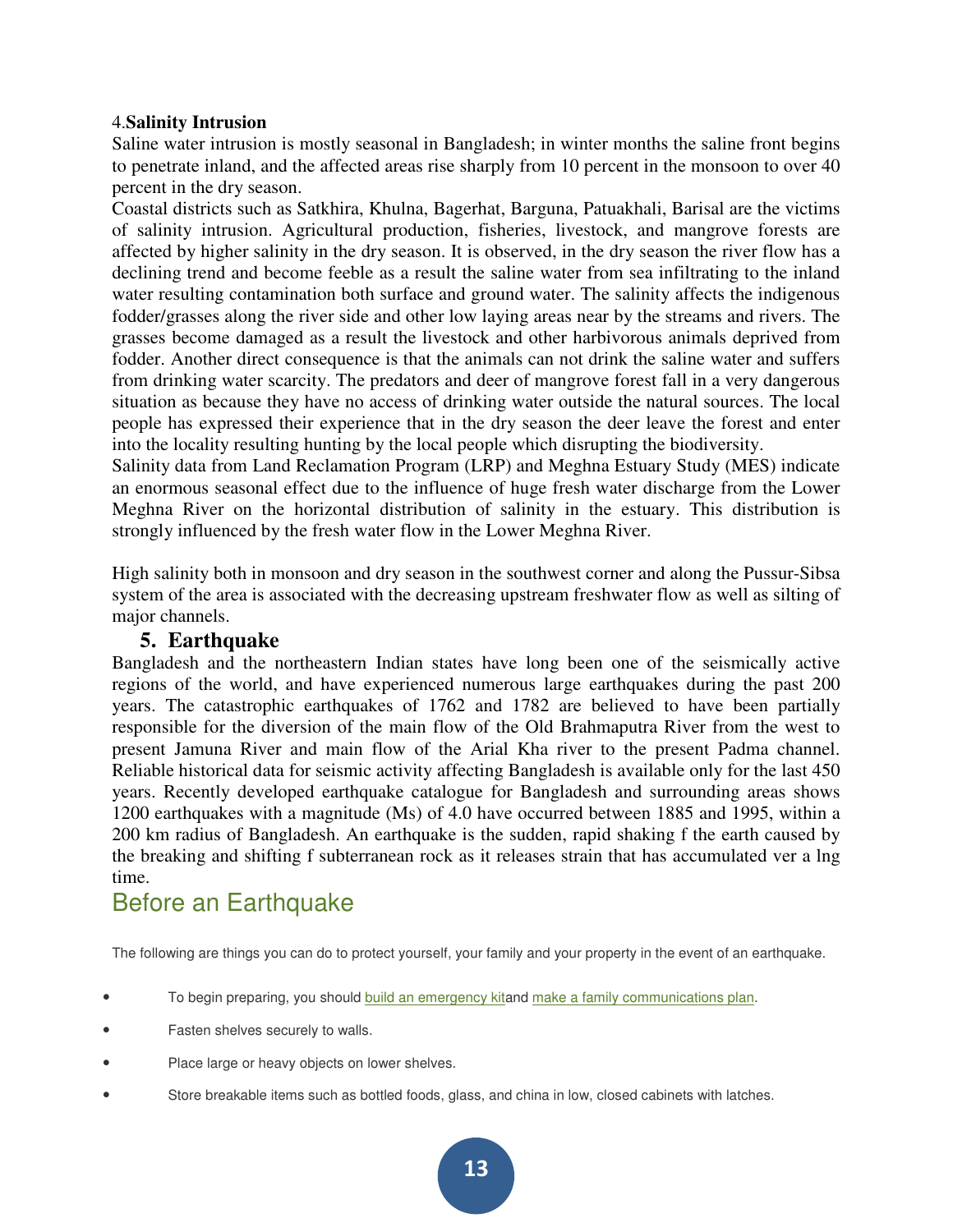4.**Salinity Intrusion**

Saline water intrusion is mostly seasonal in Bangladesh; in winter months the saline front begins to penetrate inland, and the affected areas rise sharply from 10 percent in the monsoon to over 40 percent in the dry season.

Coastal districts such as Satkhira, Khulna, Bagerhat, Barguna, Patuakhali, Barisal are the victims of salinity intrusion. Agricultural production, fisheries, livestock, and mangrove forests are affected by higher salinity in the dry season. It is observed, in the dry season the river flow has a declining trend and become feeble as a result the saline water from sea infiltrating to the inland water resulting contamination both surface and ground water. The salinity affects the indigenous fodder/grasses along the river side and other low laying areas near by the streams and rivers. The grasses become damaged as a result the livestock and other harbivorous animals deprived from fodder. Another direct consequence is that the animals can not drink the saline water and suffers from drinking water scarcity. The predators and deer of mangrove forest fall in a very dangerous situation as because they have no access of drinking water outside the natural sources. The local people has expressed their experience that in the dry season the deer leave the forest and enter into the locality resulting hunting by the local people which disrupting the biodiversity.

Salinity data from Land Reclamation Program (LRP) and Meghna Estuary Study (MES) indicate an enormous seasonal effect due to the influence of huge fresh water discharge from the Lower Meghna River on the horizontal distribution of salinity in the estuary. This distribution is strongly influenced by the fresh water flow in the Lower Meghna River.

High salinity both in monsoon and dry season in the southwest corner and along the Pussur-Sibsa system of the area is associated with the decreasing upstream freshwater flow as well as silting of major channels.

### 5. Earthquake

Bangladesh and the northeastern Indian states have long been one of the seismically active regions of the world, and have experienced numerous large earthquakes during the past 200 years. The catastrophic earthquakes of 1762 and 1782 are believed to have been partially responsible for the diversion of the main flow of the Old Brahmaputra River from the west to present Jamuna River and main flow of the Arial Kha river to the present Padma channel. Reliable historical data for seismic activity affecting Bangladesh is available only for the last 450 years. Recently developed earthquake catalogue for Bangladesh and surrounding areas shows 1200 earthquakes with a magnitude (Ms) of 4.0 have occurred between 1885 and 1995, within a 200 km radius of Bangladesh. An earthquake is the sudden, rapid shaking f the earth caused by the breaking and shifting f subterranean rock as it releases strain that has accumulated ver a lng time.

## Before an Earthquake

The following are things you can do to protect yourself, your family and your property in the event of an earthquake.

- To begin preparing, you should build an emergency kitand make a family communications plan.
- Fasten shelves securely to walls.
- Place large or heavy objects on lower shelves.
- Store breakable items such as bottled foods, glass, and china in low, closed cabinets with latches.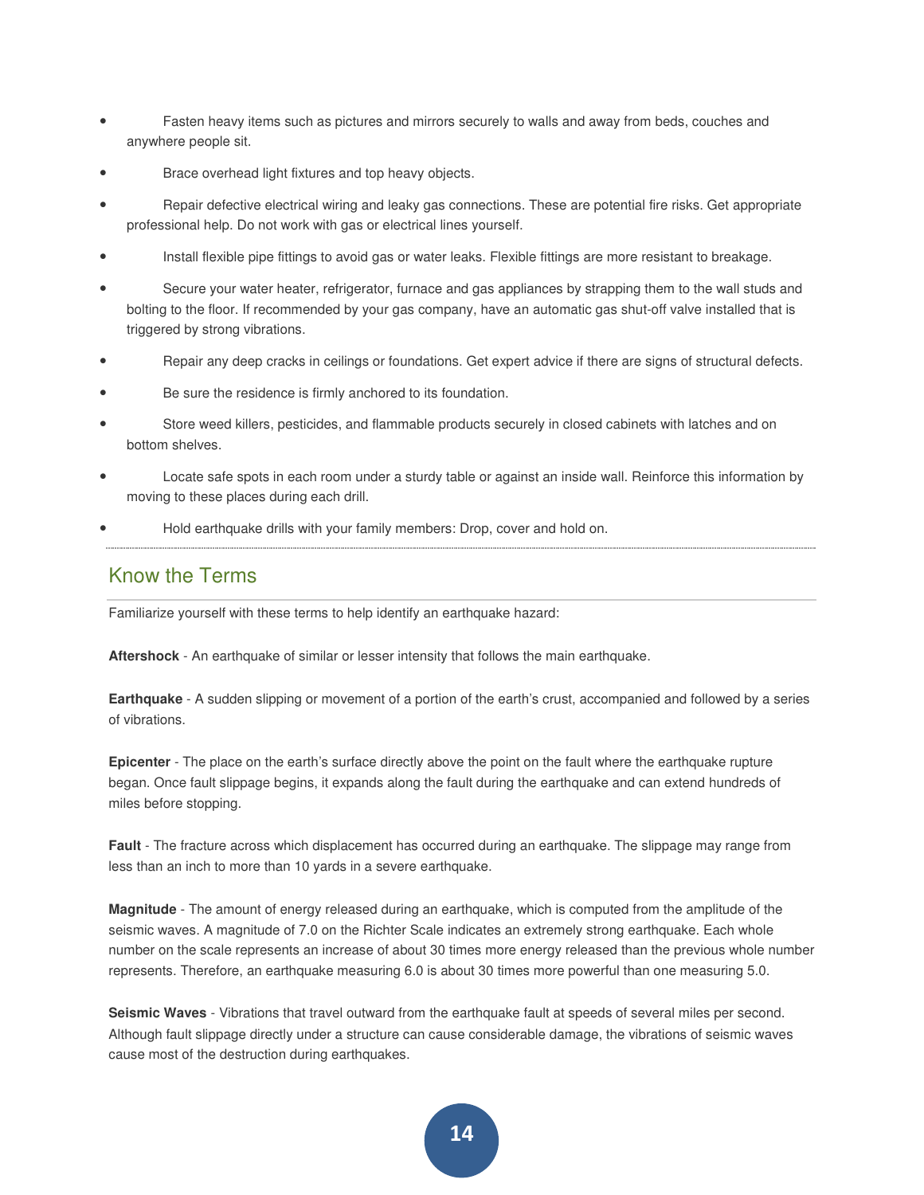- Fasten heavy items such as pictures and mirrors securely to walls and away from beds, couches and anywhere people sit.
- Brace overhead light fixtures and top heavy objects.
- Repair defective electrical wiring and leaky gas connections. These are potential fire risks. Get appropriate professional help. Do not work with gas or electrical lines yourself.
- Install flexible pipe fittings to avoid gas or water leaks. Flexible fittings are more resistant to breakage.
- Secure your water heater, refrigerator, furnace and gas appliances by strapping them to the wall studs and bolting to the floor. If recommended by your gas company, have an automatic gas shut-off valve installed that is triggered by strong vibrations.
- Repair any deep cracks in ceilings or foundations. Get expert advice if there are signs of structural defects.
- Be sure the residence is firmly anchored to its foundation.
- Store weed killers, pesticides, and flammable products securely in closed cabinets with latches and on bottom shelves.
- Locate safe spots in each room under a sturdy table or against an inside wall. Reinforce this information by moving to these places during each drill.
- Hold earthquake drills with your family members: Drop, cover and hold on.

## Know the Terms

Familiarize yourself with these terms to help identify an earthquake hazard:

**Aftershock** - An earthquake of similar or lesser intensity that follows the main earthquake.

**Earthquake** - A sudden slipping or movement of a portion of the earth's crust, accompanied and followed by a series of vibrations.

**Epicenter** - The place on the earth's surface directly above the point on the fault where the earthquake rupture began. Once fault slippage begins, it expands along the fault during the earthquake and can extend hundreds of miles before stopping.

**Fault** - The fracture across which displacement has occurred during an earthquake. The slippage may range from less than an inch to more than 10 yards in a severe earthquake.

**Magnitude** - The amount of energy released during an earthquake, which is computed from the amplitude of the seismic waves. A magnitude of 7.0 on the Richter Scale indicates an extremely strong earthquake. Each whole number on the scale represents an increase of about 30 times more energy released than the previous whole number represents. Therefore, an earthquake measuring 6.0 is about 30 times more powerful than one measuring 5.0.

**Seismic Waves** - Vibrations that travel outward from the earthquake fault at speeds of several miles per second. Although fault slippage directly under a structure can cause considerable damage, the vibrations of seismic waves cause most of the destruction during earthquakes.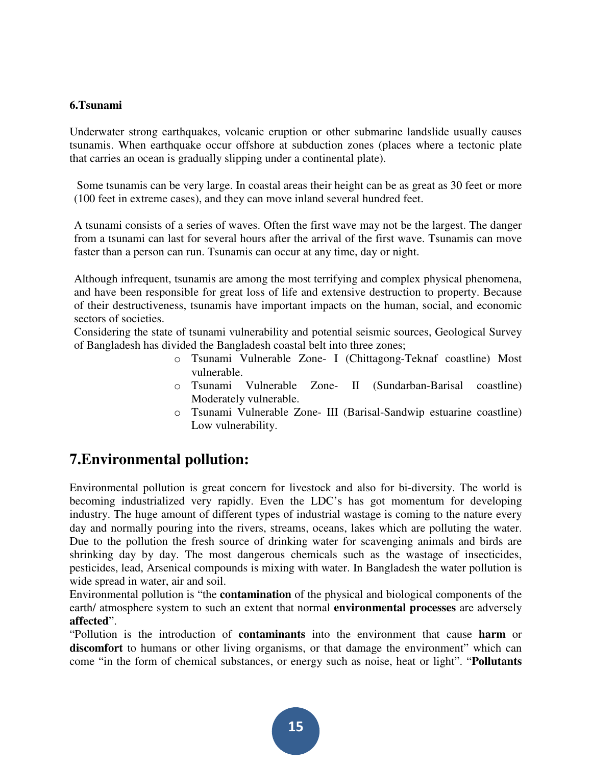**6.Tsunami**

Underwater strong earthquakes, volcanic eruption or other submarine landslide usually causes tsunamis. When earthquake occur offshore at subduction zones (places where a tectonic plate that carries an ocean is gradually slipping under a continental plate).

Some tsunamis can be very large. In coastal areas their height can be as great as 30 feet or more (100 feet in extreme cases), and they can move inland several hundred feet.

A tsunami consists of a series of waves. Often the first wave may not be the largest. The danger from a tsunami can last for several hours after the arrival of the first wave. Tsunamis can move faster than a person can run. Tsunamis can occur at any time, day or night.

Although infrequent, tsunamis are among the most terrifying and complex physical phenomena, and have been responsible for great loss of life and extensive destruction to property. Because of their destructiveness, tsunamis have important impacts on the human, social, and economic sectors of societies.

Considering the state of tsunami vulnerability and potential seismic sources, Geological Survey of Bangladesh has divided the Bangladesh coastal belt into three zones;

- Tsunami Vulnerable Zone- I (Chittagong-Teknaf coastline) Most vulnerable.
- Tsunami Vulnerable Zone- II (Sundarban-Barisal coastline) Moderately vulnerable.
- Tsunami Vulnerable Zone- III (Barisal-Sandwip estuarine coastline) Low vulnerability.

## 7.Environmental pollution:

Environmental pollution is great concern for livestock and also for bi-diversity. The world is becoming industrialized very rapidly. Even the LDC's has got momentum for developing industry. The huge amount of different types of industrial wastage is coming to the nature every day and normally pouring into the rivers, streams, oceans, lakes which are polluting the water. Due to the pollution the fresh source of drinking water for scavenging animals and birds are shrinking day by day. The most dangerous chemicals such as the wastage of insecticides, pesticides, lead, Arsenical compounds is mixing with water. In Bangladesh the water pollution is wide spread in water, air and soil.

Environmental pollution is "the **contamination** of the physical and biological components of the earth/ atmosphere system to such an extent that normal **environmental processes** are adversely **affected**".

"Pollution is the introduction of **contaminants** into the environment that cause **harm** or **discomfort** to humans or other living organisms, or that damage the environment" which can come "in the form of chemical substances, or energy such as noise, heat or light". "**Pollutants**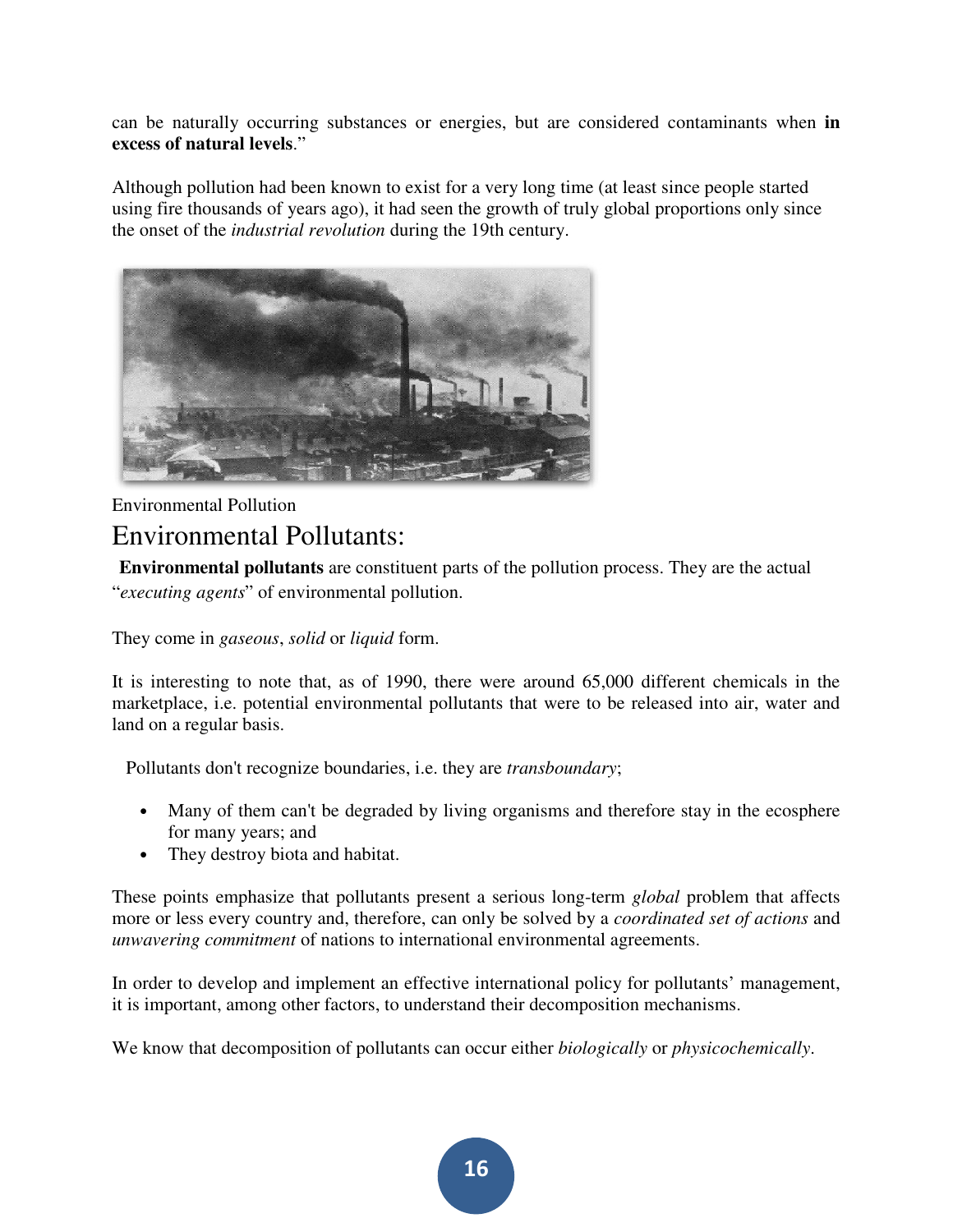can be naturally occurring substances or energies, but are considered contaminants when **in excess of natural levels**."

Although pollution had been known to exist for a very long time (at least since people started using fire thousands of years ago), it had seen the growth of truly global proportions only since the onset of the *industrial revolution* during the 19th century.

Environmental Pollution

## Environmental Pollutants:

**Environmental pollutants** are constituent parts of the pollution process. They are the actual "*executing agents*" of environmental pollution.

They come in *gaseous*, *solid* or *liquid* form.

It is interesting to note that, as of 1990, there were around 65,000 different chemicals in the marketplace, i.e. potential environmental pollutants that were to be released into air, water and land on a regular basis.

Pollutants don't recognize boundaries, i.e. they are *transboundary*;

- Many of them can't be degraded by living organisms and therefore stay in the ecosphere for many years; and
- They destroy biota and habitat.

These points emphasize that pollutants present a serious long-term *global* problem that affects more or less every country and, therefore, can only be solved by a *coordinated set of actions* and *unwavering commitment* of nations to international environmental agreements.

In order to develop and implement an effective international policy for pollutants' management, it is important, among other factors, to understand their decomposition mechanisms.

We know that decomposition of pollutants can occur either *biologically* or *physicochemically*.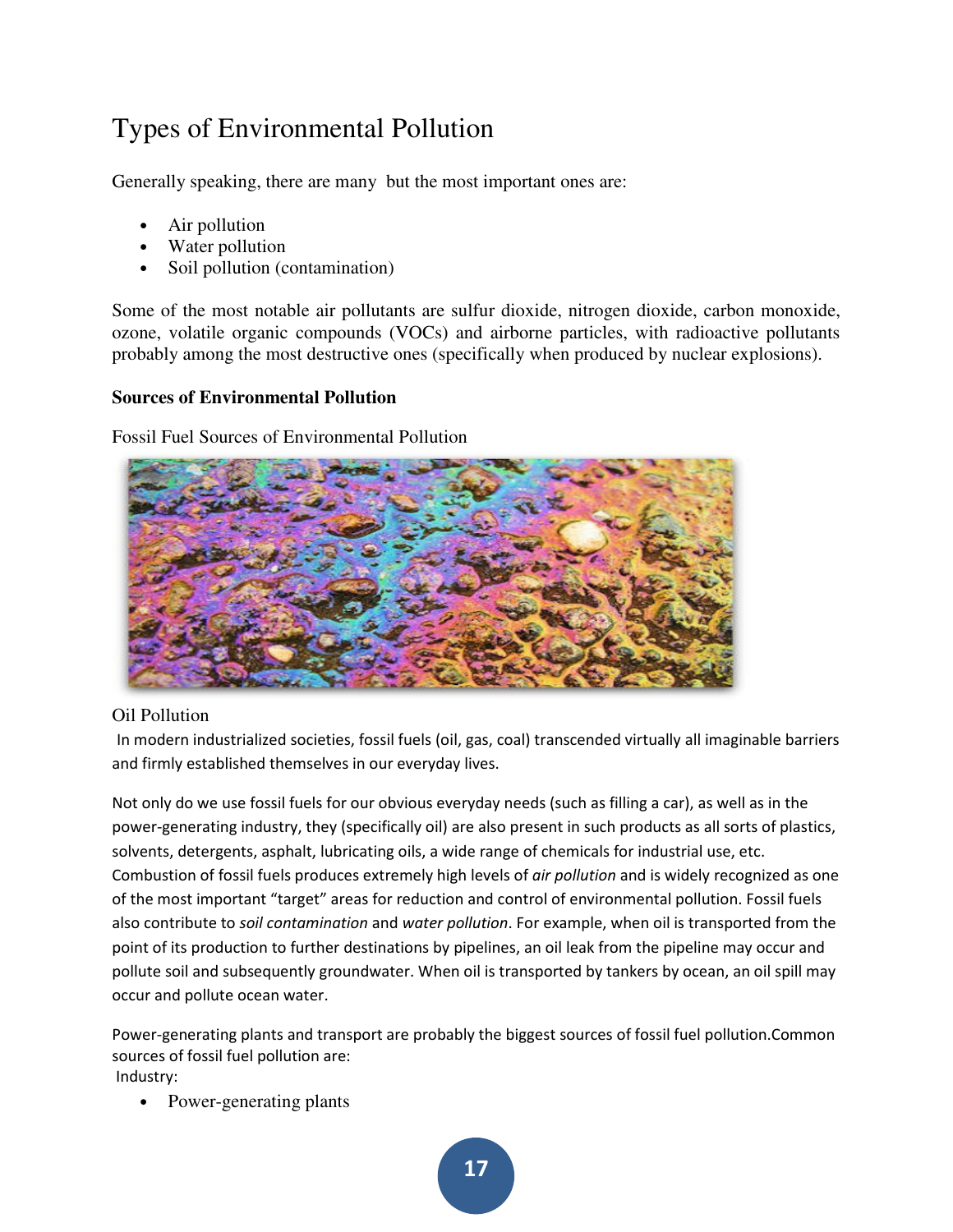# Types of Environmental Pollution

Generally speaking, there are many but the most important ones are:

- Air pollution
- Water pollution
- Soil pollution (contamination)

Some of the most notable air pollutants are sulfur dioxide, nitrogen dioxide, carbon monoxide, ozone, volatile organic compounds (VOCs) and airborne particles, with radioactive pollutants probably among the most destructive ones (specifically when produced by nuclear explosions).

**Sources of Environmental Pollution**

Fossil Fuel Sources of Environmental Pollution

Oil Pollution

In modern industrialized societies, fossil fuels (oil, gas, coal) transcended virtually all imaginable barriers and firmly established themselves in our everyday lives.

Not only do we use fossil fuels for our obvious everyday needs (such as filling a car), as well as in the power-generating industry, they (specifically oil) are also present in such products as all sorts of plastics, solvents, detergents, asphalt, lubricating oils, a wide range of chemicals for industrial use, etc. Combustion of fossil fuels produces extremely high levels of *air pollution* and is widely recognized as one of the most important "target" areas for reduction and control of environmental pollution. Fossil fuels also contribute to *soil contamination* and *water pollution*. For example, when oil is transported from the point of its production to further destinations by pipelines, an oil leak from the pipeline may occur and pollute soil and subsequently groundwater. When oil is transported by tankers by ocean, an oil spill may occur and pollute ocean water.

Power-generating plants and transport are probably the biggest sources of fossil fuel pollution.Common sources of fossil fuel pollution are:

Industry:

- Power-generating plants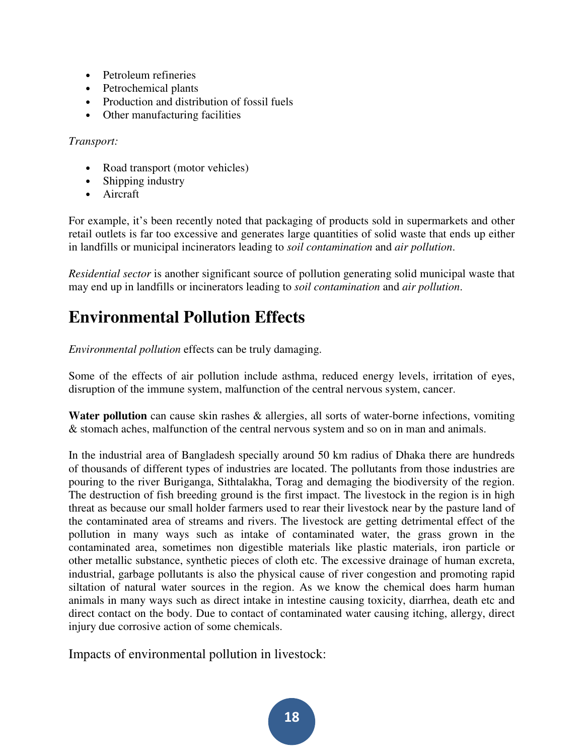- Petroleum refineries
- Petrochemical plants
- Production and distribution of fossil fuels
- Other manufacturing facilities

*Transport:*

- Road transport (motor vehicles)
- Shipping industry
- Aircraft

For example, it's been recently noted that packaging of products sold in supermarkets and other retail outlets is far too excessive and generates large quantities of solid waste that ends up either in landfills or municipal incinerators leading to *soil contamination* and *air pollution*.

*Residential sector* is another significant source of pollution generating solid municipal waste that may end up in landfills or incinerators leading to *soil contamination* and *air pollution*.

# Environmental Pollution Effects

*Environmental pollution* effects can be truly damaging.

Some of the effects of air pollution include asthma, reduced energy levels, irritation of eyes, disruption of the immune system, malfunction of the central nervous system, cancer.

**Water pollution** can cause skin rashes & allergies, all sorts of water-borne infections, vomiting & stomach aches, malfunction of the central nervous system and so on in man and animals.

In the industrial area of Bangladesh specially around 50 km radius of Dhaka there are hundreds of thousands of different types of industries are located. The pollutants from those industries are pouring to the river Buriganga, Sithtalakha, Torag and demaging the biodiversity of the region. The destruction of fish breeding ground is the first impact. The livestock in the region is in high threat as because our small holder farmers used to rear their livestock near by the pasture land of the contaminated area of streams and rivers. The livestock are getting detrimental effect of the pollution in many ways such as intake of contaminated water, the grass grown in the contaminated area, sometimes non digestible materials like plastic materials, iron particle or other metallic substance, synthetic pieces of cloth etc. The excessive drainage of human excreta, industrial, garbage pollutants is also the physical cause of river congestion and promoting rapid siltation of natural water sources in the region. As we know the chemical does harm human animals in many ways such as direct intake in intestine causing toxicity, diarrhea, death etc and direct contact on the body. Due to contact of contaminated water causing itching, allergy, direct injury due corrosive action of some chemicals.

Impacts of environmental pollution in livestock: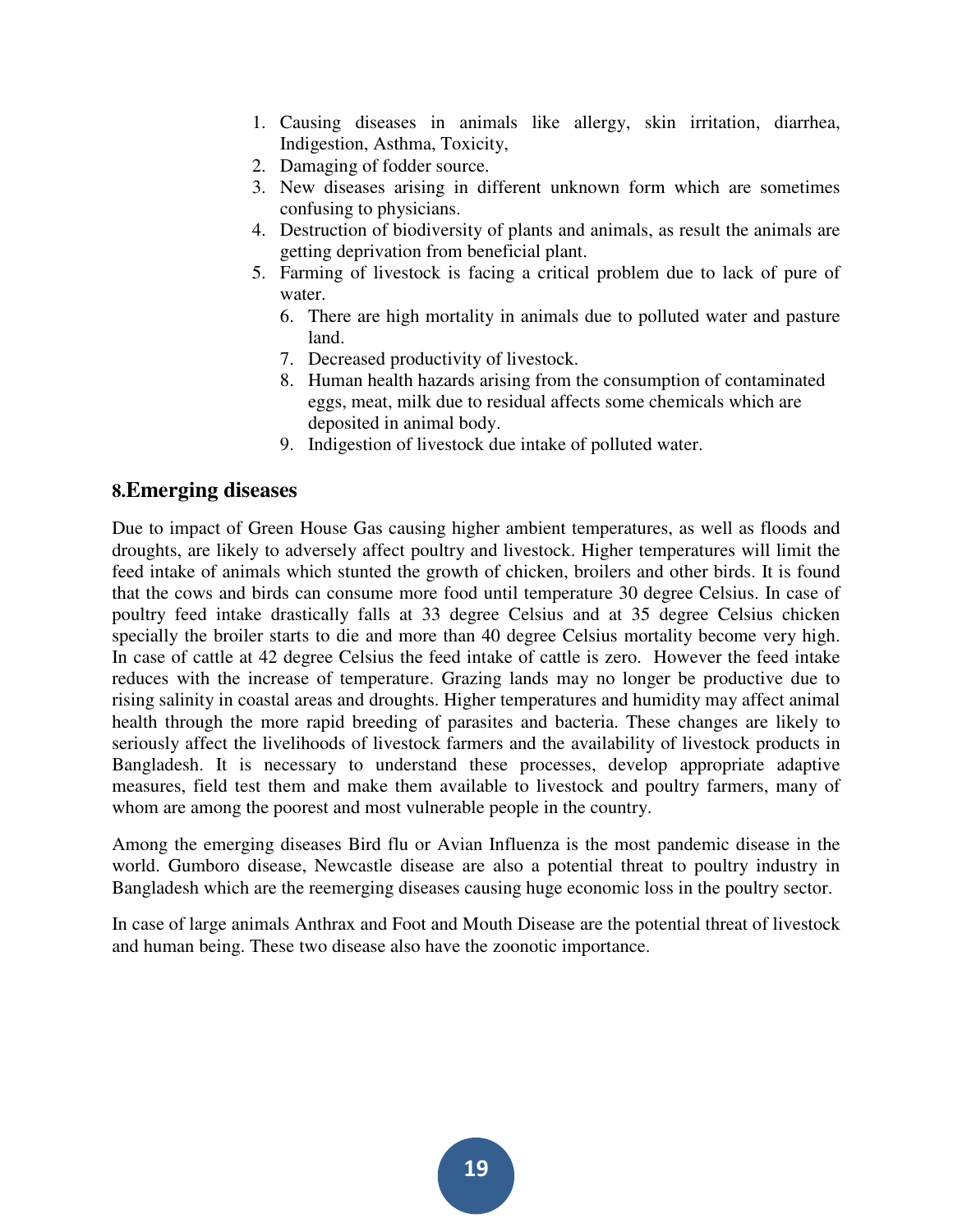1. Causing diseases in animals like allergy, skin irritation, diarrhea, Indigestion, Asthma, Toxicity,
2. Damaging of fodder source.
3. New diseases arising in different unknown form which are sometimes confusing to physicians.
4. Destruction of biodiversity of plants and animals, as result the animals are getting deprivation from beneficial plant.
5. Farming of livestock is facing a critical problem due to lack of pure of water.
6. There are high mortality in animals due to polluted water and pasture land.
7. Decreased productivity of livestock.
8. Human health hazards arising from the consumption of contaminated eggs, meat, milk due to residual affects some chemicals which are deposited in animal body.
9. Indigestion of livestock due intake of polluted water.

## 8.Emerging diseases

Due to impact of Green House Gas causing higher ambient temperatures, as well as floods and droughts, are likely to adversely affect poultry and livestock. Higher temperatures will limit the feed intake of animals which stunted the growth of chicken, broilers and other birds. It is found that the cows and birds can consume more food until temperature 30 degree Celsius. In case of poultry feed intake drastically falls at 33 degree Celsius and at 35 degree Celsius chicken specially the broiler starts to die and more than 40 degree Celsius mortality become very high. In case of cattle at 42 degree Celsius the feed intake of cattle is zero. However the feed intake reduces with the increase of temperature. Grazing lands may no longer be productive due to rising salinity in coastal areas and droughts. Higher temperatures and humidity may affect animal health through the more rapid breeding of parasites and bacteria. These changes are likely to seriously affect the livelihoods of livestock farmers and the availability of livestock products in Bangladesh. It is necessary to understand these processes, develop appropriate adaptive measures, field test them and make them available to livestock and poultry farmers, many of whom are among the poorest and most vulnerable people in the country.

Among the emerging diseases Bird flu or Avian Influenza is the most pandemic disease in the world. Gumboro disease, Newcastle disease are also a potential threat to poultry industry in Bangladesh which are the reemerging diseases causing huge economic loss in the poultry sector.

In case of large animals Anthrax and Foot and Mouth Disease are the potential threat of livestock and human being. These two disease also have the zoonotic importance.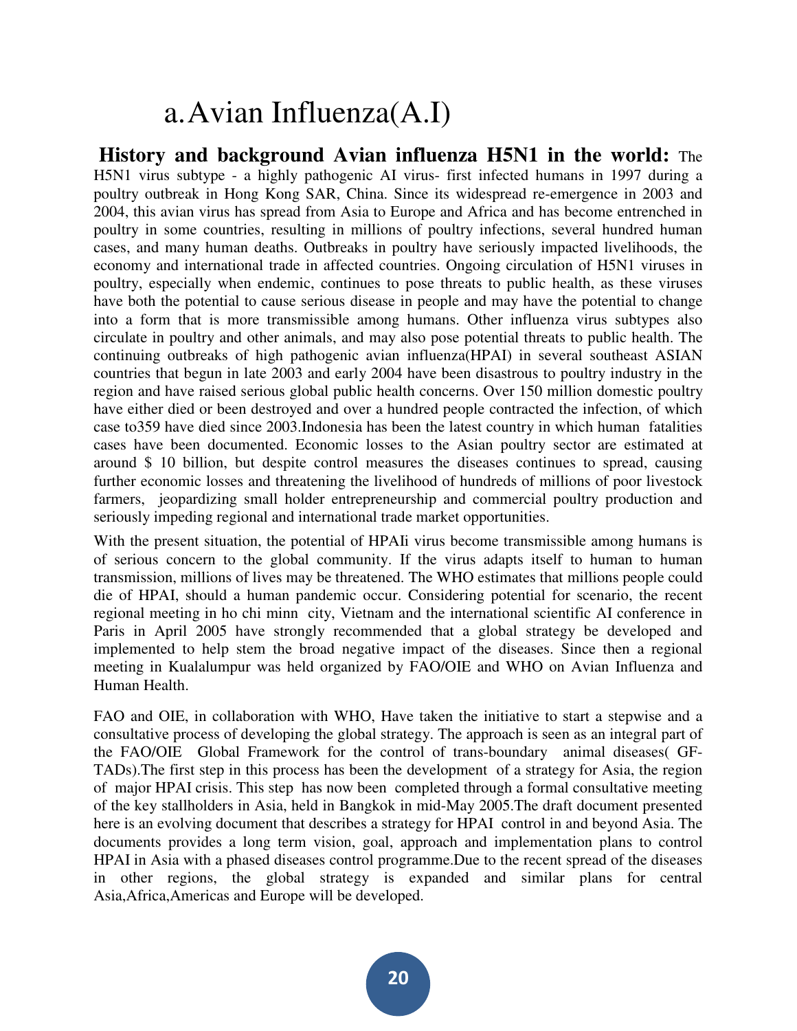# a. Avian Influenza(A.I)

**History and background Avian influenza H5N1 in the world:** The H5N1 virus subtype - a highly pathogenic AI virus- first infected humans in 1997 during a poultry outbreak in Hong Kong SAR, China. Since its widespread re-emergence in 2003 and 2004, this avian virus has spread from Asia to Europe and Africa and has become entrenched in poultry in some countries, resulting in millions of poultry infections, several hundred human cases, and many human deaths. Outbreaks in poultry have seriously impacted livelihoods, the economy and international trade in affected countries. Ongoing circulation of H5N1 viruses in poultry, especially when endemic, continues to pose threats to public health, as these viruses have both the potential to cause serious disease in people and may have the potential to change into a form that is more transmissible among humans. Other influenza virus subtypes also circulate in poultry and other animals, and may also pose potential threats to public health. The continuing outbreaks of high pathogenic avian influenza(HPAI) in several southeast ASIAN countries that begun in late 2003 and early 2004 have been disastrous to poultry industry in the region and have raised serious global public health concerns. Over 150 million domestic poultry have either died or been destroyed and over a hundred people contracted the infection, of which case to359 have died since 2003.Indonesia has been the latest country in which human fatalities cases have been documented. Economic losses to the Asian poultry sector are estimated at around $ 10 billion, but despite control measures the diseases continues to spread, causing further economic losses and threatening the livelihood of hundreds of millions of poor livestock farmers, jeopardizing small holder entrepreneurship and commercial poultry production and seriously impeding regional and international trade market opportunities.

With the present situation, the potential of HPAIi virus become transmissible among humans is of serious concern to the global community. If the virus adapts itself to human to human transmission, millions of lives may be threatened. The WHO estimates that millions people could die of HPAI, should a human pandemic occur. Considering potential for scenario, the recent regional meeting in ho chi minn city, Vietnam and the international scientific AI conference in Paris in April 2005 have strongly recommended that a global strategy be developed and implemented to help stem the broad negative impact of the diseases. Since then a regional meeting in Kualalumpur was held organized by FAO/OIE and WHO on Avian Influenza and Human Health.

FAO and OIE, in collaboration with WHO, Have taken the initiative to start a stepwise and a consultative process of developing the global strategy. The approach is seen as an integral part of the FAO/OIE Global Framework for the control of trans-boundary animal diseases( GF-TADs).The first step in this process has been the development of a strategy for Asia, the region of major HPAI crisis. This step has now been completed through a formal consultative meeting of the key stallholders in Asia, held in Bangkok in mid-May 2005.The draft document presented here is an evolving document that describes a strategy for HPAI control in and beyond Asia. The documents provides a long term vision, goal, approach and implementation plans to control HPAI in Asia with a phased diseases control programme.Due to the recent spread of the diseases in other regions, the global strategy is expanded and similar plans for central Asia,Africa,Americas and Europe will be developed.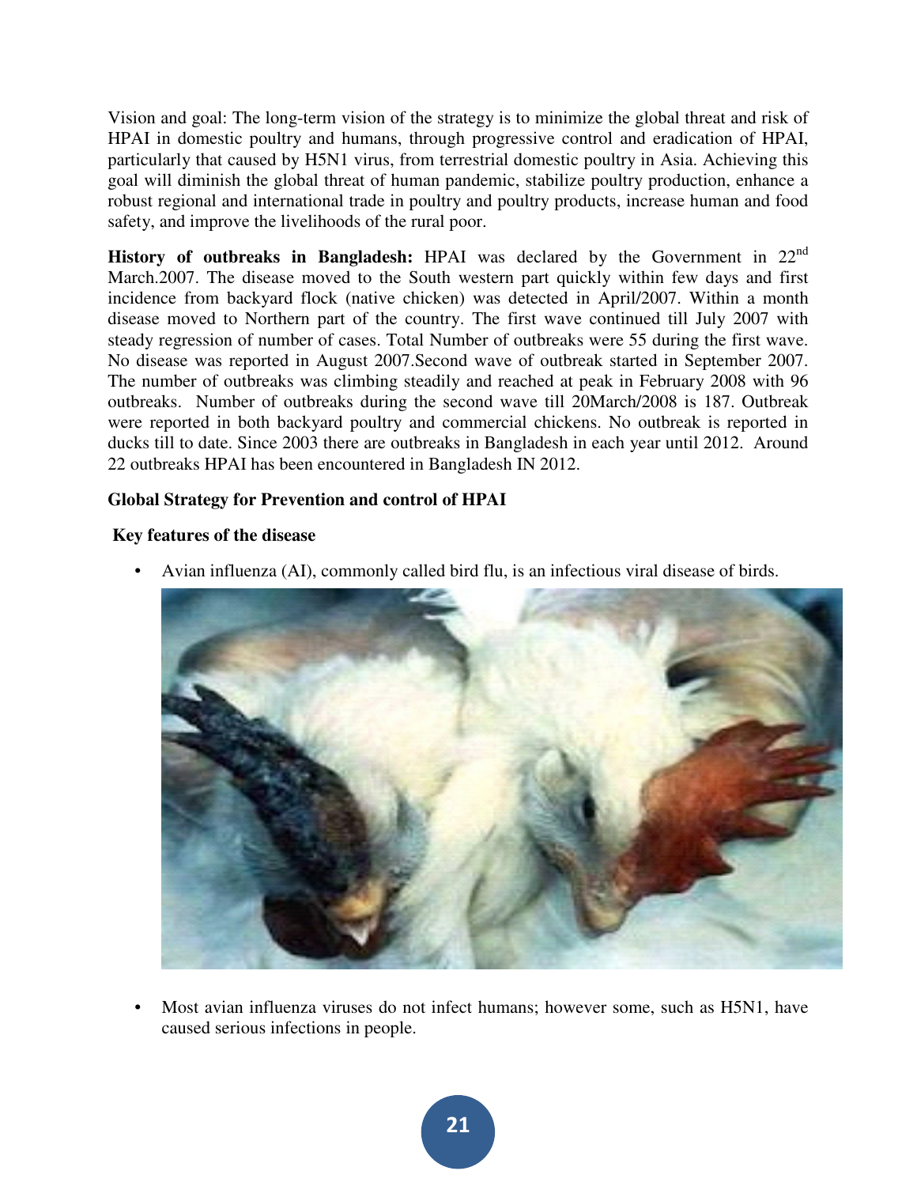Vision and goal: The long-term vision of the strategy is to minimize the global threat and risk of HPAI in domestic poultry and humans, through progressive control and eradication of HPAI, particularly that caused by H5N1 virus, from terrestrial domestic poultry in Asia. Achieving this goal will diminish the global threat of human pandemic, stabilize poultry production, enhance a robust regional and international trade in poultry and poultry products, increase human and food safety, and improve the livelihoods of the rural poor.

**History of outbreaks in Bangladesh:** HPAI was declared by the Government in 22nd March.2007. The disease moved to the South western part quickly within few days and first incidence from backyard flock (native chicken) was detected in April/2007. Within a month disease moved to Northern part of the country. The first wave continued till July 2007 with steady regression of number of cases. Total Number of outbreaks were 55 during the first wave. No disease was reported in August 2007.Second wave of outbreak started in September 2007. The number of outbreaks was climbing steadily and reached at peak in February 2008 with 96 outbreaks. Number of outbreaks during the second wave till 20March/2008 is 187. Outbreak were reported in both backyard poultry and commercial chickens. No outbreak is reported in ducks till to date. Since 2003 there are outbreaks in Bangladesh in each year until 2012. Around 22 outbreaks HPAI has been encountered in Bangladesh IN 2012.

**Global Strategy for Prevention and control of HPAI**

**Key features of the disease**

- Avian influenza (AI), commonly called bird flu, is an infectious viral disease of birds.
- Most avian influenza viruses do not infect humans; however some, such as H5N1, have caused serious infections in people.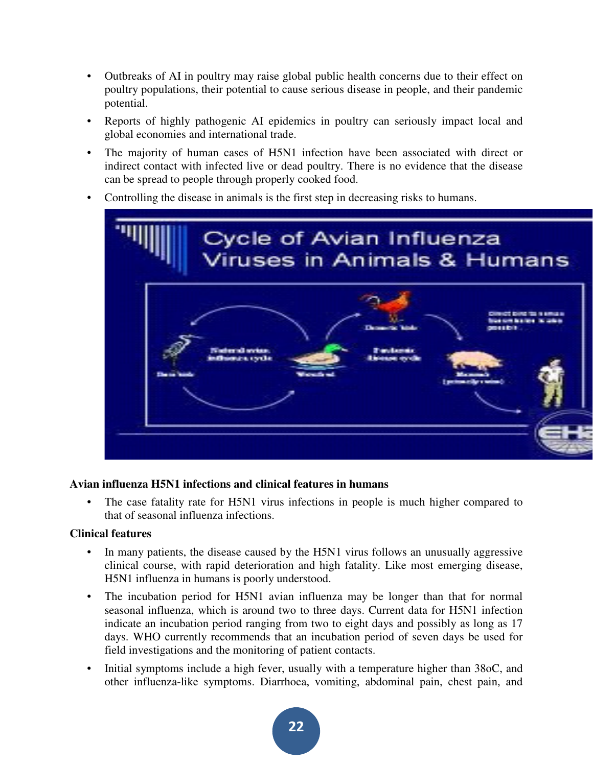- Outbreaks of AI in poultry may raise global public health concerns due to their effect on poultry populations, their potential to cause serious disease in people, and their pandemic potential.
- Reports of highly pathogenic AI epidemics in poultry can seriously impact local and global economies and international trade.
- The majority of human cases of H5N1 infection have been associated with direct or indirect contact with infected live or dead poultry. There is no evidence that the disease can be spread to people through properly cooked food.
- Controlling the disease in animals is the first step in decreasing risks to humans.

**Avian influenza H5N1 infections and clinical features in humans**

- The case fatality rate for H5N1 virus infections in people is much higher compared to that of seasonal influenza infections.

**Clinical features**

- In many patients, the disease caused by the H5N1 virus follows an unusually aggressive clinical course, with rapid deterioration and high fatality. Like most emerging disease, H5N1 influenza in humans is poorly understood.
- The incubation period for H5N1 avian influenza may be longer than that for normal seasonal influenza, which is around two to three days. Current data for H5N1 infection indicate an incubation period ranging from two to eight days and possibly as long as 17 days. WHO currently recommends that an incubation period of seven days be used for field investigations and the monitoring of patient contacts.
- Initial symptoms include a high fever, usually with a temperature higher than 38oC, and other influenza-like symptoms. Diarrhoea, vomiting, abdominal pain, chest pain, and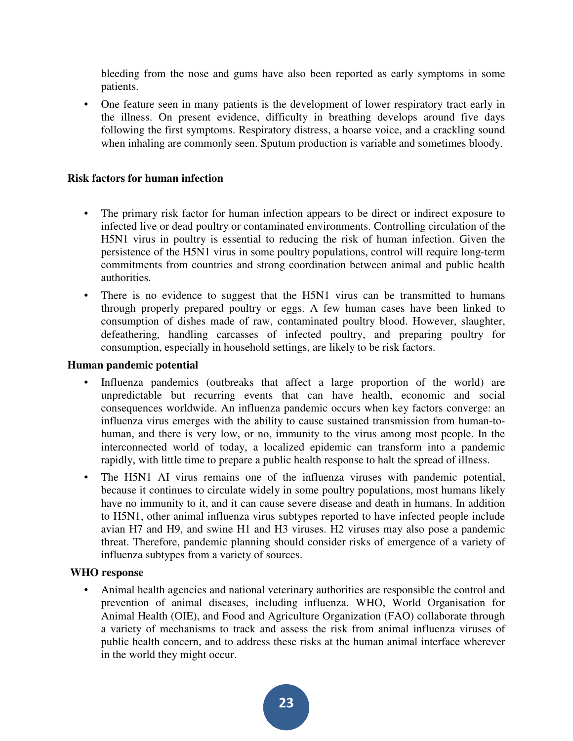bleeding from the nose and gums have also been reported as early symptoms in some patients.

- One feature seen in many patients is the development of lower respiratory tract early in the illness. On present evidence, difficulty in breathing develops around five days following the first symptoms. Respiratory distress, a hoarse voice, and a crackling sound when inhaling are commonly seen. Sputum production is variable and sometimes bloody.

**Risk factors for human infection**

- The primary risk factor for human infection appears to be direct or indirect exposure to infected live or dead poultry or contaminated environments. Controlling circulation of the H5N1 virus in poultry is essential to reducing the risk of human infection. Given the persistence of the H5N1 virus in some poultry populations, control will require long-term commitments from countries and strong coordination between animal and public health authorities.
- There is no evidence to suggest that the H5N1 virus can be transmitted to humans through properly prepared poultry or eggs. A few human cases have been linked to consumption of dishes made of raw, contaminated poultry blood. However, slaughter, defeathering, handling carcasses of infected poultry, and preparing poultry for consumption, especially in household settings, are likely to be risk factors.

**Human pandemic potential**

- Influenza pandemics (outbreaks that affect a large proportion of the world) are unpredictable but recurring events that can have health, economic and social consequences worldwide. An influenza pandemic occurs when key factors converge: an influenza virus emerges with the ability to cause sustained transmission from human-to-human, and there is very low, or no, immunity to the virus among most people. In the interconnected world of today, a localized epidemic can transform into a pandemic rapidly, with little time to prepare a public health response to halt the spread of illness.
- The H5N1 AI virus remains one of the influenza viruses with pandemic potential, because it continues to circulate widely in some poultry populations, most humans likely have no immunity to it, and it can cause severe disease and death in humans. In addition to H5N1, other animal influenza virus subtypes reported to have infected people include avian H7 and H9, and swine H1 and H3 viruses. H2 viruses may also pose a pandemic threat. Therefore, pandemic planning should consider risks of emergence of a variety of influenza subtypes from a variety of sources.

**WHO response**

- Animal health agencies and national veterinary authorities are responsible the control and prevention of animal diseases, including influenza. WHO, World Organisation for Animal Health (OIE), and Food and Agriculture Organization (FAO) collaborate through a variety of mechanisms to track and assess the risk from animal influenza viruses of public health concern, and to address these risks at the human animal interface wherever in the world they might occur.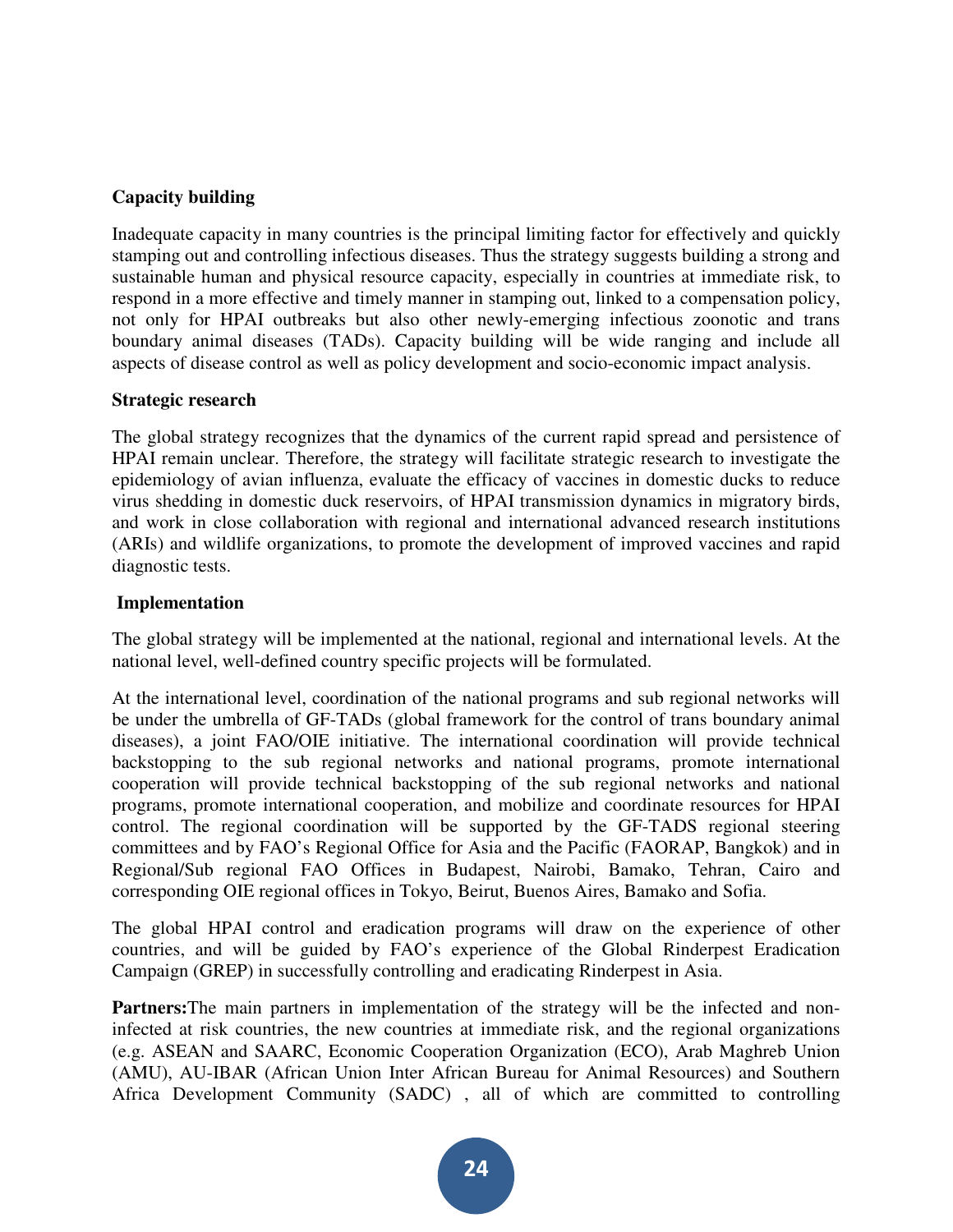**Capacity building**

Inadequate capacity in many countries is the principal limiting factor for effectively and quickly stamping out and controlling infectious diseases. Thus the strategy suggests building a strong and sustainable human and physical resource capacity, especially in countries at immediate risk, to respond in a more effective and timely manner in stamping out, linked to a compensation policy, not only for HPAI outbreaks but also other newly-emerging infectious zoonotic and trans boundary animal diseases (TADs). Capacity building will be wide ranging and include all aspects of disease control as well as policy development and socio-economic impact analysis.

**Strategic research**

The global strategy recognizes that the dynamics of the current rapid spread and persistence of HPAI remain unclear. Therefore, the strategy will facilitate strategic research to investigate the epidemiology of avian influenza, evaluate the efficacy of vaccines in domestic ducks to reduce virus shedding in domestic duck reservoirs, of HPAI transmission dynamics in migratory birds, and work in close collaboration with regional and international advanced research institutions (ARIs) and wildlife organizations, to promote the development of improved vaccines and rapid diagnostic tests.

**Implementation**

The global strategy will be implemented at the national, regional and international levels. At the national level, well-defined country specific projects will be formulated.

At the international level, coordination of the national programs and sub regional networks will be under the umbrella of GF-TADs (global framework for the control of trans boundary animal diseases), a joint FAO/OIE initiative. The international coordination will provide technical backstopping to the sub regional networks and national programs, promote international cooperation will provide technical backstopping of the sub regional networks and national programs, promote international cooperation, and mobilize and coordinate resources for HPAI control. The regional coordination will be supported by the GF-TADS regional steering committees and by FAO's Regional Office for Asia and the Pacific (FAORAP, Bangkok) and in Regional/Sub regional FAO Offices in Budapest, Nairobi, Bamako, Tehran, Cairo and corresponding OIE regional offices in Tokyo, Beirut, Buenos Aires, Bamako and Sofia.

The global HPAI control and eradication programs will draw on the experience of other countries, and will be guided by FAO's experience of the Global Rinderpest Eradication Campaign (GREP) in successfully controlling and eradicating Rinderpest in Asia.

**Partners:**The main partners in implementation of the strategy will be the infected and non-infected at risk countries, the new countries at immediate risk, and the regional organizations (e.g. ASEAN and SAARC, Economic Cooperation Organization (ECO), Arab Maghreb Union (AMU), AU-IBAR (African Union Inter African Bureau for Animal Resources) and Southern Africa Development Community (SADC) , all of which are committed to controlling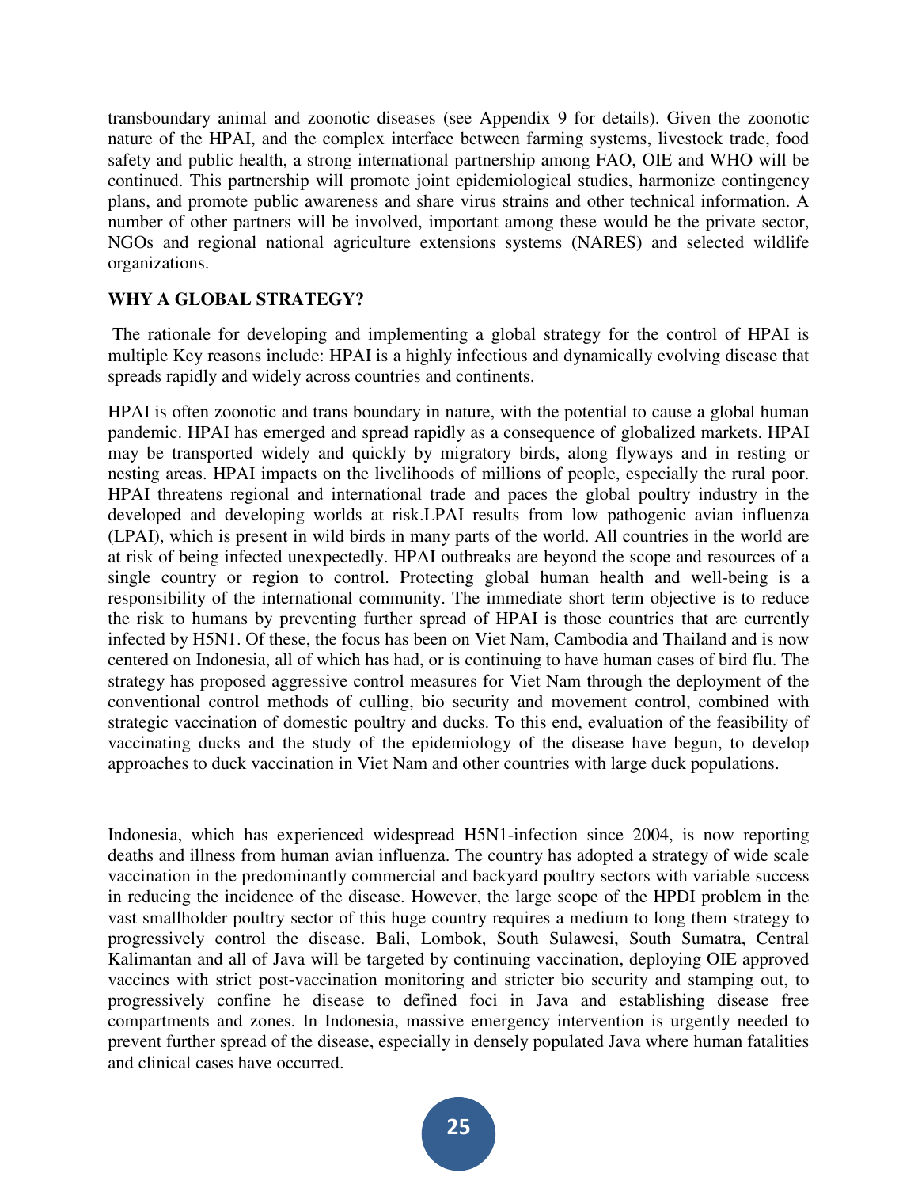transboundary animal and zoonotic diseases (see Appendix 9 for details). Given the zoonotic nature of the HPAI, and the complex interface between farming systems, livestock trade, food safety and public health, a strong international partnership among FAO, OIE and WHO will be continued. This partnership will promote joint epidemiological studies, harmonize contingency plans, and promote public awareness and share virus strains and other technical information. A number of other partners will be involved, important among these would be the private sector, NGOs and regional national agriculture extensions systems (NARES) and selected wildlife organizations.

### WHY A GLOBAL STRATEGY?

The rationale for developing and implementing a global strategy for the control of HPAI is multiple Key reasons include: HPAI is a highly infectious and dynamically evolving disease that spreads rapidly and widely across countries and continents.

HPAI is often zoonotic and trans boundary in nature, with the potential to cause a global human pandemic. HPAI has emerged and spread rapidly as a consequence of globalized markets. HPAI may be transported widely and quickly by migratory birds, along flyways and in resting or nesting areas. HPAI impacts on the livelihoods of millions of people, especially the rural poor. HPAI threatens regional and international trade and paces the global poultry industry in the developed and developing worlds at risk.LPAI results from low pathogenic avian influenza (LPAI), which is present in wild birds in many parts of the world. All countries in the world are at risk of being infected unexpectedly. HPAI outbreaks are beyond the scope and resources of a single country or region to control. Protecting global human health and well-being is a responsibility of the international community. The immediate short term objective is to reduce the risk to humans by preventing further spread of HPAI is those countries that are currently infected by H5N1. Of these, the focus has been on Viet Nam, Cambodia and Thailand and is now centered on Indonesia, all of which has had, or is continuing to have human cases of bird flu. The strategy has proposed aggressive control measures for Viet Nam through the deployment of the conventional control methods of culling, bio security and movement control, combined with strategic vaccination of domestic poultry and ducks. To this end, evaluation of the feasibility of vaccinating ducks and the study of the epidemiology of the disease have begun, to develop approaches to duck vaccination in Viet Nam and other countries with large duck populations.

Indonesia, which has experienced widespread H5N1-infection since 2004, is now reporting deaths and illness from human avian influenza. The country has adopted a strategy of wide scale vaccination in the predominantly commercial and backyard poultry sectors with variable success in reducing the incidence of the disease. However, the large scope of the HPDI problem in the vast smallholder poultry sector of this huge country requires a medium to long them strategy to progressively control the disease. Bali, Lombok, South Sulawesi, South Sumatra, Central Kalimantan and all of Java will be targeted by continuing vaccination, deploying OIE approved vaccines with strict post-vaccination monitoring and stricter bio security and stamping out, to progressively confine he disease to defined foci in Java and establishing disease free compartments and zones. In Indonesia, massive emergency intervention is urgently needed to prevent further spread of the disease, especially in densely populated Java where human fatalities and clinical cases have occurred.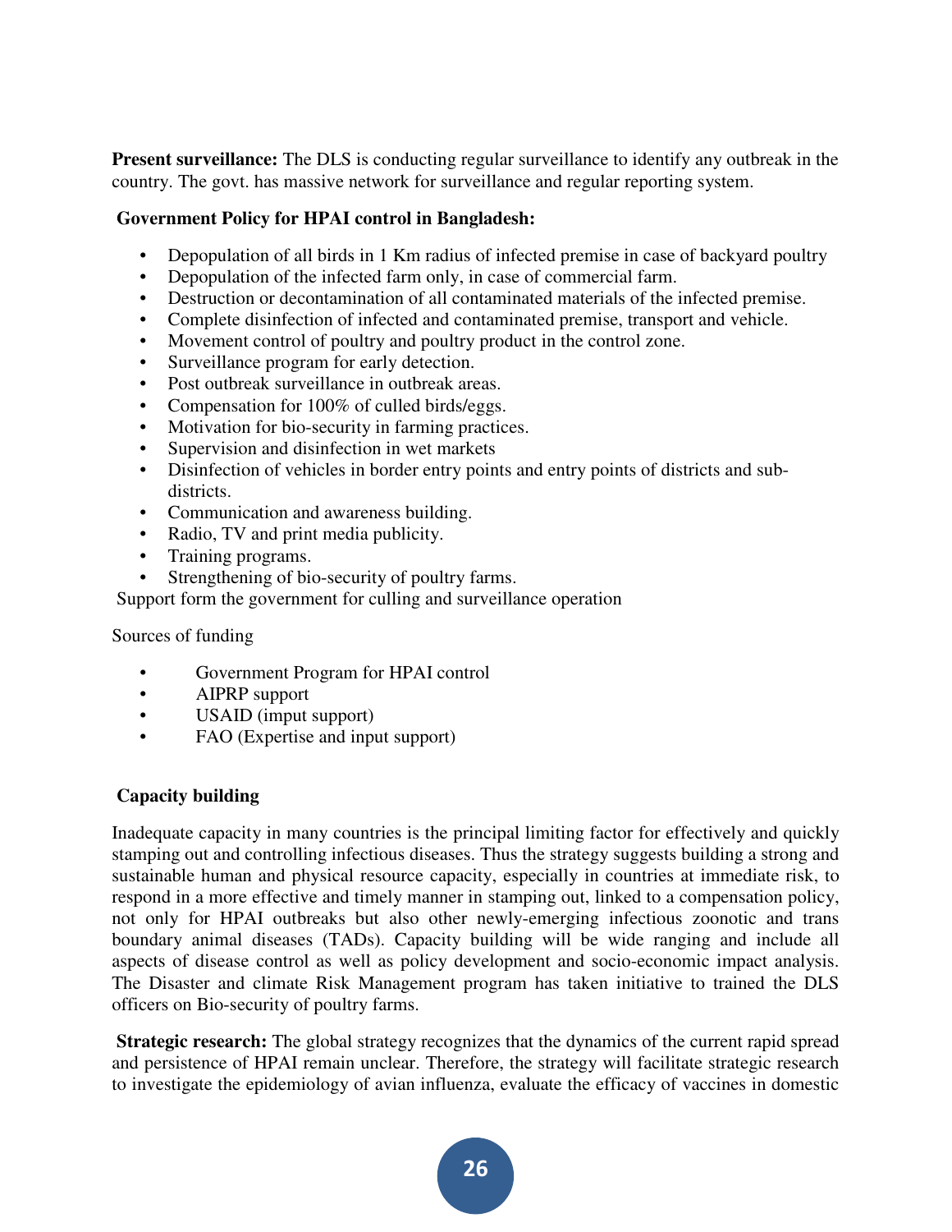**Present surveillance:** The DLS is conducting regular surveillance to identify any outbreak in the country. The govt. has massive network for surveillance and regular reporting system.

**Government Policy for HPAI control in Bangladesh:**

- Depopulation of all birds in 1 Km radius of infected premise in case of backyard poultry
- Depopulation of the infected farm only, in case of commercial farm.
- Destruction or decontamination of all contaminated materials of the infected premise.
- Complete disinfection of infected and contaminated premise, transport and vehicle.
- Movement control of poultry and poultry product in the control zone.
- Surveillance program for early detection.
- Post outbreak surveillance in outbreak areas.
- Compensation for 100% of culled birds/eggs.
- Motivation for bio-security in farming practices.
- Supervision and disinfection in wet markets
- Disinfection of vehicles in border entry points and entry points of districts and sub-districts.
- Communication and awareness building.
- Radio, TV and print media publicity.
- Training programs.
- Strengthening of bio-security of poultry farms.

Support form the government for culling and surveillance operation

Sources of funding

- Government Program for HPAI control
- AIPRP support
- USAID (imput support)
- FAO (Expertise and input support)

**Capacity building**

Inadequate capacity in many countries is the principal limiting factor for effectively and quickly stamping out and controlling infectious diseases. Thus the strategy suggests building a strong and sustainable human and physical resource capacity, especially in countries at immediate risk, to respond in a more effective and timely manner in stamping out, linked to a compensation policy, not only for HPAI outbreaks but also other newly-emerging infectious zoonotic and trans boundary animal diseases (TADs). Capacity building will be wide ranging and include all aspects of disease control as well as policy development and socio-economic impact analysis. The Disaster and climate Risk Management program has taken initiative to trained the DLS officers on Bio-security of poultry farms.

**Strategic research:** The global strategy recognizes that the dynamics of the current rapid spread and persistence of HPAI remain unclear. Therefore, the strategy will facilitate strategic research to investigate the epidemiology of avian influenza, evaluate the efficacy of vaccines in domestic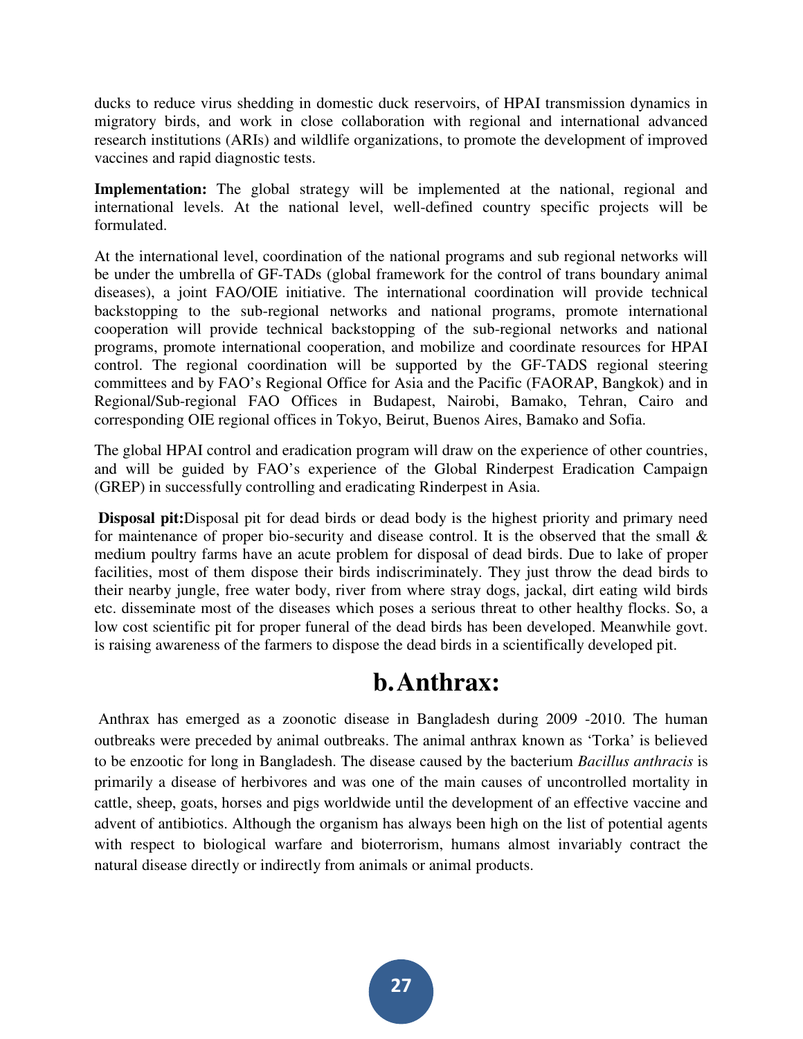ducks to reduce virus shedding in domestic duck reservoirs, of HPAI transmission dynamics in migratory birds, and work in close collaboration with regional and international advanced research institutions (ARIs) and wildlife organizations, to promote the development of improved vaccines and rapid diagnostic tests.

**Implementation:** The global strategy will be implemented at the national, regional and international levels. At the national level, well-defined country specific projects will be formulated.

At the international level, coordination of the national programs and sub regional networks will be under the umbrella of GF-TADs (global framework for the control of trans boundary animal diseases), a joint FAO/OIE initiative. The international coordination will provide technical backstopping to the sub-regional networks and national programs, promote international cooperation will provide technical backstopping of the sub-regional networks and national programs, promote international cooperation, and mobilize and coordinate resources for HPAI control. The regional coordination will be supported by the GF-TADS regional steering committees and by FAO's Regional Office for Asia and the Pacific (FAORAP, Bangkok) and in Regional/Sub-regional FAO Offices in Budapest, Nairobi, Bamako, Tehran, Cairo and corresponding OIE regional offices in Tokyo, Beirut, Buenos Aires, Bamako and Sofia.

The global HPAI control and eradication program will draw on the experience of other countries, and will be guided by FAO's experience of the Global Rinderpest Eradication Campaign (GREP) in successfully controlling and eradicating Rinderpest in Asia.

**Disposal pit:**Disposal pit for dead birds or dead body is the highest priority and primary need for maintenance of proper bio-security and disease control. It is the observed that the small & medium poultry farms have an acute problem for disposal of dead birds. Due to lake of proper facilities, most of them dispose their birds indiscriminately. They just throw the dead birds to their nearby jungle, free water body, river from where stray dogs, jackal, dirt eating wild birds etc. disseminate most of the diseases which poses a serious threat to other healthy flocks. So, a low cost scientific pit for proper funeral of the dead birds has been developed. Meanwhile govt. is raising awareness of the farmers to dispose the dead birds in a scientifically developed pit.

## b. Anthrax:

Anthrax has emerged as a zoonotic disease in Bangladesh during 2009 -2010. The human outbreaks were preceded by animal outbreaks. The animal anthrax known as 'Torka' is believed to be enzootic for long in Bangladesh. The disease caused by the bacterium *Bacillus anthracis* is primarily a disease of herbivores and was one of the main causes of uncontrolled mortality in cattle, sheep, goats, horses and pigs worldwide until the development of an effective vaccine and advent of antibiotics. Although the organism has always been high on the list of potential agents with respect to biological warfare and bioterrorism, humans almost invariably contract the natural disease directly or indirectly from animals or animal products.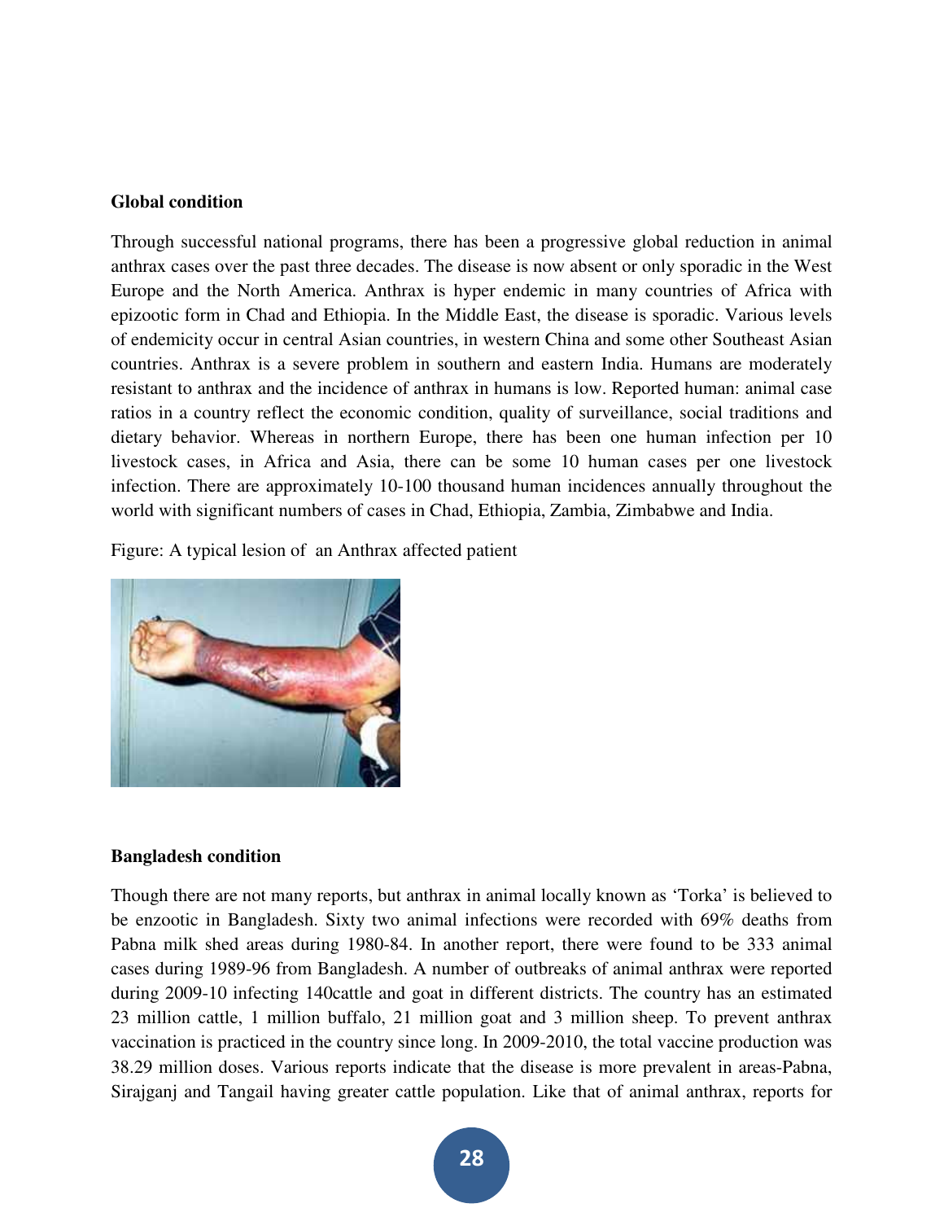**Global condition**

Through successful national programs, there has been a progressive global reduction in animal anthrax cases over the past three decades. The disease is now absent or only sporadic in the West Europe and the North America. Anthrax is hyper endemic in many countries of Africa with epizootic form in Chad and Ethiopia. In the Middle East, the disease is sporadic. Various levels of endemicity occur in central Asian countries, in western China and some other Southeast Asian countries. Anthrax is a severe problem in southern and eastern India. Humans are moderately resistant to anthrax and the incidence of anthrax in humans is low. Reported human: animal case ratios in a country reflect the economic condition, quality of surveillance, social traditions and dietary behavior. Whereas in northern Europe, there has been one human infection per 10 livestock cases, in Africa and Asia, there can be some 10 human cases per one livestock infection. There are approximately 10-100 thousand human incidences annually throughout the world with significant numbers of cases in Chad, Ethiopia, Zambia, Zimbabwe and India.

Figure: A typical lesion of an Anthrax affected patient

**Bangladesh condition**

Though there are not many reports, but anthrax in animal locally known as 'Torka' is believed to be enzootic in Bangladesh. Sixty two animal infections were recorded with 69% deaths from Pabna milk shed areas during 1980-84. In another report, there were found to be 333 animal cases during 1989-96 from Bangladesh. A number of outbreaks of animal anthrax were reported during 2009-10 infecting 140cattle and goat in different districts. The country has an estimated 23 million cattle, 1 million buffalo, 21 million goat and 3 million sheep. To prevent anthrax vaccination is practiced in the country since long. In 2009-2010, the total vaccine production was 38.29 million doses. Various reports indicate that the disease is more prevalent in areas-Pabna, Sirajganj and Tangail having greater cattle population. Like that of animal anthrax, reports for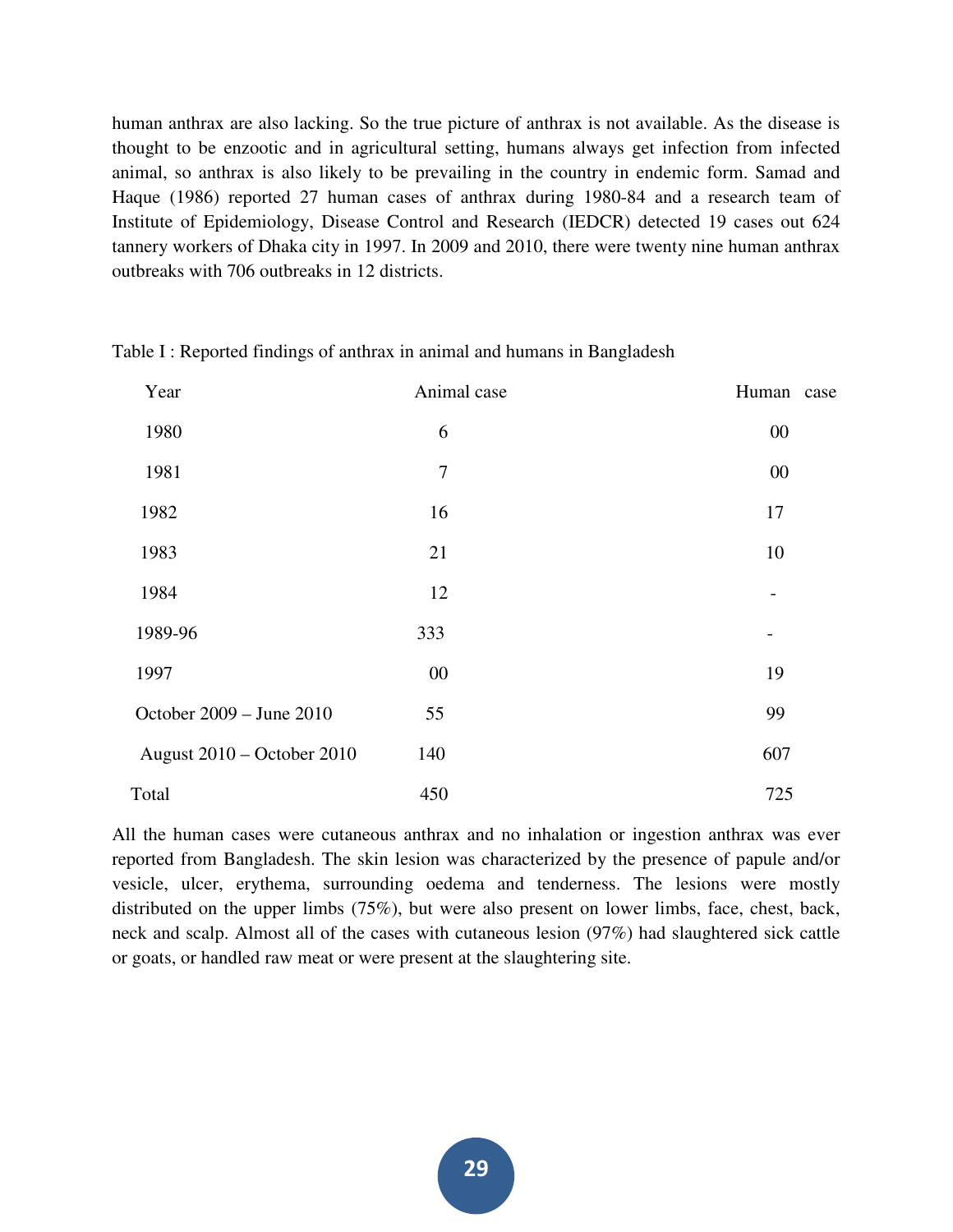human anthrax are also lacking. So the true picture of anthrax is not available. As the disease is thought to be enzootic and in agricultural setting, humans always get infection from infected animal, so anthrax is also likely to be prevailing in the country in endemic form. Samad and Haque (1986) reported 27 human cases of anthrax during 1980-84 and a research team of Institute of Epidemiology, Disease Control and Research (IEDCR) detected 19 cases out 624 tannery workers of Dhaka city in 1997. In 2009 and 2010, there were twenty nine human anthrax outbreaks with 706 outbreaks in 12 districts.

Table I : Reported findings of anthrax in animal and humans in Bangladesh

| Year | Animal case | Human case |
|---|---|---|
| 1980 | 6 | 00 |
| 1981 | 7 | 00 |
| 1982 | 16 | 17 |
| 1983 | 21 | 10 |
| 1984 | 12 | - |
| 1989-96 | 333 | - |
| 1997 | 00 | 19 |
| October 2009 – June 2010 | 55 | 99 |
| August 2010 – October 2010 | 140 | 607 |
| Total | 450 | 725 |

All the human cases were cutaneous anthrax and no inhalation or ingestion anthrax was ever reported from Bangladesh. The skin lesion was characterized by the presence of papule and/or vesicle, ulcer, erythema, surrounding oedema and tenderness. The lesions were mostly distributed on the upper limbs (75%), but were also present on lower limbs, face, chest, back, neck and scalp. Almost all of the cases with cutaneous lesion (97%) had slaughtered sick cattle or goats, or handled raw meat or were present at the slaughtering site.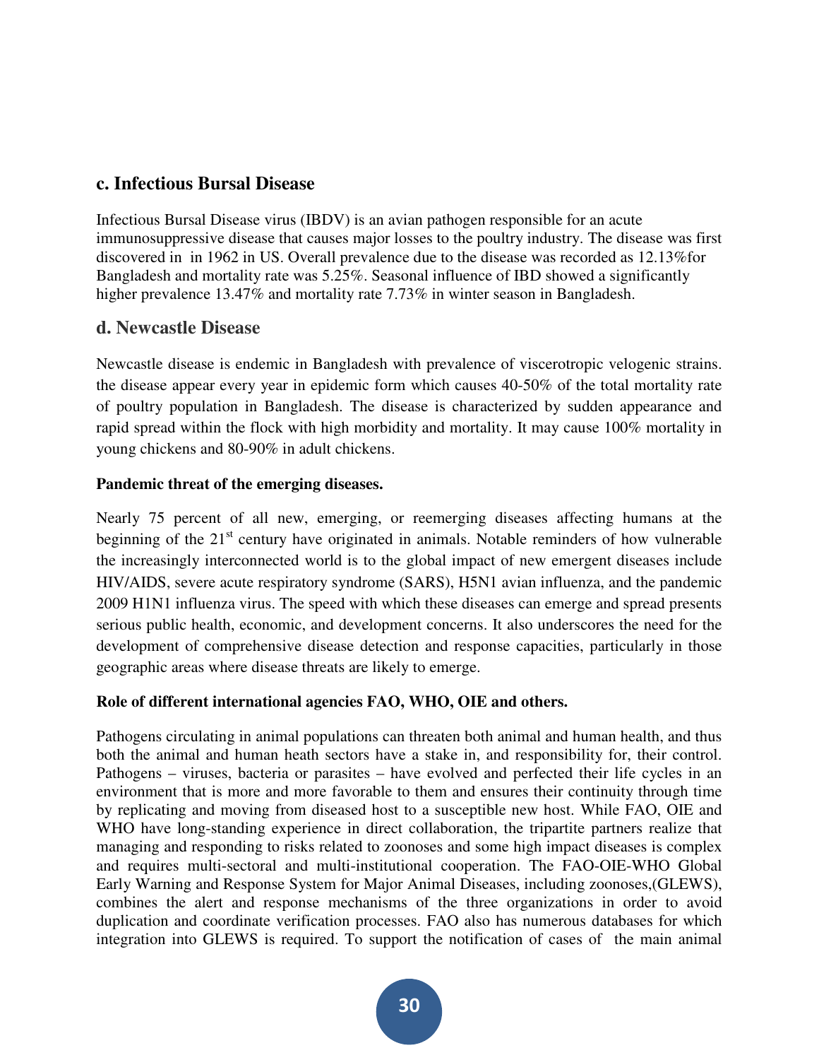## c. Infectious Bursal Disease

Infectious Bursal Disease virus (IBDV) is an avian pathogen responsible for an acute immunosuppressive disease that causes major losses to the poultry industry. The disease was first discovered in  in 1962 in US. Overall prevalence due to the disease was recorded as 12.13%for Bangladesh and mortality rate was 5.25%. Seasonal influence of IBD showed a significantly higher prevalence 13.47% and mortality rate 7.73% in winter season in Bangladesh.

## d. Newcastle Disease

Newcastle disease is endemic in Bangladesh with prevalence of viscerotropic velogenic strains. the disease appear every year in epidemic form which causes 40-50% of the total mortality rate of poultry population in Bangladesh. The disease is characterized by sudden appearance and rapid spread within the flock with high morbidity and mortality. It may cause 100% mortality in young chickens and 80-90% in adult chickens.

**Pandemic threat of the emerging diseases.**

Nearly 75 percent of all new, emerging, or reemerging diseases affecting humans at the beginning of the 21st century have originated in animals. Notable reminders of how vulnerable the increasingly interconnected world is to the global impact of new emergent diseases include HIV/AIDS, severe acute respiratory syndrome (SARS), H5N1 avian influenza, and the pandemic 2009 H1N1 influenza virus. The speed with which these diseases can emerge and spread presents serious public health, economic, and development concerns. It also underscores the need for the development of comprehensive disease detection and response capacities, particularly in those geographic areas where disease threats are likely to emerge.

**Role of different international agencies FAO, WHO, OIE and others.**

Pathogens circulating in animal populations can threaten both animal and human health, and thus both the animal and human heath sectors have a stake in, and responsibility for, their control. Pathogens – viruses, bacteria or parasites – have evolved and perfected their life cycles in an environment that is more and more favorable to them and ensures their continuity through time by replicating and moving from diseased host to a susceptible new host. While FAO, OIE and WHO have long-standing experience in direct collaboration, the tripartite partners realize that managing and responding to risks related to zoonoses and some high impact diseases is complex and requires multi-sectoral and multi-institutional cooperation. The FAO-OIE-WHO Global Early Warning and Response System for Major Animal Diseases, including zoonoses,(GLEWS), combines the alert and response mechanisms of the three organizations in order to avoid duplication and coordinate verification processes. FAO also has numerous databases for which integration into GLEWS is required. To support the notification of cases of  the main animal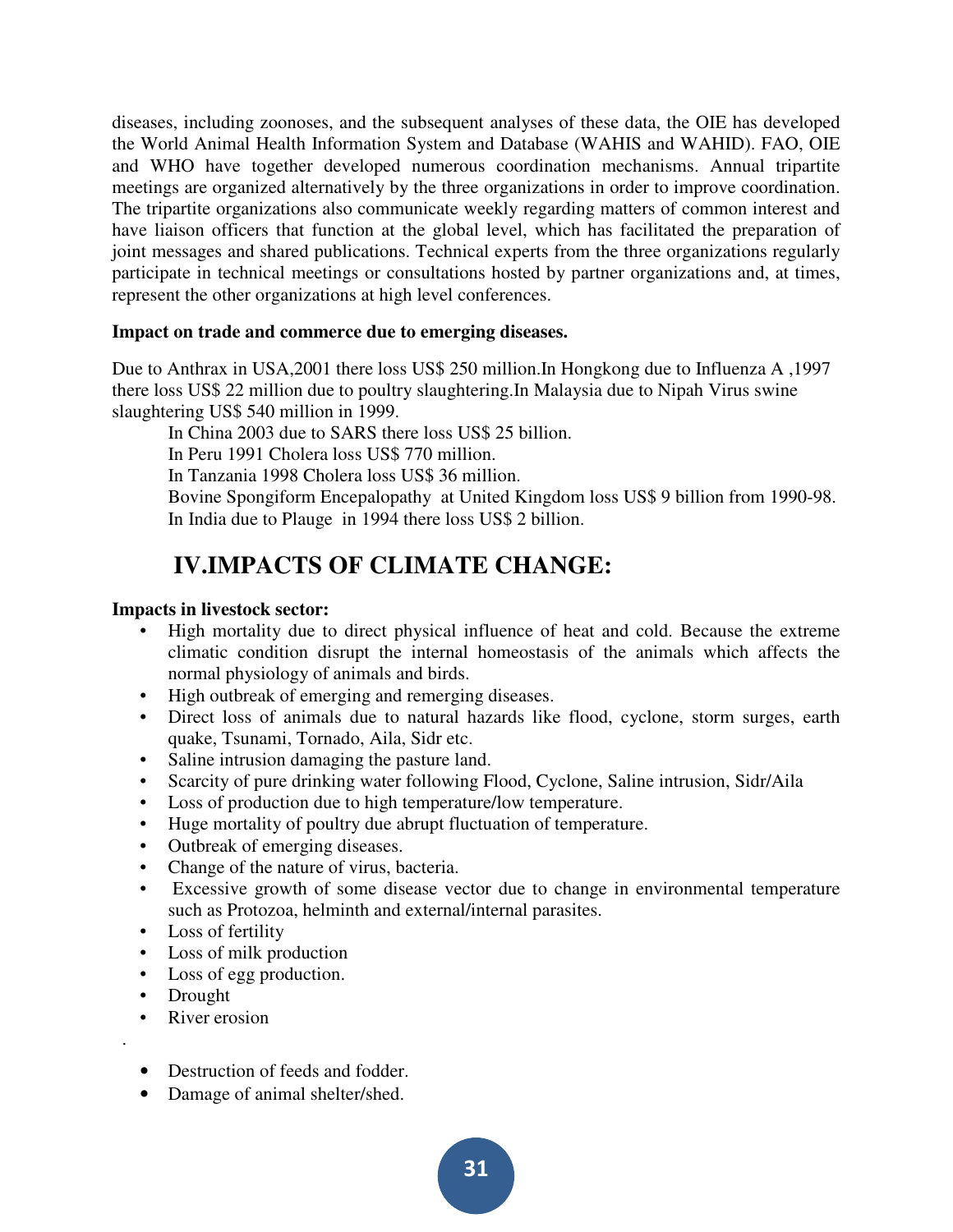diseases, including zoonoses, and the subsequent analyses of these data, the OIE has developed the World Animal Health Information System and Database (WAHIS and WAHID). FAO, OIE and WHO have together developed numerous coordination mechanisms. Annual tripartite meetings are organized alternatively by the three organizations in order to improve coordination. The tripartite organizations also communicate weekly regarding matters of common interest and have liaison officers that function at the global level, which has facilitated the preparation of joint messages and shared publications. Technical experts from the three organizations regularly participate in technical meetings or consultations hosted by partner organizations and, at times, represent the other organizations at high level conferences.

**Impact on trade and commerce due to emerging diseases.**

Due to Anthrax in USA,2001 there loss US$ 250 million.In Hongkong due to Influenza A ,1997 there loss US$ 22 million due to poultry slaughtering.In Malaysia due to Nipah Virus swine slaughtering US$ 540 million in 1999.

In China 2003 due to SARS there loss US$ 25 billion.
In Peru 1991 Cholera loss US$ 770 million.
In Tanzania 1998 Cholera loss US$ 36 million.
Bovine Spongiform Encepalopathy at United Kingdom loss US$ 9 billion from 1990-98.
In India due to Plauge in 1994 there loss US$ 2 billion.

## IV.IMPACTS OF CLIMATE CHANGE:

**Impacts in livestock sector:**

- High mortality due to direct physical influence of heat and cold. Because the extreme climatic condition disrupt the internal homeostasis of the animals which affects the normal physiology of animals and birds.
- High outbreak of emerging and remerging diseases.
- Direct loss of animals due to natural hazards like flood, cyclone, storm surges, earth quake, Tsunami, Tornado, Aila, Sidr etc.
- Saline intrusion damaging the pasture land.
- Scarcity of pure drinking water following Flood, Cyclone, Saline intrusion, Sidr/Aila
- Loss of production due to high temperature/low temperature.
- Huge mortality of poultry due abrupt fluctuation of temperature.
- Outbreak of emerging diseases.
- Change of the nature of virus, bacteria.
- Excessive growth of some disease vector due to change in environmental temperature such as Protozoa, helminth and external/internal parasites.
- Loss of fertility
- Loss of milk production
- Loss of egg production.
- Drought
- River erosion

.

- Destruction of feeds and fodder.
- Damage of animal shelter/shed.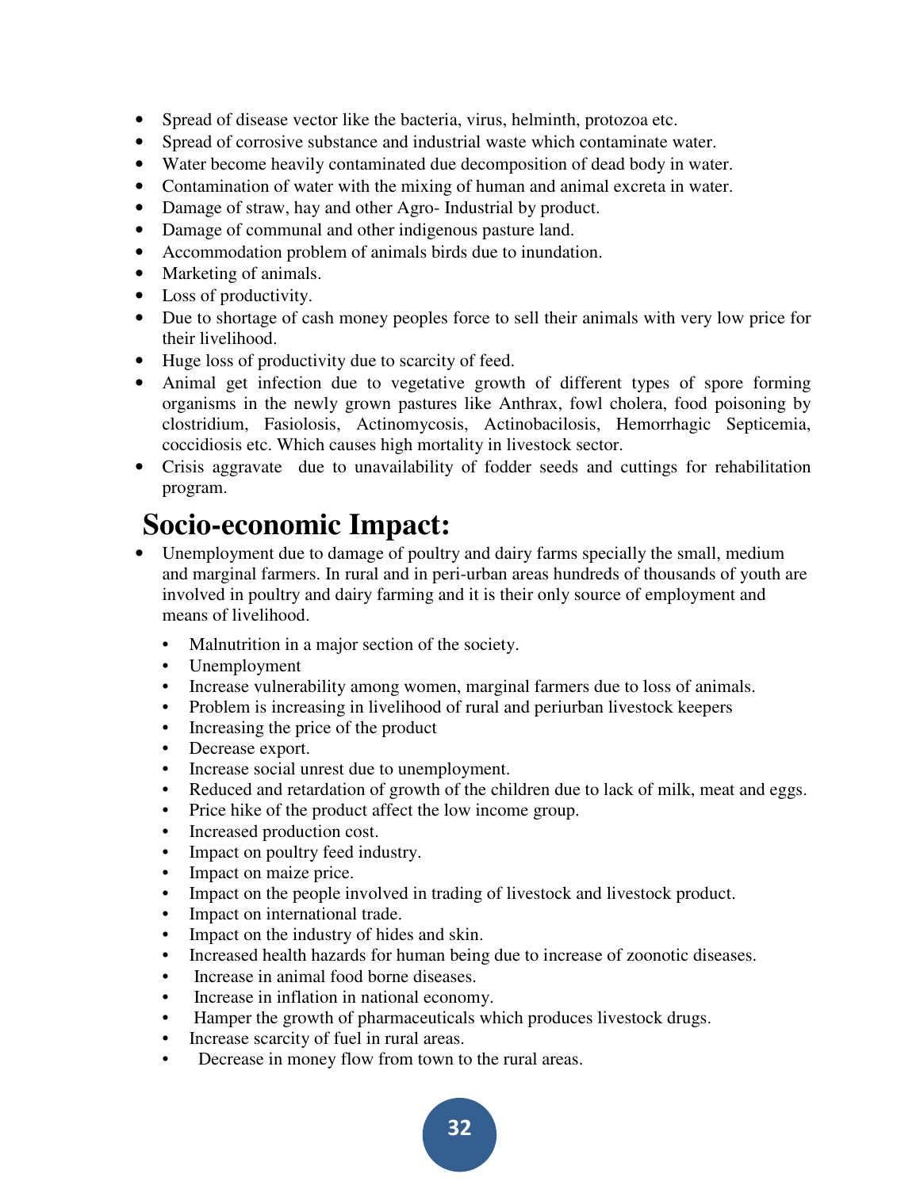- Spread of disease vector like the bacteria, virus, helminth, protozoa etc.
- Spread of corrosive substance and industrial waste which contaminate water.
- Water become heavily contaminated due decomposition of dead body in water.
- Contamination of water with the mixing of human and animal excreta in water.
- Damage of straw, hay and other Agro- Industrial by product.
- Damage of communal and other indigenous pasture land.
- Accommodation problem of animals birds due to inundation.
- Marketing of animals.
- Loss of productivity.
- Due to shortage of cash money peoples force to sell their animals with very low price for their livelihood.
- Huge loss of productivity due to scarcity of feed.
- Animal get infection due to vegetative growth of different types of spore forming organisms in the newly grown pastures like Anthrax, fowl cholera, food poisoning by clostridium, Fasiolosis, Actinomycosis, Actinobacilosis, Hemorrhagic Septicemia, coccidiosis etc. Which causes high mortality in livestock sector.
- Crisis aggravate due to unavailability of fodder seeds and cuttings for rehabilitation program.

## Socio-economic Impact:

- Unemployment due to damage of poultry and dairy farms specially the small, medium and marginal farmers. In rural and in peri-urban areas hundreds of thousands of youth are involved in poultry and dairy farming and it is their only source of employment and means of livelihood.
  - Malnutrition in a major section of the society.
  - Unemployment
  - Increase vulnerability among women, marginal farmers due to loss of animals.
  - Problem is increasing in livelihood of rural and periurban livestock keepers
  - Increasing the price of the product
  - Decrease export.
  - Increase social unrest due to unemployment.
  - Reduced and retardation of growth of the children due to lack of milk, meat and eggs.
  - Price hike of the product affect the low income group.
  - Increased production cost.
  - Impact on poultry feed industry.
  - Impact on maize price.
  - Impact on the people involved in trading of livestock and livestock product.
  - Impact on international trade.
  - Impact on the industry of hides and skin.
  - Increased health hazards for human being due to increase of zoonotic diseases.
  - Increase in animal food borne diseases.
  - Increase in inflation in national economy.
  - Hamper the growth of pharmaceuticals which produces livestock drugs.
  - Increase scarcity of fuel in rural areas.
  - Decrease in money flow from town to the rural areas.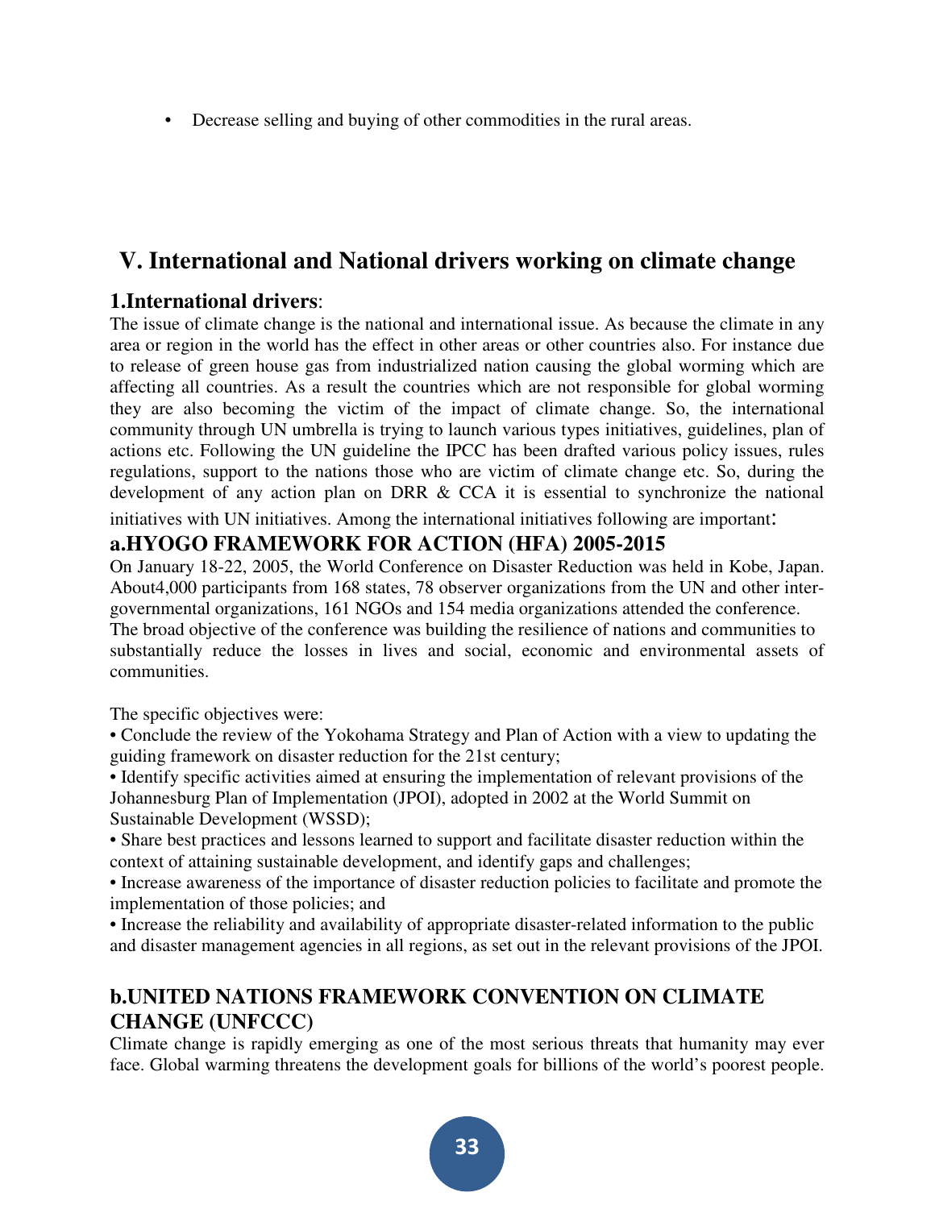- Decrease selling and buying of other commodities in the rural areas.

## V. International and National drivers working on climate change

### 1.International drivers:

The issue of climate change is the national and international issue. As because the climate in any area or region in the world has the effect in other areas or other countries also. For instance due to release of green house gas from industrialized nation causing the global worming which are affecting all countries. As a result the countries which are not responsible for global worming they are also becoming the victim of the impact of climate change. So, the international community through UN umbrella is trying to launch various types initiatives, guidelines, plan of actions etc. Following the UN guideline the IPCC has been drafted various policy issues, rules regulations, support to the nations those who are victim of climate change etc. So, during the development of any action plan on DRR & CCA it is essential to synchronize the national initiatives with UN initiatives. Among the international initiatives following are important:

### a.HYOGO FRAMEWORK FOR ACTION (HFA) 2005-2015

On January 18-22, 2005, the World Conference on Disaster Reduction was held in Kobe, Japan. About4,000 participants from 168 states, 78 observer organizations from the UN and other inter-governmental organizations, 161 NGOs and 154 media organizations attended the conference.
The broad objective of the conference was building the resilience of nations and communities to substantially reduce the losses in lives and social, economic and environmental assets of communities.

The specific objectives were:

- Conclude the review of the Yokohama Strategy and Plan of Action with a view to updating the guiding framework on disaster reduction for the 21st century;
- Identify specific activities aimed at ensuring the implementation of relevant provisions of the Johannesburg Plan of Implementation (JPOI), adopted in 2002 at the World Summit on Sustainable Development (WSSD);
- Share best practices and lessons learned to support and facilitate disaster reduction within the context of attaining sustainable development, and identify gaps and challenges;
- Increase awareness of the importance of disaster reduction policies to facilitate and promote the implementation of those policies; and
- Increase the reliability and availability of appropriate disaster-related information to the public and disaster management agencies in all regions, as set out in the relevant provisions of the JPOI.

### b.UNITED NATIONS FRAMEWORK CONVENTION ON CLIMATE CHANGE (UNFCCC)

Climate change is rapidly emerging as one of the most serious threats that humanity may ever face. Global warming threatens the development goals for billions of the world's poorest people.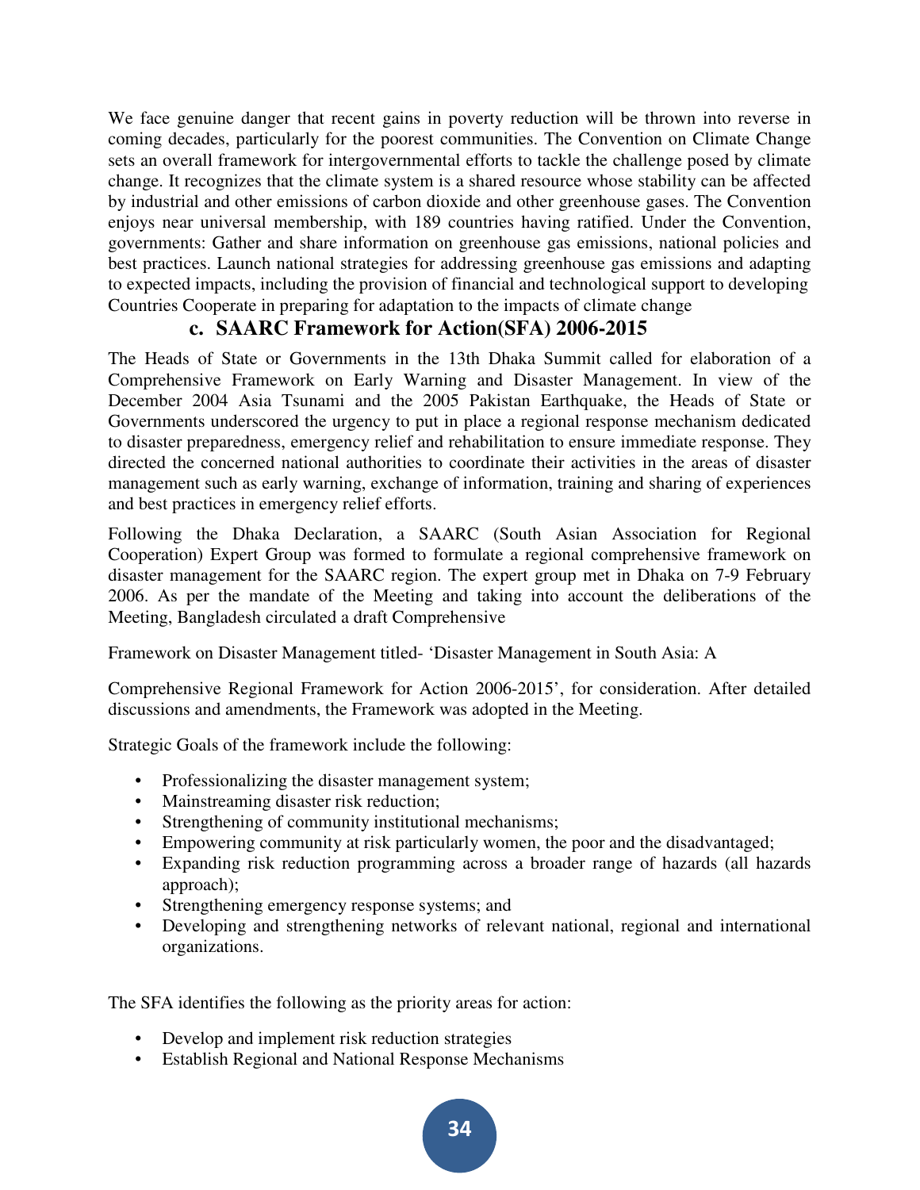We face genuine danger that recent gains in poverty reduction will be thrown into reverse in coming decades, particularly for the poorest communities. The Convention on Climate Change sets an overall framework for intergovernmental efforts to tackle the challenge posed by climate change. It recognizes that the climate system is a shared resource whose stability can be affected by industrial and other emissions of carbon dioxide and other greenhouse gases. The Convention enjoys near universal membership, with 189 countries having ratified. Under the Convention, governments: Gather and share information on greenhouse gas emissions, national policies and best practices. Launch national strategies for addressing greenhouse gas emissions and adapting to expected impacts, including the provision of financial and technological support to developing Countries Cooperate in preparing for adaptation to the impacts of climate change

### c. SAARC Framework for Action(SFA) 2006-2015

The Heads of State or Governments in the 13th Dhaka Summit called for elaboration of a Comprehensive Framework on Early Warning and Disaster Management. In view of the December 2004 Asia Tsunami and the 2005 Pakistan Earthquake, the Heads of State or Governments underscored the urgency to put in place a regional response mechanism dedicated to disaster preparedness, emergency relief and rehabilitation to ensure immediate response. They directed the concerned national authorities to coordinate their activities in the areas of disaster management such as early warning, exchange of information, training and sharing of experiences and best practices in emergency relief efforts.

Following the Dhaka Declaration, a SAARC (South Asian Association for Regional Cooperation) Expert Group was formed to formulate a regional comprehensive framework on disaster management for the SAARC region. The expert group met in Dhaka on 7-9 February 2006. As per the mandate of the Meeting and taking into account the deliberations of the Meeting, Bangladesh circulated a draft Comprehensive

Framework on Disaster Management titled- 'Disaster Management in South Asia: A

Comprehensive Regional Framework for Action 2006-2015', for consideration. After detailed discussions and amendments, the Framework was adopted in the Meeting.

Strategic Goals of the framework include the following:

- Professionalizing the disaster management system;
- Mainstreaming disaster risk reduction;
- Strengthening of community institutional mechanisms;
- Empowering community at risk particularly women, the poor and the disadvantaged;
- Expanding risk reduction programming across a broader range of hazards (all hazards approach);
- Strengthening emergency response systems; and
- Developing and strengthening networks of relevant national, regional and international organizations.

The SFA identifies the following as the priority areas for action:

- Develop and implement risk reduction strategies
- Establish Regional and National Response Mechanisms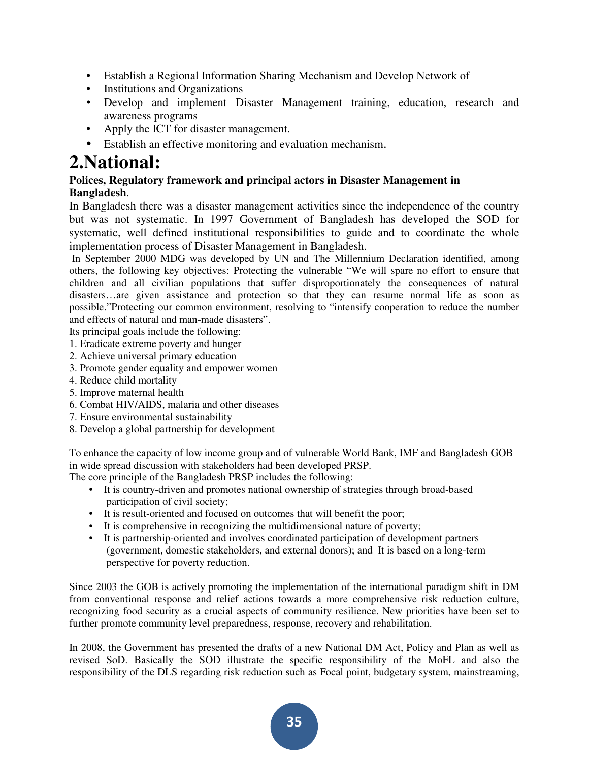- Establish a Regional Information Sharing Mechanism and Develop Network of
- Institutions and Organizations
- Develop and implement Disaster Management training, education, research and awareness programs
- Apply the ICT for disaster management.
- Establish an effective monitoring and evaluation mechanism.

# 2.National:

**Polices, Regulatory framework and principal actors in Disaster Management in Bangladesh**.

In Bangladesh there was a disaster management activities since the independence of the country but was not systematic. In 1997 Government of Bangladesh has developed the SOD for systematic, well defined institutional responsibilities to guide and to coordinate the whole implementation process of Disaster Management in Bangladesh.

In September 2000 MDG was developed by UN and The Millennium Declaration identified, among others, the following key objectives: Protecting the vulnerable "We will spare no effort to ensure that children and all civilian populations that suffer disproportionately the consequences of natural disasters…are given assistance and protection so that they can resume normal life as soon as possible."Protecting our common environment, resolving to "intensify cooperation to reduce the number and effects of natural and man-made disasters".

Its principal goals include the following:

1. Eradicate extreme poverty and hunger
2. Achieve universal primary education
3. Promote gender equality and empower women
4. Reduce child mortality
5. Improve maternal health
6. Combat HIV/AIDS, malaria and other diseases
7. Ensure environmental sustainability
8. Develop a global partnership for development

To enhance the capacity of low income group and of vulnerable World Bank, IMF and Bangladesh GOB in wide spread discussion with stakeholders had been developed PRSP.

The core principle of the Bangladesh PRSP includes the following:

- It is country-driven and promotes national ownership of strategies through broad-based participation of civil society;
- It is result-oriented and focused on outcomes that will benefit the poor;
- It is comprehensive in recognizing the multidimensional nature of poverty;
- It is partnership-oriented and involves coordinated participation of development partners (government, domestic stakeholders, and external donors); and It is based on a long-term perspective for poverty reduction.

Since 2003 the GOB is actively promoting the implementation of the international paradigm shift in DM from conventional response and relief actions towards a more comprehensive risk reduction culture, recognizing food security as a crucial aspects of community resilience. New priorities have been set to further promote community level preparedness, response, recovery and rehabilitation.

In 2008, the Government has presented the drafts of a new National DM Act, Policy and Plan as well as revised SoD. Basically the SOD illustrate the specific responsibility of the MoFL and also the responsibility of the DLS regarding risk reduction such as Focal point, budgetary system, mainstreaming,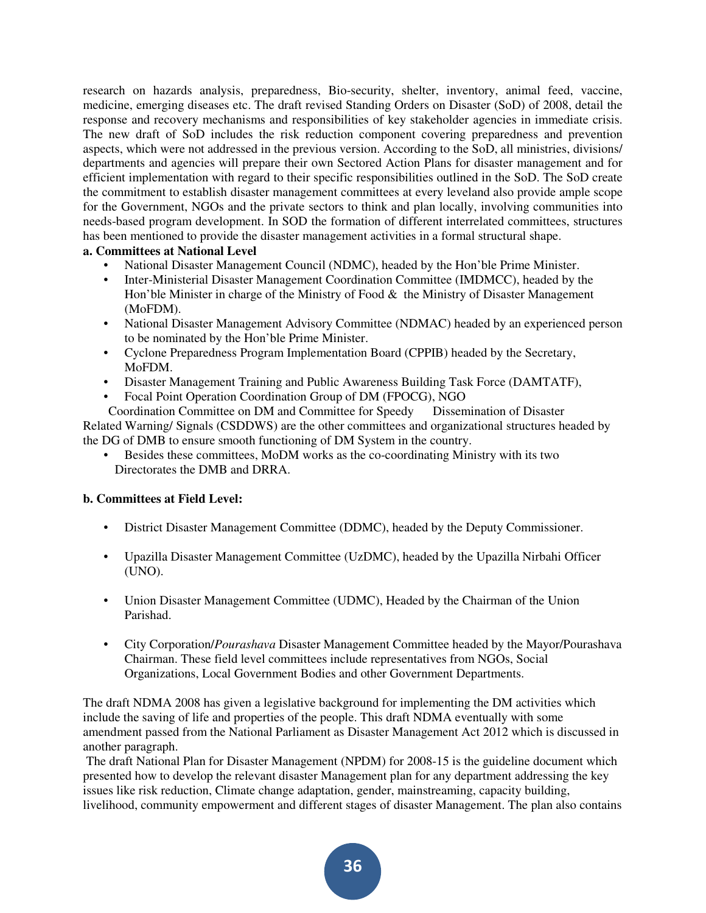research on hazards analysis, preparedness, Bio-security, shelter, inventory, animal feed, vaccine, medicine, emerging diseases etc. The draft revised Standing Orders on Disaster (SoD) of 2008, detail the response and recovery mechanisms and responsibilities of key stakeholder agencies in immediate crisis. The new draft of SoD includes the risk reduction component covering preparedness and prevention aspects, which were not addressed in the previous version. According to the SoD, all ministries, divisions/ departments and agencies will prepare their own Sectored Action Plans for disaster management and for efficient implementation with regard to their specific responsibilities outlined in the SoD. The SoD create the commitment to establish disaster management committees at every leveland also provide ample scope for the Government, NGOs and the private sectors to think and plan locally, involving communities into needs-based program development. In SOD the formation of different interrelated committees, structures has been mentioned to provide the disaster management activities in a formal structural shape.

**a. Committees at National Level**

- National Disaster Management Council (NDMC), headed by the Hon'ble Prime Minister.
- Inter-Ministerial Disaster Management Coordination Committee (IMDMCC), headed by the Hon'ble Minister in charge of the Ministry of Food & the Ministry of Disaster Management (MoFDM).
- National Disaster Management Advisory Committee (NDMAC) headed by an experienced person to be nominated by the Hon'ble Prime Minister.
- Cyclone Preparedness Program Implementation Board (CPPIB) headed by the Secretary, MoFDM.
- Disaster Management Training and Public Awareness Building Task Force (DAMTATF),
- Focal Point Operation Coordination Group of DM (FPOCG), NGO

Coordination Committee on DM and Committee for Speedy Dissemination of Disaster Related Warning/ Signals (CSDDWS) are the other committees and organizational structures headed by the DG of DMB to ensure smooth functioning of DM System in the country.

- Besides these committees, MoDM works as the co-coordinating Ministry with its two Directorates the DMB and DRRA.

**b. Committees at Field Level:**

- District Disaster Management Committee (DDMC), headed by the Deputy Commissioner.
- Upazilla Disaster Management Committee (UzDMC), headed by the Upazilla Nirbahi Officer (UNO).
- Union Disaster Management Committee (UDMC), Headed by the Chairman of the Union Parishad.
- City Corporation/*Pourashava* Disaster Management Committee headed by the Mayor/Pourashava Chairman. These field level committees include representatives from NGOs, Social Organizations, Local Government Bodies and other Government Departments.

The draft NDMA 2008 has given a legislative background for implementing the DM activities which include the saving of life and properties of the people. This draft NDMA eventually with some amendment passed from the National Parliament as Disaster Management Act 2012 which is discussed in another paragraph.

The draft National Plan for Disaster Management (NPDM) for 2008-15 is the guideline document which presented how to develop the relevant disaster Management plan for any department addressing the key issues like risk reduction, Climate change adaptation, gender, mainstreaming, capacity building, livelihood, community empowerment and different stages of disaster Management. The plan also contains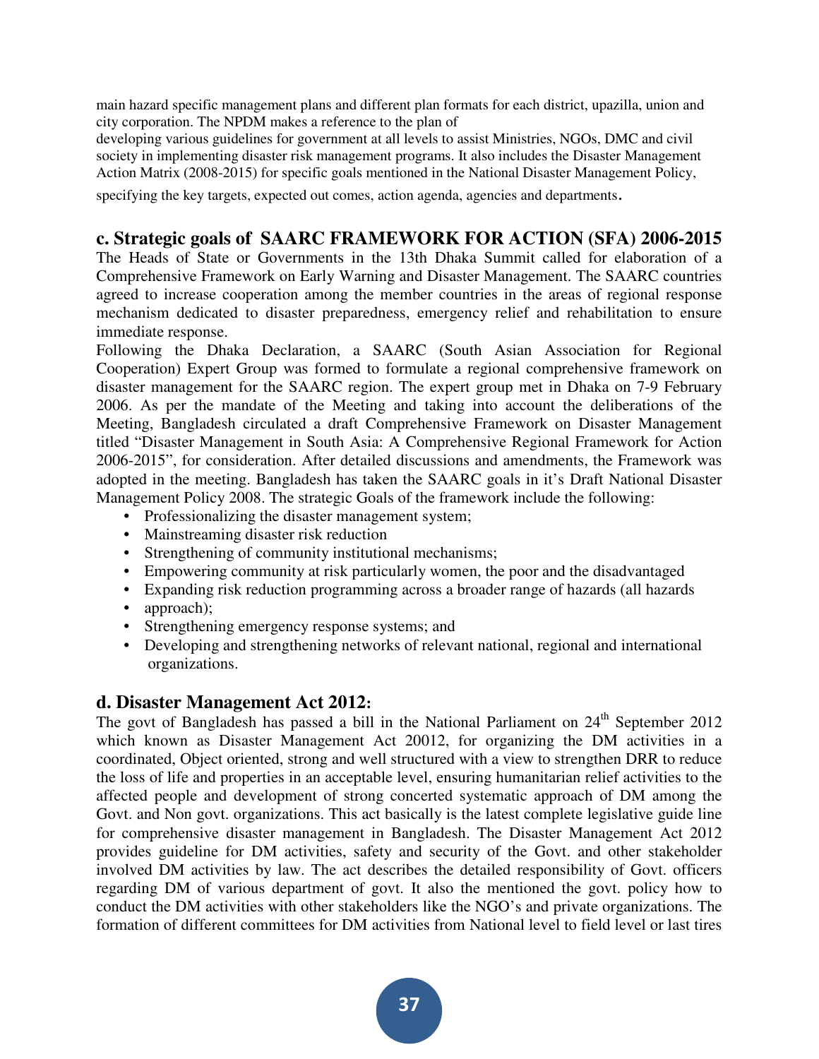main hazard specific management plans and different plan formats for each district, upazilla, union and city corporation. The NPDM makes a reference to the plan of
developing various guidelines for government at all levels to assist Ministries, NGOs, DMC and civil society in implementing disaster risk management programs. It also includes the Disaster Management Action Matrix (2008-2015) for specific goals mentioned in the National Disaster Management Policy, specifying the key targets, expected out comes, action agenda, agencies and departments.

## c. Strategic goals of SAARC FRAMEWORK FOR ACTION (SFA) 2006-2015

The Heads of State or Governments in the 13th Dhaka Summit called for elaboration of a Comprehensive Framework on Early Warning and Disaster Management. The SAARC countries agreed to increase cooperation among the member countries in the areas of regional response mechanism dedicated to disaster preparedness, emergency relief and rehabilitation to ensure immediate response.
Following the Dhaka Declaration, a SAARC (South Asian Association for Regional Cooperation) Expert Group was formed to formulate a regional comprehensive framework on disaster management for the SAARC region. The expert group met in Dhaka on 7-9 February 2006. As per the mandate of the Meeting and taking into account the deliberations of the Meeting, Bangladesh circulated a draft Comprehensive Framework on Disaster Management titled "Disaster Management in South Asia: A Comprehensive Regional Framework for Action 2006-2015", for consideration. After detailed discussions and amendments, the Framework was adopted in the meeting. Bangladesh has taken the SAARC goals in it's Draft National Disaster Management Policy 2008. The strategic Goals of the framework include the following:

- Professionalizing the disaster management system;
- Mainstreaming disaster risk reduction
- Strengthening of community institutional mechanisms;
- Empowering community at risk particularly women, the poor and the disadvantaged
- Expanding risk reduction programming across a broader range of hazards (all hazards
- approach);
- Strengthening emergency response systems; and
- Developing and strengthening networks of relevant national, regional and international organizations.

## d. Disaster Management Act 2012:

The govt of Bangladesh has passed a bill in the National Parliament on 24th September 2012 which known as Disaster Management Act 20012, for organizing the DM activities in a coordinated, Object oriented, strong and well structured with a view to strengthen DRR to reduce the loss of life and properties in an acceptable level, ensuring humanitarian relief activities to the affected people and development of strong concerted systematic approach of DM among the Govt. and Non govt. organizations. This act basically is the latest complete legislative guide line for comprehensive disaster management in Bangladesh. The Disaster Management Act 2012 provides guideline for DM activities, safety and security of the Govt. and other stakeholder involved DM activities by law. The act describes the detailed responsibility of Govt. officers regarding DM of various department of govt. It also the mentioned the govt. policy how to conduct the DM activities with other stakeholders like the NGO's and private organizations. The formation of different committees for DM activities from National level to field level or last tires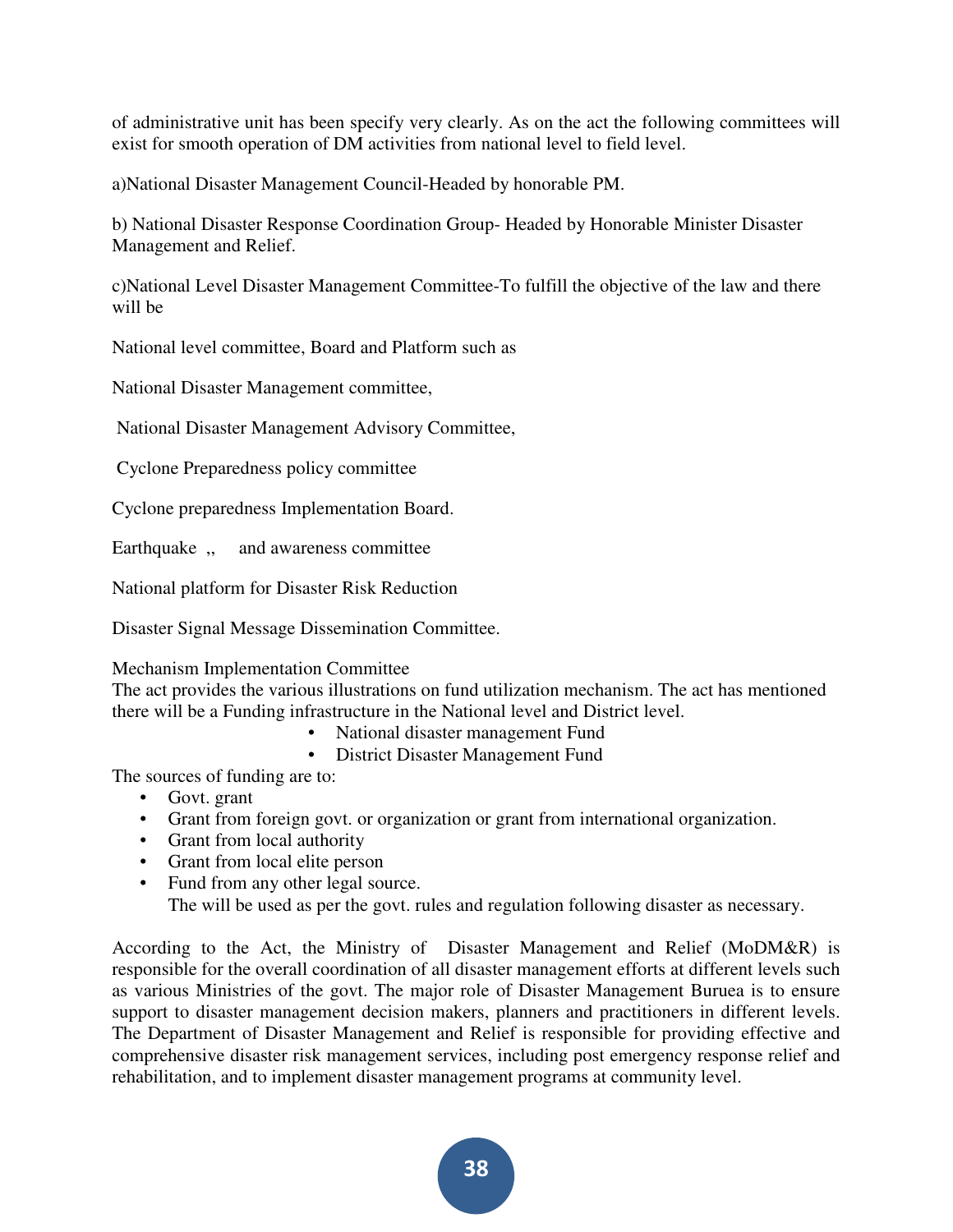of administrative unit has been specify very clearly. As on the act the following committees will exist for smooth operation of DM activities from national level to field level.

a)National Disaster Management Council-Headed by honorable PM.

b) National Disaster Response Coordination Group- Headed by Honorable Minister Disaster Management and Relief.

c)National Level Disaster Management Committee-To fulfill the objective of the law and there will be

National level committee, Board and Platform such as

National Disaster Management committee,

National Disaster Management Advisory Committee,

Cyclone Preparedness policy committee

Cyclone preparedness Implementation Board.

Earthquake ,, and awareness committee

National platform for Disaster Risk Reduction

Disaster Signal Message Dissemination Committee.

Mechanism Implementation Committee

The act provides the various illustrations on fund utilization mechanism. The act has mentioned there will be a Funding infrastructure in the National level and District level.

- National disaster management Fund
- District Disaster Management Fund

The sources of funding are to:

- Govt. grant
- Grant from foreign govt. or organization or grant from international organization.
- Grant from local authority
- Grant from local elite person
- Fund from any other legal source.

  The will be used as per the govt. rules and regulation following disaster as necessary.

According to the Act, the Ministry of Disaster Management and Relief (MoDM&R) is responsible for the overall coordination of all disaster management efforts at different levels such as various Ministries of the govt. The major role of Disaster Management Buruea is to ensure support to disaster management decision makers, planners and practitioners in different levels. The Department of Disaster Management and Relief is responsible for providing effective and comprehensive disaster risk management services, including post emergency response relief and rehabilitation, and to implement disaster management programs at community level.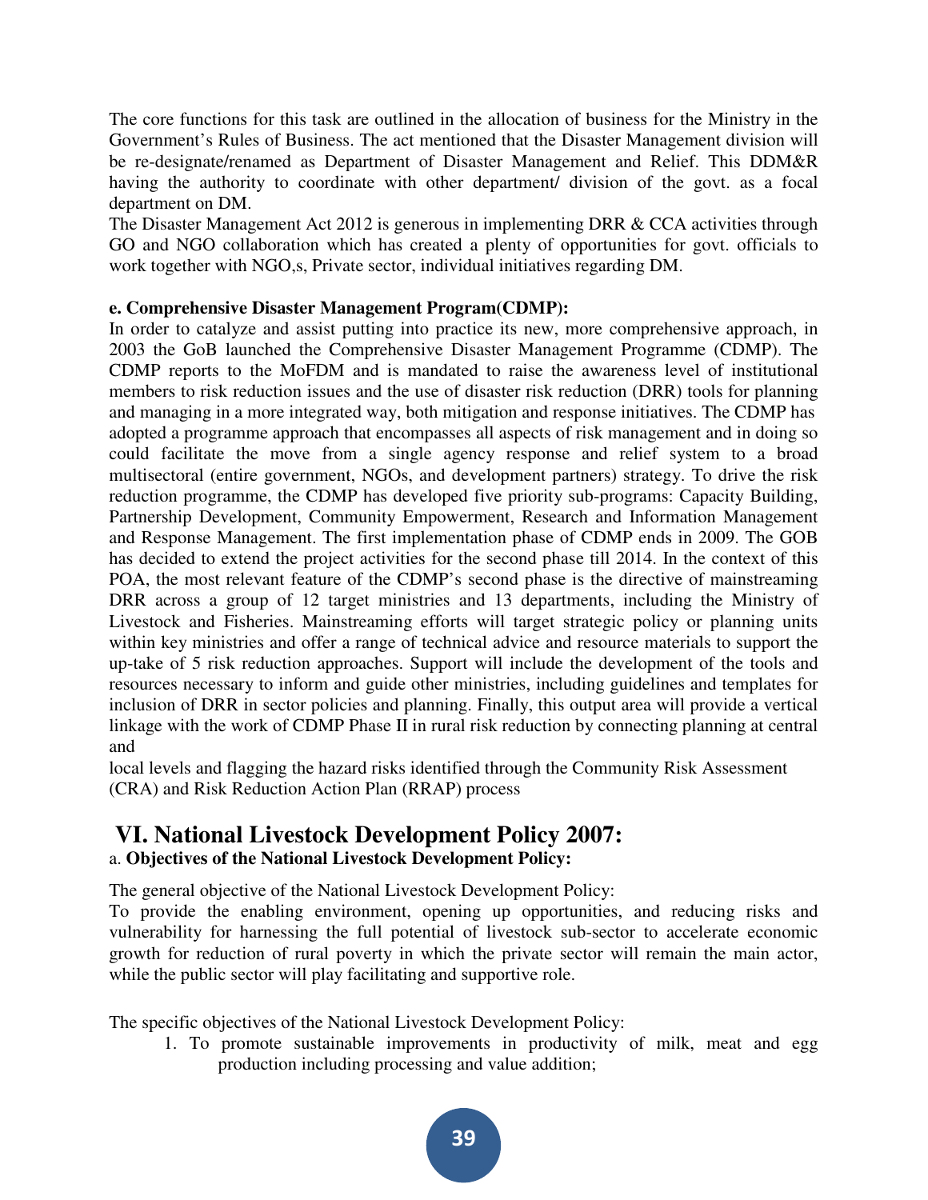The core functions for this task are outlined in the allocation of business for the Ministry in the Government's Rules of Business. The act mentioned that the Disaster Management division will be re-designate/renamed as Department of Disaster Management and Relief. This DDM&R having the authority to coordinate with other department/ division of the govt. as a focal department on DM.

The Disaster Management Act 2012 is generous in implementing DRR & CCA activities through GO and NGO collaboration which has created a plenty of opportunities for govt. officials to work together with NGO,s, Private sector, individual initiatives regarding DM.

**e. Comprehensive Disaster Management Program(CDMP):**

In order to catalyze and assist putting into practice its new, more comprehensive approach, in 2003 the GoB launched the Comprehensive Disaster Management Programme (CDMP). The CDMP reports to the MoFDM and is mandated to raise the awareness level of institutional members to risk reduction issues and the use of disaster risk reduction (DRR) tools for planning and managing in a more integrated way, both mitigation and response initiatives. The CDMP has adopted a programme approach that encompasses all aspects of risk management and in doing so could facilitate the move from a single agency response and relief system to a broad multisectoral (entire government, NGOs, and development partners) strategy. To drive the risk reduction programme, the CDMP has developed five priority sub-programs: Capacity Building, Partnership Development, Community Empowerment, Research and Information Management and Response Management. The first implementation phase of CDMP ends in 2009. The GOB has decided to extend the project activities for the second phase till 2014. In the context of this POA, the most relevant feature of the CDMP's second phase is the directive of mainstreaming DRR across a group of 12 target ministries and 13 departments, including the Ministry of Livestock and Fisheries. Mainstreaming efforts will target strategic policy or planning units within key ministries and offer a range of technical advice and resource materials to support the up-take of 5 risk reduction approaches. Support will include the development of the tools and resources necessary to inform and guide other ministries, including guidelines and templates for inclusion of DRR in sector policies and planning. Finally, this output area will provide a vertical linkage with the work of CDMP Phase II in rural risk reduction by connecting planning at central and local levels and flagging the hazard risks identified through the Community Risk Assessment (CRA) and Risk Reduction Action Plan (RRAP) process

## VI. National Livestock Development Policy 2007:

a. **Objectives of the National Livestock Development Policy:**

The general objective of the National Livestock Development Policy:

To provide the enabling environment, opening up opportunities, and reducing risks and vulnerability for harnessing the full potential of livestock sub-sector to accelerate economic growth for reduction of rural poverty in which the private sector will remain the main actor, while the public sector will play facilitating and supportive role.

The specific objectives of the National Livestock Development Policy:

1. To promote sustainable improvements in productivity of milk, meat and egg production including processing and value addition;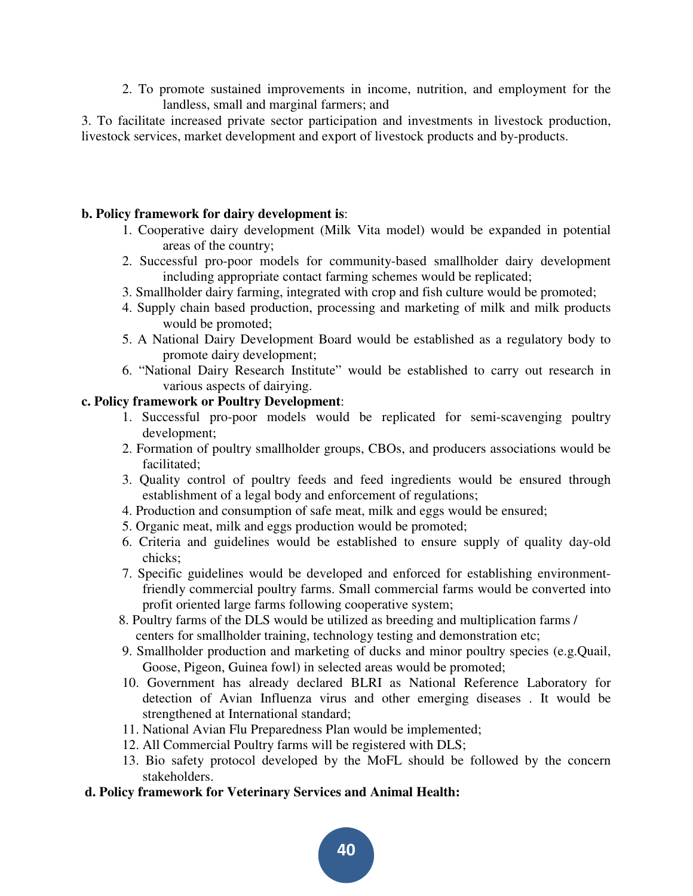2. To promote sustained improvements in income, nutrition, and employment for the landless, small and marginal farmers; and

3. To facilitate increased private sector participation and investments in livestock production, livestock services, market development and export of livestock products and by-products.

**b. Policy framework for dairy development is**:

1. Cooperative dairy development (Milk Vita model) would be expanded in potential areas of the country;
2. Successful pro-poor models for community-based smallholder dairy development including appropriate contact farming schemes would be replicated;
3. Smallholder dairy farming, integrated with crop and fish culture would be promoted;
4. Supply chain based production, processing and marketing of milk and milk products would be promoted;
5. A National Dairy Development Board would be established as a regulatory body to promote dairy development;
6. "National Dairy Research Institute" would be established to carry out research in various aspects of dairying.

**c. Policy framework or Poultry Development**:

1. Successful pro-poor models would be replicated for semi-scavenging poultry development;
2. Formation of poultry smallholder groups, CBOs, and producers associations would be facilitated;
3. Quality control of poultry feeds and feed ingredients would be ensured through establishment of a legal body and enforcement of regulations;
4. Production and consumption of safe meat, milk and eggs would be ensured;
5. Organic meat, milk and eggs production would be promoted;
6. Criteria and guidelines would be established to ensure supply of quality day-old chicks;
7. Specific guidelines would be developed and enforced for establishing environment-friendly commercial poultry farms. Small commercial farms would be converted into profit oriented large farms following cooperative system;
8. Poultry farms of the DLS would be utilized as breeding and multiplication farms / centers for smallholder training, technology testing and demonstration etc;
9. Smallholder production and marketing of ducks and minor poultry species (e.g.Quail, Goose, Pigeon, Guinea fowl) in selected areas would be promoted;
10. Government has already declared BLRI as National Reference Laboratory for detection of Avian Influenza virus and other emerging diseases . It would be strengthened at International standard;
11. National Avian Flu Preparedness Plan would be implemented;
12. All Commercial Poultry farms will be registered with DLS;
13. Bio safety protocol developed by the MoFL should be followed by the concern stakeholders.

**d. Policy framework for Veterinary Services and Animal Health:**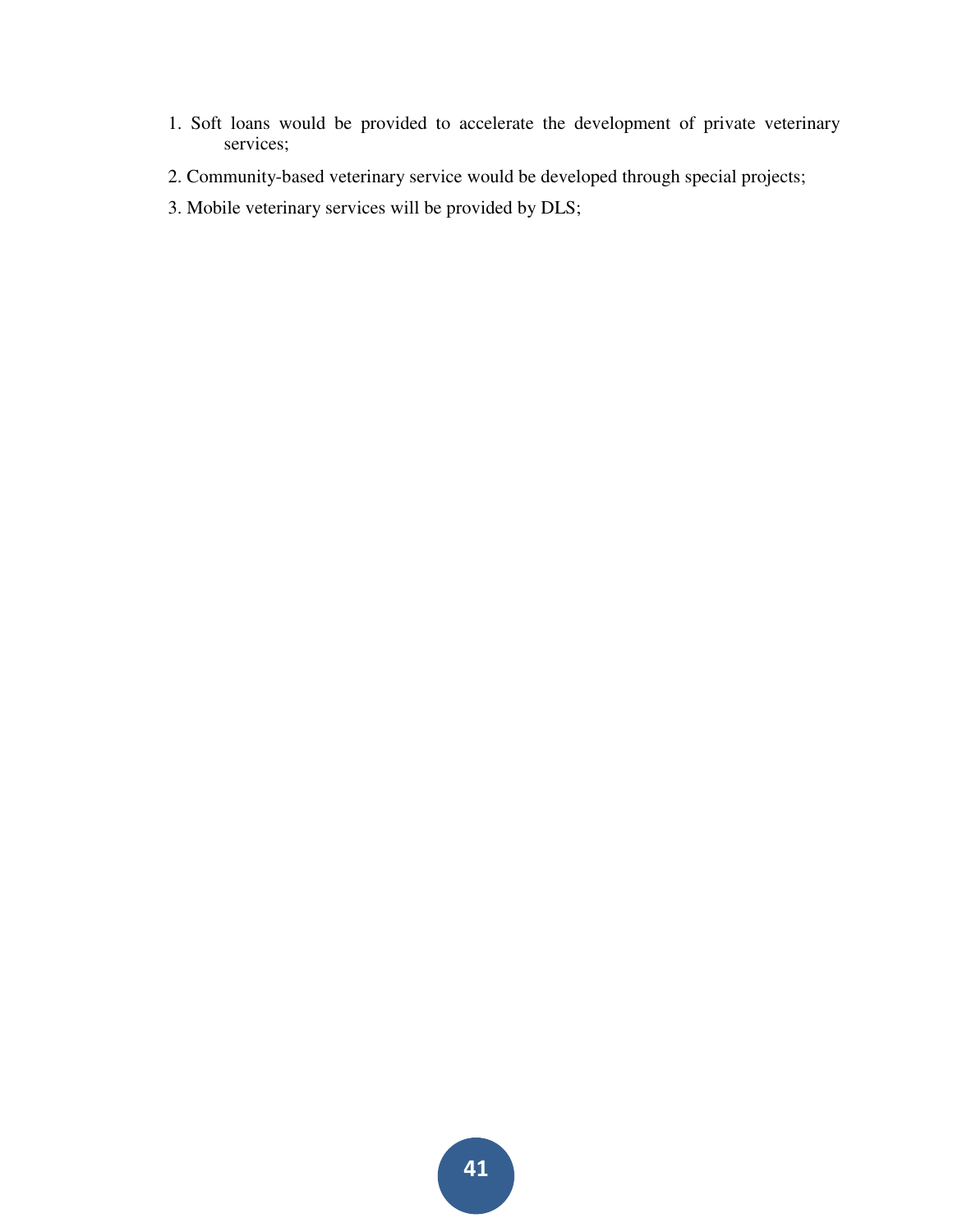1. Soft loans would be provided to accelerate the development of private veterinary services;
2. Community-based veterinary service would be developed through special projects;
3. Mobile veterinary services will be provided by DLS;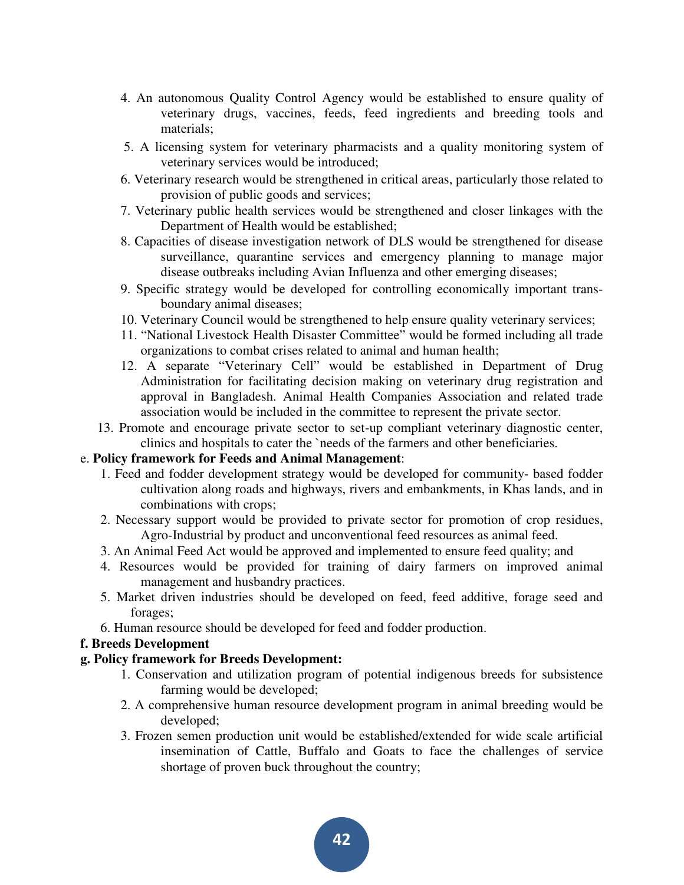4. An autonomous Quality Control Agency would be established to ensure quality of veterinary drugs, vaccines, feeds, feed ingredients and breeding tools and materials;
5. A licensing system for veterinary pharmacists and a quality monitoring system of veterinary services would be introduced;
6. Veterinary research would be strengthened in critical areas, particularly those related to provision of public goods and services;
7. Veterinary public health services would be strengthened and closer linkages with the Department of Health would be established;
8. Capacities of disease investigation network of DLS would be strengthened for disease surveillance, quarantine services and emergency planning to manage major disease outbreaks including Avian Influenza and other emerging diseases;
9. Specific strategy would be developed for controlling economically important trans-boundary animal diseases;
10. Veterinary Council would be strengthened to help ensure quality veterinary services;
11. "National Livestock Health Disaster Committee" would be formed including all trade organizations to combat crises related to animal and human health;
12. A separate "Veterinary Cell" would be established in Department of Drug Administration for facilitating decision making on veterinary drug registration and approval in Bangladesh. Animal Health Companies Association and related trade association would be included in the committee to represent the private sector.
13. Promote and encourage private sector to set-up compliant veterinary diagnostic center, clinics and hospitals to cater the `needs of the farmers and other beneficiaries.

e. **Policy framework for Feeds and Animal Management**:

1. Feed and fodder development strategy would be developed for community- based fodder cultivation along roads and highways, rivers and embankments, in Khas lands, and in combinations with crops;
2. Necessary support would be provided to private sector for promotion of crop residues, Agro-Industrial by product and unconventional feed resources as animal feed.
3. An Animal Feed Act would be approved and implemented to ensure feed quality; and
4. Resources would be provided for training of dairy farmers on improved animal management and husbandry practices.
5. Market driven industries should be developed on feed, feed additive, forage seed and forages;
6. Human resource should be developed for feed and fodder production.

**f. Breeds Development**

**g. Policy framework for Breeds Development:**

1. Conservation and utilization program of potential indigenous breeds for subsistence farming would be developed;
2. A comprehensive human resource development program in animal breeding would be developed;
3. Frozen semen production unit would be established/extended for wide scale artificial insemination of Cattle, Buffalo and Goats to face the challenges of service shortage of proven buck throughout the country;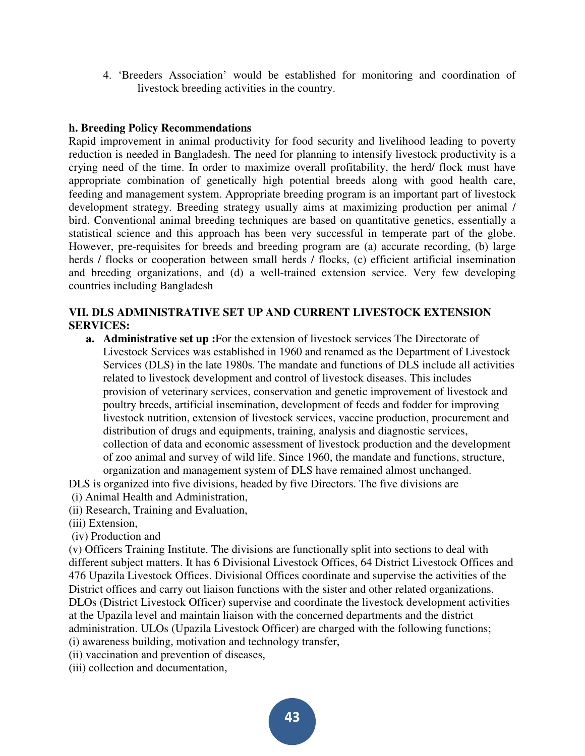4. 'Breeders Association' would be established for monitoring and coordination of livestock breeding activities in the country.

**h. Breeding Policy Recommendations**

Rapid improvement in animal productivity for food security and livelihood leading to poverty reduction is needed in Bangladesh. The need for planning to intensify livestock productivity is a crying need of the time. In order to maximize overall profitability, the herd/ flock must have appropriate combination of genetically high potential breeds along with good health care, feeding and management system. Appropriate breeding program is an important part of livestock development strategy. Breeding strategy usually aims at maximizing production per animal / bird. Conventional animal breeding techniques are based on quantitative genetics, essentially a statistical science and this approach has been very successful in temperate part of the globe. However, pre-requisites for breeds and breeding program are (a) accurate recording, (b) large herds / flocks or cooperation between small herds / flocks, (c) efficient artificial insemination and breeding organizations, and (d) a well-trained extension service. Very few developing countries including Bangladesh

## VII. DLS ADMINISTRATIVE SET UP AND CURRENT LIVESTOCK EXTENSION SERVICES:

**a. Administrative set up :**For the extension of livestock services The Directorate of Livestock Services was established in 1960 and renamed as the Department of Livestock Services (DLS) in the late 1980s. The mandate and functions of DLS include all activities related to livestock development and control of livestock diseases. This includes provision of veterinary services, conservation and genetic improvement of livestock and poultry breeds, artificial insemination, development of feeds and fodder for improving livestock nutrition, extension of livestock services, vaccine production, procurement and distribution of drugs and equipments, training, analysis and diagnostic services, collection of data and economic assessment of livestock production and the development of zoo animal and survey of wild life. Since 1960, the mandate and functions, structure, organization and management system of DLS have remained almost unchanged.

DLS is organized into five divisions, headed by five Directors. The five divisions are

(i) Animal Health and Administration,

(ii) Research, Training and Evaluation,

(iii) Extension,

(iv) Production and

(v) Officers Training Institute. The divisions are functionally split into sections to deal with different subject matters. It has 6 Divisional Livestock Offices, 64 District Livestock Offices and 476 Upazila Livestock Offices. Divisional Offices coordinate and supervise the activities of the District offices and carry out liaison functions with the sister and other related organizations. DLOs (District Livestock Officer) supervise and coordinate the livestock development activities at the Upazila level and maintain liaison with the concerned departments and the district administration. ULOs (Upazila Livestock Officer) are charged with the following functions;

(i) awareness building, motivation and technology transfer,

(ii) vaccination and prevention of diseases,

(iii) collection and documentation,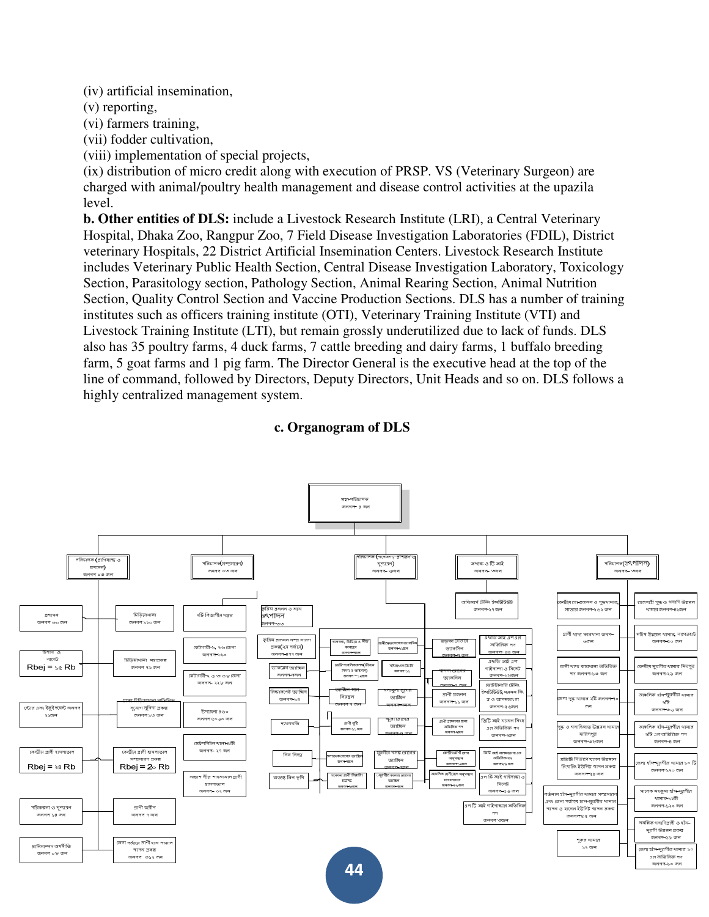(iv) artificial insemination,
(v) reporting,
(vi) farmers training,
(vii) fodder cultivation,
(viii) implementation of special projects,
(ix) distribution of micro credit along with execution of PRSP. VS (Veterinary Surgeon) are charged with animal/poultry health management and disease control activities at the upazila level.

**b. Other entities of DLS:** include a Livestock Research Institute (LRI), a Central Veterinary Hospital, Dhaka Zoo, Rangpur Zoo, 7 Field Disease Investigation Laboratories (FDIL), District veterinary Hospitals, 22 District Artificial Insemination Centers. Livestock Research Institute includes Veterinary Public Health Section, Central Disease Investigation Laboratory, Toxicology Section, Parasitology section, Pathology Section, Animal Rearing Section, Animal Nutrition Section, Quality Control Section and Vaccine Production Sections. DLS has a number of training institutes such as officers training institute (OTI), Veterinary Training Institute (VTI) and Livestock Training Institute (LTI), but remain grossly underutilized due to lack of funds. DLS also has 35 poultry farms, 4 duck farms, 7 cattle breeding and dairy farms, 1 buffalo breeding farm, 5 goat farms and 1 pig farm. The Director General is the executive head at the top of the line of command, followed by Directors, Deputy Directors, Unit Heads and so on. DLS follows a highly centralized management system.

**c. Organogram of DLS**

মহাপরিচালক
জনবল- ৪ জন

- পরিচালক (প্রাণিস্বাস্থ্য ও প্রশাসন) জনবল ০৩ জন
  - প্রশাসন জনবল ৩০ জন
  - হিসাব ও বাজেট Rbej = ১৫ Rb
  - স্টোর এন্ড ইকুইপমেন্ট জনবল ২১জন
  - কেন্দ্রীয় প্রাণী হাসপাতাল Rbej = ২৪ Rb
  - পরিকল্পনা ও মূল্যায়ন জনবল ১৪ জন
  - প্রাণিসম্পদ অর্থনীতি জনবল ০৮ জন
  - চিড়িয়াখানা জনবল ১২০ জন
  - চিড়িয়াখানা সম্প্রসারণ প্রকল্প জনবল ৭৯ জন
  - ঢাকা চিড়িয়াখানা অতিরিক্ত সুযোগ সুবিধা প্রকল্প জনবল ১৩ জন
  - কেন্দ্রীয় প্রাণী হাসপাতাল সম্প্রসারণ প্রকল্প Rbej = 2০ Rb
  - প্রাণী জরীপ জনবল ৭ জন
  - জেলা পর্যায়ে প্রাণী হাসপাতাল স্থাপন প্রকল্প জনবল ৩১২ জন
- পরিচালক (সম্প্রসারণ) জনবল ০৩ জন
  - ৭টি বিভাগীয় দপ্তর
  - ভেটেরিনারি-৬, ২৬ জেলা জনবল-৭৬০
  - ভেটেরিনারি-৩ ও ৩৮ জেলা জনবল- ২২৮ জন
  - উপজেলা ৪৬০ জনবল ৫০৬০ জন
  - মেট্রোপলিটন থানা-৩টি জনবল- ২৭ জন
  - সাহাব দীর শাহজালাল প্রাণী হাসপাতাল জনবল- ০২ জন
- পরিচালক (গবেষণা, প্রশিক্ষণ ও মূল্যায়ন) জনবল- ৩জন
  - কৃত্রিম প্রজনন ও ঘাস উৎপাদন জনবল-৩৩
  - কৃত্রিম প্রজনন সম্প্রসারণ প্রকল্প(২য় পর্যায়) জনবল-৪৭৭ জন
  - ডাকপ্লেগ ভ্যাক্সিন জনবল-৩জন
  - রিন্ডারপেস্ট ভ্যাক্সিন জনবল-১৪
  - প্যাথলজি
  - নিম বিদ্যা
  - অভ্যন্তরীন কৃমি
  - ভ্যাক্সিন ... নিয়ন্ত্রন
  - প্রাণী পুষ্টি জনবল-১১ জন
  - মুরগীর সংক্রামক রোগের ভ্যাক্সিন জনবল-৩জন
  - তড়কা রোগের ভ্যাক্সিন জনবল-৭ জন
  - বাদলা রোগের ভ্যাক্সিন
  - প্রাণী প্রজনন জনবল-১১ জন
  - কেন্দ্রীয় প্রাণী রোগ অনুসন্ধান জনবল-৩জন
  - আঞ্চলিক প্রাণীরোগ অনুসন্ধান গবেষণাগার জনবল-৩৫জন
- অধ্যক্ষ ৩ টি আই জনবল- ৩জন
  - অফিসার্স ট্রেনিং ইন্সটিটিউট জনবল-২৭ জন
  - এলটি আই এল এল অতিরিক্ত পদ জনবল- ৪৪ জন
  - এলটি আই এল গাইবান্ধা ও সিলেট জনবল- ১৪জন
  - ভেটেরিনারি ট্রেনিং ইন্সটিটিউট, ময়মনসিংহ ও আশমডাংগা জনবল-২৩জন
  - ভিটি আই ময়মনসিংহ এর অতিরিক্ত পদ জনবল-৩জন
  - ভিটি আই আশমডাংগা এর অতিরিক্ত পদ জনবল-৮ জন
  - এল টি আই গাইবান্ধা ও সিলেট জনবল-২৬ জন
  - এল টি আই গাইবান্ধার অতিরিক্ত পদ জনবল ৩জন
- পরিচালক (উৎপাদন) জনবল- ৩জন
  - কেন্দ্রীয় গো-প্রজনন ও দুগ্ধখামার, সাভার জনবল-২৬২ জন
  - প্রাণী খাদ্য কারখানা জনবল- ৩জন
  - প্রাণী খাদ্য কারখানা অতিরিক্ত পদ জনবল-১৩ জন
  - জেলা দুগ্ধ খামার ৫টি জনবল-৭০ জন
  - দুগ্ধ ও গবাদিজাত উন্নয়ন খামার ফরিদপুর জনবল-৯৪জন
  - প্রতিটি বিভাগে খামার উন্নয়নে নিয়ামিত ইউনিট স্থাপন প্রকল্প জনবল-২৫ জন
  - বর্তমান হাঁস-মুরগীর খামার সম্প্রসারণ এবং জেলা পর্যায়ে হাঁস-মুরগীর খামার স্থাপন ও হ্যাচারি ইউনিট স্থাপন প্রকল্প জনবল-৯৫ জন
  - শুকর খামার ১২ জন
  - রাজশাহী দুগ্ধ ও গবাদি উন্নয়ন খামার জনবল-৪৬জন
  - মহিষ উন্নয়ন খামার, বাগেরহাট জনবল-২০ জন
  - কেন্দ্রীয় মুরগীর খামার মিরপুর জনবল-২৯ জন
  - আঞ্চলিক হাঁস-মুরগীর খামার ৫টি জনবল-৩৬ জন
  - আঞ্চলিক হাঁস-মুরগীর খামার ৫টি এর অতিরিক্ত পদ জনবল-৫ জন
  - জেলা হাঁস-মুরগীর খামার ১০ টি জনবল-১২০ জন
  - সাবেক মহকুমা হাঁস-মুরগীর খামার-১২টি জনবল-১২০ জন
  - সমন্বিত গবাদিপ্রাণী ও হাঁস-মুরগী উন্নয়ন প্রকল্প জনবল-২৬ জন
  - জেলা হাঁস-মুরগীর খামার ১০ এর অতিরিক্ত পদ জনবল-৩০ জন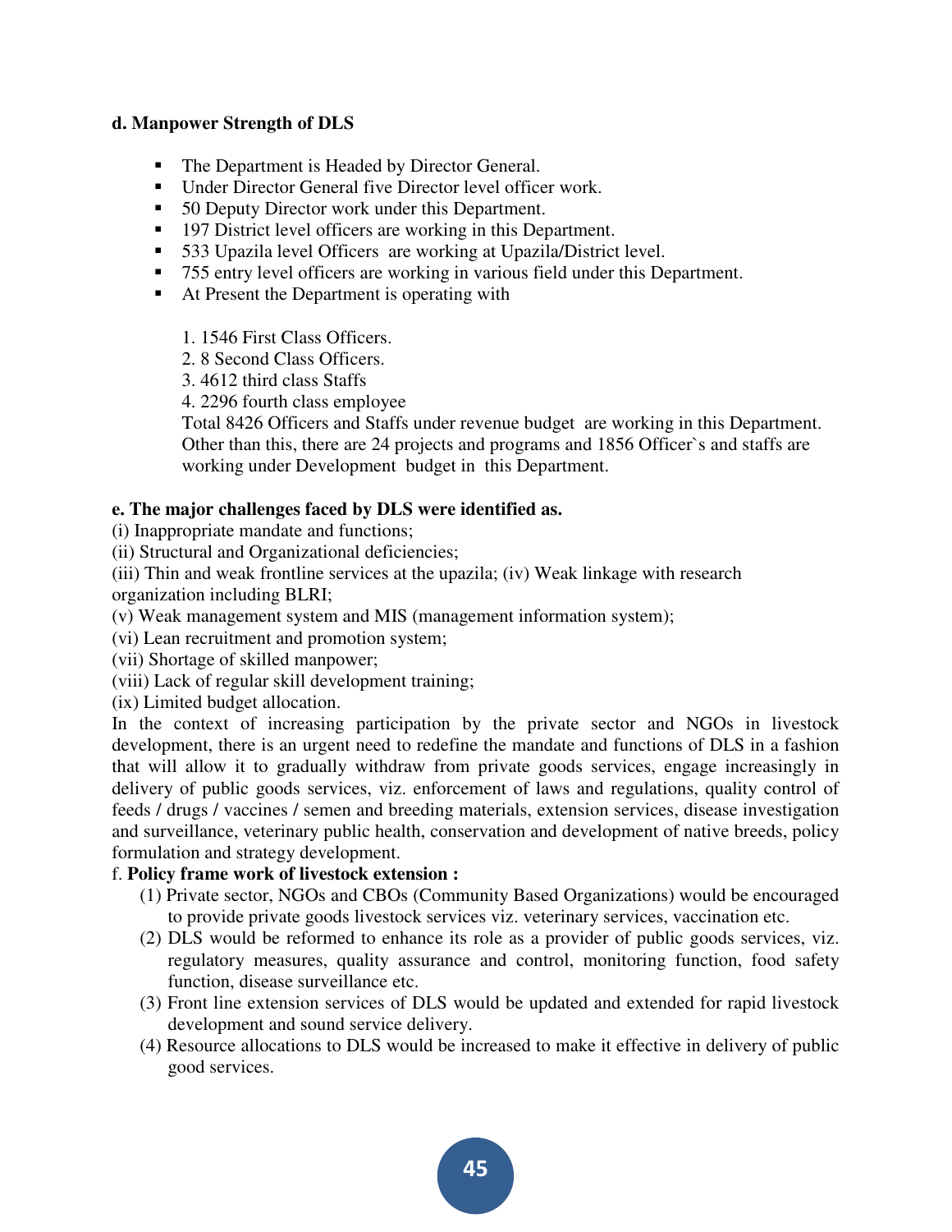**d. Manpower Strength of DLS**

- The Department is Headed by Director General.
- Under Director General five Director level officer work.
- 50 Deputy Director work under this Department.
- 197 District level officers are working in this Department.
- 533 Upazila level Officers are working at Upazila/District level.
- 755 entry level officers are working in various field under this Department.
- At Present the Department is operating with

    1. 1546 First Class Officers.
    2. 8 Second Class Officers.
    3. 4612 third class Staffs
    4. 2296 fourth class employee

    Total 8426 Officers and Staffs under revenue budget are working in this Department. Other than this, there are 24 projects and programs and 1856 Officer`s and staffs are working under Development budget in this Department.

**e. The major challenges faced by DLS were identified as.**

(i) Inappropriate mandate and functions;
(ii) Structural and Organizational deficiencies;
(iii) Thin and weak frontline services at the upazila; (iv) Weak linkage with research organization including BLRI;
(v) Weak management system and MIS (management information system);
(vi) Lean recruitment and promotion system;
(vii) Shortage of skilled manpower;
(viii) Lack of regular skill development training;
(ix) Limited budget allocation.

In the context of increasing participation by the private sector and NGOs in livestock development, there is an urgent need to redefine the mandate and functions of DLS in a fashion that will allow it to gradually withdraw from private goods services, engage increasingly in delivery of public goods services, viz. enforcement of laws and regulations, quality control of feeds / drugs / vaccines / semen and breeding materials, extension services, disease investigation and surveillance, veterinary public health, conservation and development of native breeds, policy formulation and strategy development.

f. **Policy frame work of livestock extension :**

(1) Private sector, NGOs and CBOs (Community Based Organizations) would be encouraged to provide private goods livestock services viz. veterinary services, vaccination etc.
(2) DLS would be reformed to enhance its role as a provider of public goods services, viz. regulatory measures, quality assurance and control, monitoring function, food safety function, disease surveillance etc.
(3) Front line extension services of DLS would be updated and extended for rapid livestock development and sound service delivery.
(4) Resource allocations to DLS would be increased to make it effective in delivery of public good services.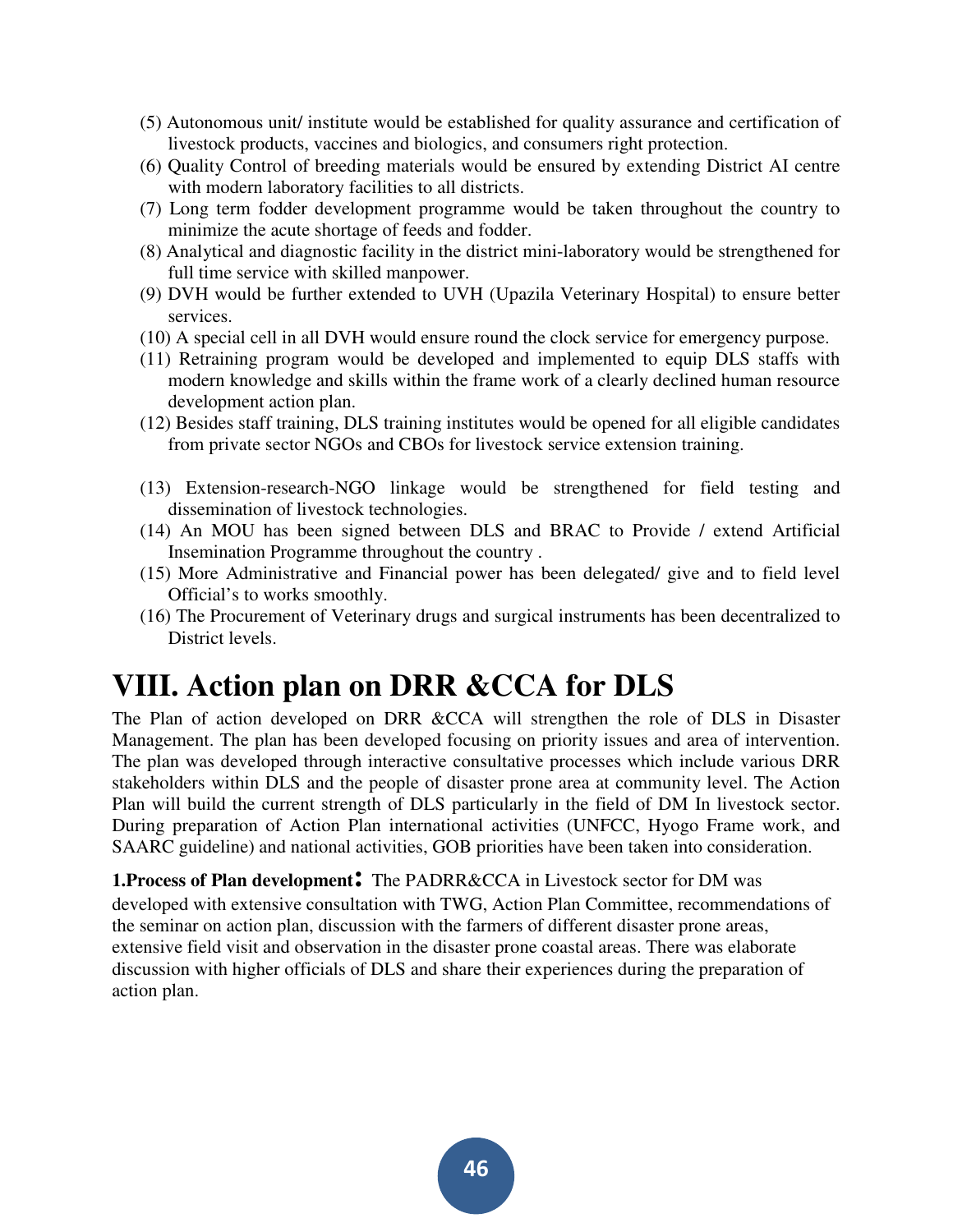(5) Autonomous unit/ institute would be established for quality assurance and certification of livestock products, vaccines and biologics, and consumers right protection.

(6) Quality Control of breeding materials would be ensured by extending District AI centre with modern laboratory facilities to all districts.

(7) Long term fodder development programme would be taken throughout the country to minimize the acute shortage of feeds and fodder.

(8) Analytical and diagnostic facility in the district mini-laboratory would be strengthened for full time service with skilled manpower.

(9) DVH would be further extended to UVH (Upazila Veterinary Hospital) to ensure better services.

(10) A special cell in all DVH would ensure round the clock service for emergency purpose.

(11) Retraining program would be developed and implemented to equip DLS staffs with modern knowledge and skills within the frame work of a clearly declined human resource development action plan.

(12) Besides staff training, DLS training institutes would be opened for all eligible candidates from private sector NGOs and CBOs for livestock service extension training.

(13) Extension-research-NGO linkage would be strengthened for field testing and dissemination of livestock technologies.

(14) An MOU has been signed between DLS and BRAC to Provide / extend Artificial Insemination Programme throughout the country .

(15) More Administrative and Financial power has been delegated/ give and to field level Official's to works smoothly.

(16) The Procurement of Veterinary drugs and surgical instruments has been decentralized to District levels.

# VIII. Action plan on DRR &CCA for DLS

The Plan of action developed on DRR &CCA will strengthen the role of DLS in Disaster Management. The plan has been developed focusing on priority issues and area of intervention. The plan was developed through interactive consultative processes which include various DRR stakeholders within DLS and the people of disaster prone area at community level. The Action Plan will build the current strength of DLS particularly in the field of DM In livestock sector. During preparation of Action Plan international activities (UNFCC, Hyogo Frame work, and SAARC guideline) and national activities, GOB priorities have been taken into consideration.

**1.Process of Plan development:** The PADRR&CCA in Livestock sector for DM was developed with extensive consultation with TWG, Action Plan Committee, recommendations of the seminar on action plan, discussion with the farmers of different disaster prone areas, extensive field visit and observation in the disaster prone coastal areas. There was elaborate discussion with higher officials of DLS and share their experiences during the preparation of action plan.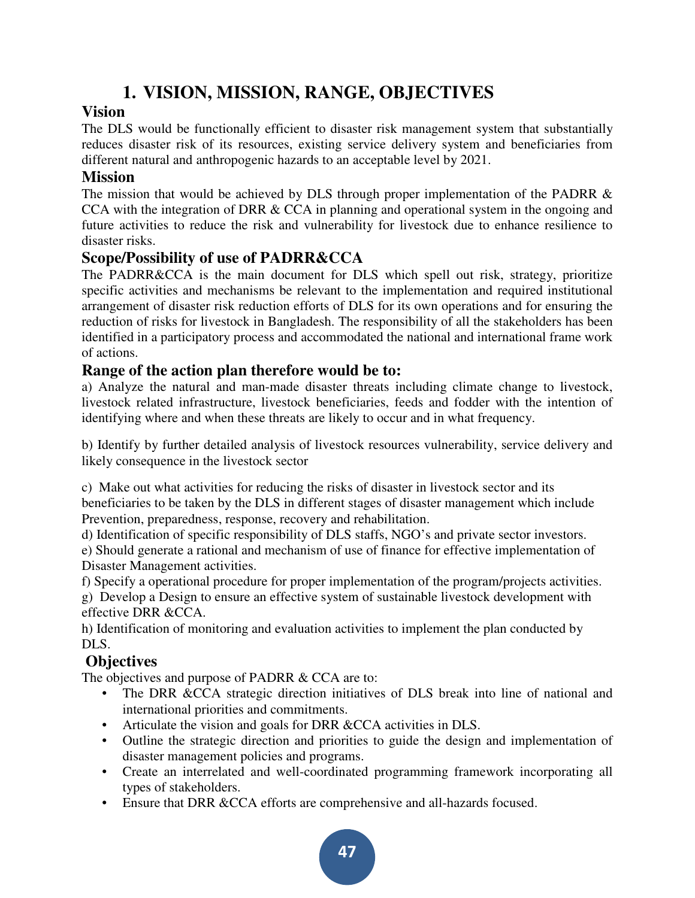# 1. VISION, MISSION, RANGE, OBJECTIVES

## Vision

The DLS would be functionally efficient to disaster risk management system that substantially reduces disaster risk of its resources, existing service delivery system and beneficiaries from different natural and anthropogenic hazards to an acceptable level by 2021.

## Mission

The mission that would be achieved by DLS through proper implementation of the PADRR & CCA with the integration of DRR & CCA in planning and operational system in the ongoing and future activities to reduce the risk and vulnerability for livestock due to enhance resilience to disaster risks.

## Scope/Possibility of use of PADRR&CCA

The PADRR&CCA is the main document for DLS which spell out risk, strategy, prioritize specific activities and mechanisms be relevant to the implementation and required institutional arrangement of disaster risk reduction efforts of DLS for its own operations and for ensuring the reduction of risks for livestock in Bangladesh. The responsibility of all the stakeholders has been identified in a participatory process and accommodated the national and international frame work of actions.

## Range of the action plan therefore would be to:

a) Analyze the natural and man-made disaster threats including climate change to livestock, livestock related infrastructure, livestock beneficiaries, feeds and fodder with the intention of identifying where and when these threats are likely to occur and in what frequency.

b) Identify by further detailed analysis of livestock resources vulnerability, service delivery and likely consequence in the livestock sector

c) Make out what activities for reducing the risks of disaster in livestock sector and its beneficiaries to be taken by the DLS in different stages of disaster management which include Prevention, preparedness, response, recovery and rehabilitation.

d) Identification of specific responsibility of DLS staffs, NGO's and private sector investors.

e) Should generate a rational and mechanism of use of finance for effective implementation of Disaster Management activities.

f) Specify a operational procedure for proper implementation of the program/projects activities.

g) Develop a Design to ensure an effective system of sustainable livestock development with effective DRR &CCA.

h) Identification of monitoring and evaluation activities to implement the plan conducted by DLS.

## Objectives

The objectives and purpose of PADRR & CCA are to:

- The DRR &CCA strategic direction initiatives of DLS break into line of national and international priorities and commitments.
- Articulate the vision and goals for DRR &CCA activities in DLS.
- Outline the strategic direction and priorities to guide the design and implementation of disaster management policies and programs.
- Create an interrelated and well-coordinated programming framework incorporating all types of stakeholders.
- Ensure that DRR &CCA efforts are comprehensive and all-hazards focused.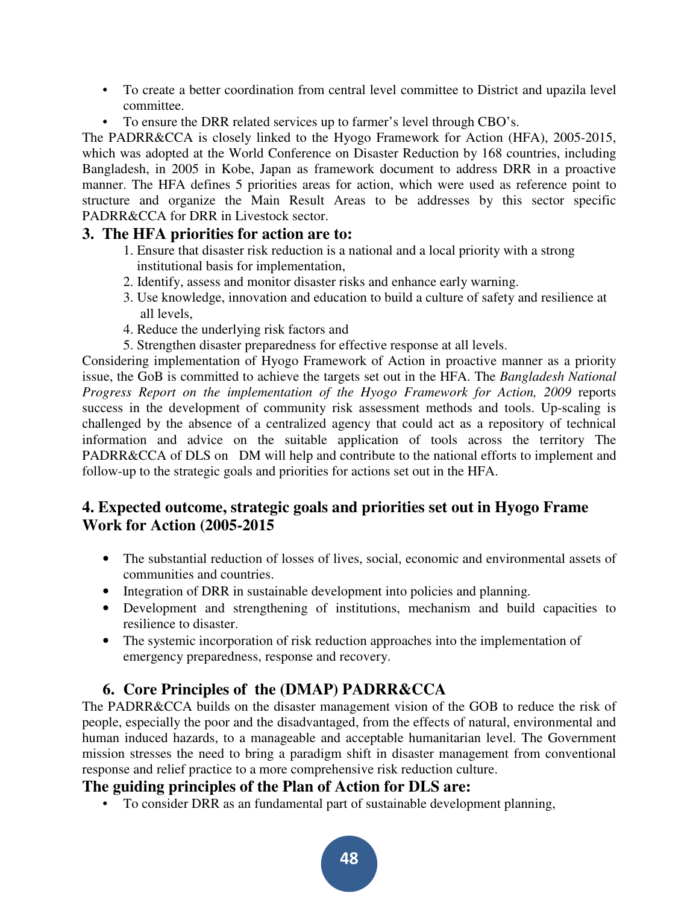- To create a better coordination from central level committee to District and upazila level committee.
- To ensure the DRR related services up to farmer's level through CBO's.

The PADRR&CCA is closely linked to the Hyogo Framework for Action (HFA), 2005-2015, which was adopted at the World Conference on Disaster Reduction by 168 countries, including Bangladesh, in 2005 in Kobe, Japan as framework document to address DRR in a proactive manner. The HFA defines 5 priorities areas for action, which were used as reference point to structure and organize the Main Result Areas to be addresses by this sector specific PADRR&CCA for DRR in Livestock sector.

## 3. The HFA priorities for action are to:

1. Ensure that disaster risk reduction is a national and a local priority with a strong institutional basis for implementation,
2. Identify, assess and monitor disaster risks and enhance early warning.
3. Use knowledge, innovation and education to build a culture of safety and resilience at all levels,
4. Reduce the underlying risk factors and
5. Strengthen disaster preparedness for effective response at all levels.

Considering implementation of Hyogo Framework of Action in proactive manner as a priority issue, the GoB is committed to achieve the targets set out in the HFA. The *Bangladesh National Progress Report on the implementation of the Hyogo Framework for Action, 2009* reports success in the development of community risk assessment methods and tools. Up-scaling is challenged by the absence of a centralized agency that could act as a repository of technical information and advice on the suitable application of tools across the territory The PADRR&CCA of DLS on DM will help and contribute to the national efforts to implement and follow-up to the strategic goals and priorities for actions set out in the HFA.

## 4. Expected outcome, strategic goals and priorities set out in Hyogo Frame Work for Action (2005-2015

- The substantial reduction of losses of lives, social, economic and environmental assets of communities and countries.
- Integration of DRR in sustainable development into policies and planning.
- Development and strengthening of institutions, mechanism and build capacities to resilience to disaster.
- The systemic incorporation of risk reduction approaches into the implementation of emergency preparedness, response and recovery.

## 6. Core Principles of the (DMAP) PADRR&CCA

The PADRR&CCA builds on the disaster management vision of the GOB to reduce the risk of people, especially the poor and the disadvantaged, from the effects of natural, environmental and human induced hazards, to a manageable and acceptable humanitarian level. The Government mission stresses the need to bring a paradigm shift in disaster management from conventional response and relief practice to a more comprehensive risk reduction culture.

### The guiding principles of the Plan of Action for DLS are:

- To consider DRR as an fundamental part of sustainable development planning,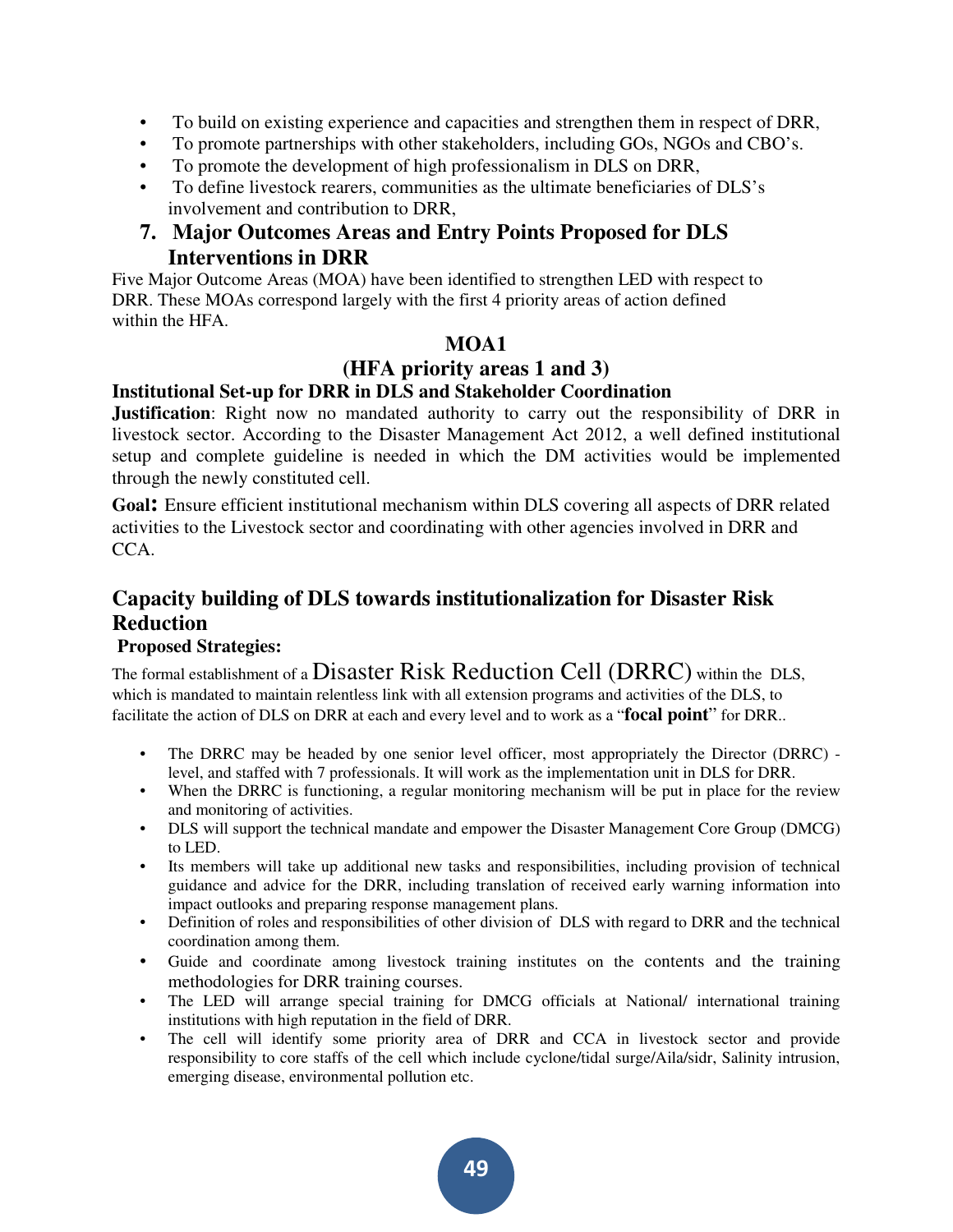- To build on existing experience and capacities and strengthen them in respect of DRR,
- To promote partnerships with other stakeholders, including GOs, NGOs and CBO's.
- To promote the development of high professionalism in DLS on DRR,
- To define livestock rearers, communities as the ultimate beneficiaries of DLS's involvement and contribution to DRR,

## 7. Major Outcomes Areas and Entry Points Proposed for DLS Interventions in DRR

Five Major Outcome Areas (MOA) have been identified to strengthen LED with respect to DRR. These MOAs correspond largely with the first 4 priority areas of action defined within the HFA.

### MOA1

### (HFA priority areas 1 and 3)

#### Institutional Set-up for DRR in DLS and Stakeholder Coordination

**Justification**: Right now no mandated authority to carry out the responsibility of DRR in livestock sector. According to the Disaster Management Act 2012, a well defined institutional setup and complete guideline is needed in which the DM activities would be implemented through the newly constituted cell.

**Goal:** Ensure efficient institutional mechanism within DLS covering all aspects of DRR related activities to the Livestock sector and coordinating with other agencies involved in DRR and CCA.

### Capacity building of DLS towards institutionalization for Disaster Risk Reduction

**Proposed Strategies:**

The formal establishment of a Disaster Risk Reduction Cell (DRRC) within the DLS, which is mandated to maintain relentless link with all extension programs and activities of the DLS, to facilitate the action of DLS on DRR at each and every level and to work as a "**focal point**" for DRR..

- The DRRC may be headed by one senior level officer, most appropriately the Director (DRRC) -level, and staffed with 7 professionals. It will work as the implementation unit in DLS for DRR.
- When the DRRC is functioning, a regular monitoring mechanism will be put in place for the review and monitoring of activities.
- DLS will support the technical mandate and empower the Disaster Management Core Group (DMCG) to LED.
- Its members will take up additional new tasks and responsibilities, including provision of technical guidance and advice for the DRR, including translation of received early warning information into impact outlooks and preparing response management plans.
- Definition of roles and responsibilities of other division of DLS with regard to DRR and the technical coordination among them.
- Guide and coordinate among livestock training institutes on the contents and the training methodologies for DRR training courses.
- The LED will arrange special training for DMCG officials at National/ international training institutions with high reputation in the field of DRR.
- The cell will identify some priority area of DRR and CCA in livestock sector and provide responsibility to core staffs of the cell which include cyclone/tidal surge/Aila/sidr, Salinity intrusion, emerging disease, environmental pollution etc.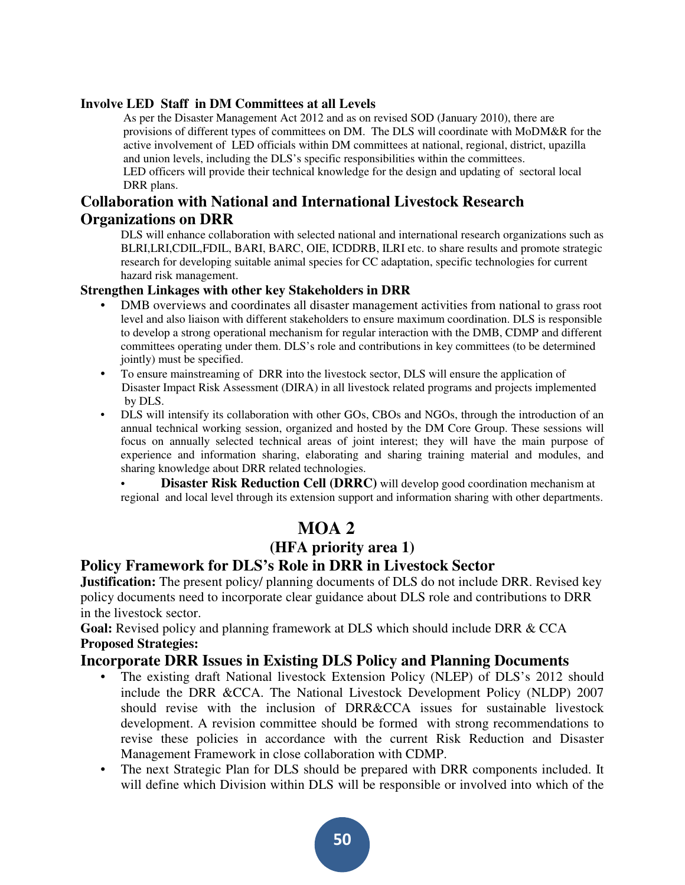### Involve LED Staff in DM Committees at all Levels

As per the Disaster Management Act 2012 and as on revised SOD (January 2010), there are provisions of different types of committees on DM. The DLS will coordinate with MoDM&R for the active involvement of LED officials within DM committees at national, regional, district, upazilla and union levels, including the DLS's specific responsibilities within the committees.
LED officers will provide their technical knowledge for the design and updating of sectoral local DRR plans.

## Collaboration with National and International Livestock Research Organizations on DRR

DLS will enhance collaboration with selected national and international research organizations such as BLRI,LRI,CDIL,FDIL, BARI, BARC, OIE, ICDDRB, ILRI etc. to share results and promote strategic research for developing suitable animal species for CC adaptation, specific technologies for current hazard risk management.

### Strengthen Linkages with other key Stakeholders in DRR

- DMB overviews and coordinates all disaster management activities from national to grass root level and also liaison with different stakeholders to ensure maximum coordination. DLS is responsible to develop a strong operational mechanism for regular interaction with the DMB, CDMP and different committees operating under them. DLS's role and contributions in key committees (to be determined jointly) must be specified.
- To ensure mainstreaming of DRR into the livestock sector, DLS will ensure the application of Disaster Impact Risk Assessment (DIRA) in all livestock related programs and projects implemented by DLS.
- DLS will intensify its collaboration with other GOs, CBOs and NGOs, through the introduction of an annual technical working session, organized and hosted by the DM Core Group. These sessions will focus on annually selected technical areas of joint interest; they will have the main purpose of experience and information sharing, elaborating and sharing training material and modules, and sharing knowledge about DRR related technologies.
- **Disaster Risk Reduction Cell (DRRC)** will develop good coordination mechanism at regional and local level through its extension support and information sharing with other departments.

# MOA 2

## (HFA priority area 1)

## Policy Framework for DLS's Role in DRR in Livestock Sector

**Justification:** The present policy/ planning documents of DLS do not include DRR. Revised key policy documents need to incorporate clear guidance about DLS role and contributions to DRR in the livestock sector.

**Goal:** Revised policy and planning framework at DLS which should include DRR & CCA

**Proposed Strategies:**

## Incorporate DRR Issues in Existing DLS Policy and Planning Documents

- The existing draft National livestock Extension Policy (NLEP) of DLS's 2012 should include the DRR &CCA. The National Livestock Development Policy (NLDP) 2007 should revise with the inclusion of DRR&CCA issues for sustainable livestock development. A revision committee should be formed with strong recommendations to revise these policies in accordance with the current Risk Reduction and Disaster Management Framework in close collaboration with CDMP.
- The next Strategic Plan for DLS should be prepared with DRR components included. It will define which Division within DLS will be responsible or involved into which of the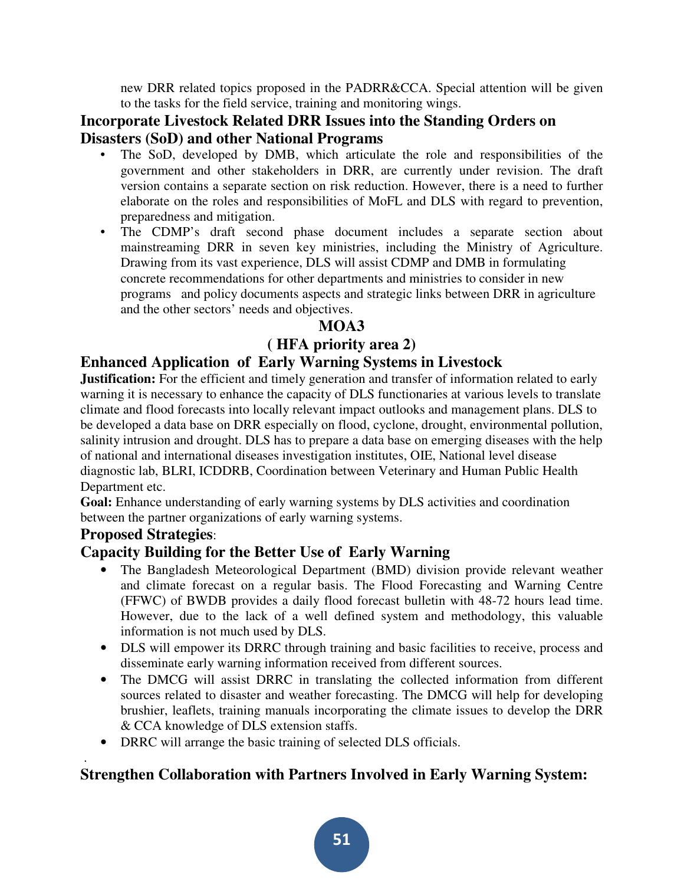new DRR related topics proposed in the PADRR&CCA. Special attention will be given to the tasks for the field service, training and monitoring wings.

### Incorporate Livestock Related DRR Issues into the Standing Orders on Disasters (SoD) and other National Programs

- The SoD, developed by DMB, which articulate the role and responsibilities of the government and other stakeholders in DRR, are currently under revision. The draft version contains a separate section on risk reduction. However, there is a need to further elaborate on the roles and responsibilities of MoFL and DLS with regard to prevention, preparedness and mitigation.
- The CDMP's draft second phase document includes a separate section about mainstreaming DRR in seven key ministries, including the Ministry of Agriculture. Drawing from its vast experience, DLS will assist CDMP and DMB in formulating concrete recommendations for other departments and ministries to consider in new programs and policy documents aspects and strategic links between DRR in agriculture and the other sectors' needs and objectives.

## MOA3

## ( HFA priority area 2)

### Enhanced Application of Early Warning Systems in Livestock

**Justification:** For the efficient and timely generation and transfer of information related to early warning it is necessary to enhance the capacity of DLS functionaries at various levels to translate climate and flood forecasts into locally relevant impact outlooks and management plans. DLS to be developed a data base on DRR especially on flood, cyclone, drought, environmental pollution, salinity intrusion and drought. DLS has to prepare a data base on emerging diseases with the help of national and international diseases investigation institutes, OIE, National level disease diagnostic lab, BLRI, ICDDRB, Coordination between Veterinary and Human Public Health Department etc.

**Goal:** Enhance understanding of early warning systems by DLS activities and coordination between the partner organizations of early warning systems.

### Proposed Strategies:

### Capacity Building for the Better Use of Early Warning

- The Bangladesh Meteorological Department (BMD) division provide relevant weather and climate forecast on a regular basis. The Flood Forecasting and Warning Centre (FFWC) of BWDB provides a daily flood forecast bulletin with 48-72 hours lead time. However, due to the lack of a well defined system and methodology, this valuable information is not much used by DLS.
- DLS will empower its DRRC through training and basic facilities to receive, process and disseminate early warning information received from different sources.
- The DMCG will assist DRRC in translating the collected information from different sources related to disaster and weather forecasting. The DMCG will help for developing brushier, leaflets, training manuals incorporating the climate issues to develop the DRR & CCA knowledge of DLS extension staffs.
- DRRC will arrange the basic training of selected DLS officials.

### Strengthen Collaboration with Partners Involved in Early Warning System: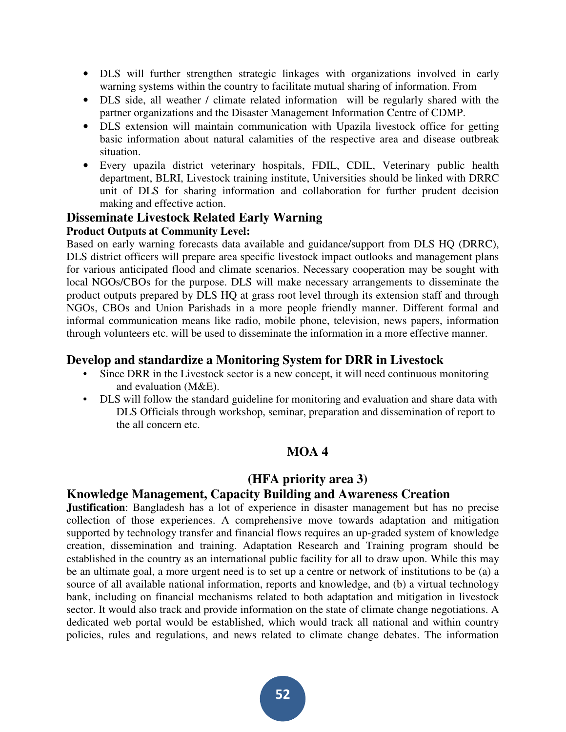- DLS will further strengthen strategic linkages with organizations involved in early warning systems within the country to facilitate mutual sharing of information. From
- DLS side, all weather / climate related information will be regularly shared with the partner organizations and the Disaster Management Information Centre of CDMP.
- DLS extension will maintain communication with Upazila livestock office for getting basic information about natural calamities of the respective area and disease outbreak situation.
- Every upazila district veterinary hospitals, FDIL, CDIL, Veterinary public health department, BLRI, Livestock training institute, Universities should be linked with DRRC unit of DLS for sharing information and collaboration for further prudent decision making and effective action.

## Disseminate Livestock Related Early Warning

**Product Outputs at Community Level:**

Based on early warning forecasts data available and guidance/support from DLS HQ (DRRC), DLS district officers will prepare area specific livestock impact outlooks and management plans for various anticipated flood and climate scenarios. Necessary cooperation may be sought with local NGOs/CBOs for the purpose. DLS will make necessary arrangements to disseminate the product outputs prepared by DLS HQ at grass root level through its extension staff and through NGOs, CBOs and Union Parishads in a more people friendly manner. Different formal and informal communication means like radio, mobile phone, television, news papers, information through volunteers etc. will be used to disseminate the information in a more effective manner.

## Develop and standardize a Monitoring System for DRR in Livestock

- Since DRR in the Livestock sector is a new concept, it will need continuous monitoring and evaluation (M&E).
- DLS will follow the standard guideline for monitoring and evaluation and share data with DLS Officials through workshop, seminar, preparation and dissemination of report to the all concern etc.

## MOA 4

### (HFA priority area 3)

## Knowledge Management, Capacity Building and Awareness Creation

**Justification**: Bangladesh has a lot of experience in disaster management but has no precise collection of those experiences. A comprehensive move towards adaptation and mitigation supported by technology transfer and financial flows requires an up-graded system of knowledge creation, dissemination and training. Adaptation Research and Training program should be established in the country as an international public facility for all to draw upon. While this may be an ultimate goal, a more urgent need is to set up a centre or network of institutions to be (a) a source of all available national information, reports and knowledge, and (b) a virtual technology bank, including on financial mechanisms related to both adaptation and mitigation in livestock sector. It would also track and provide information on the state of climate change negotiations. A dedicated web portal would be established, which would track all national and within country policies, rules and regulations, and news related to climate change debates. The information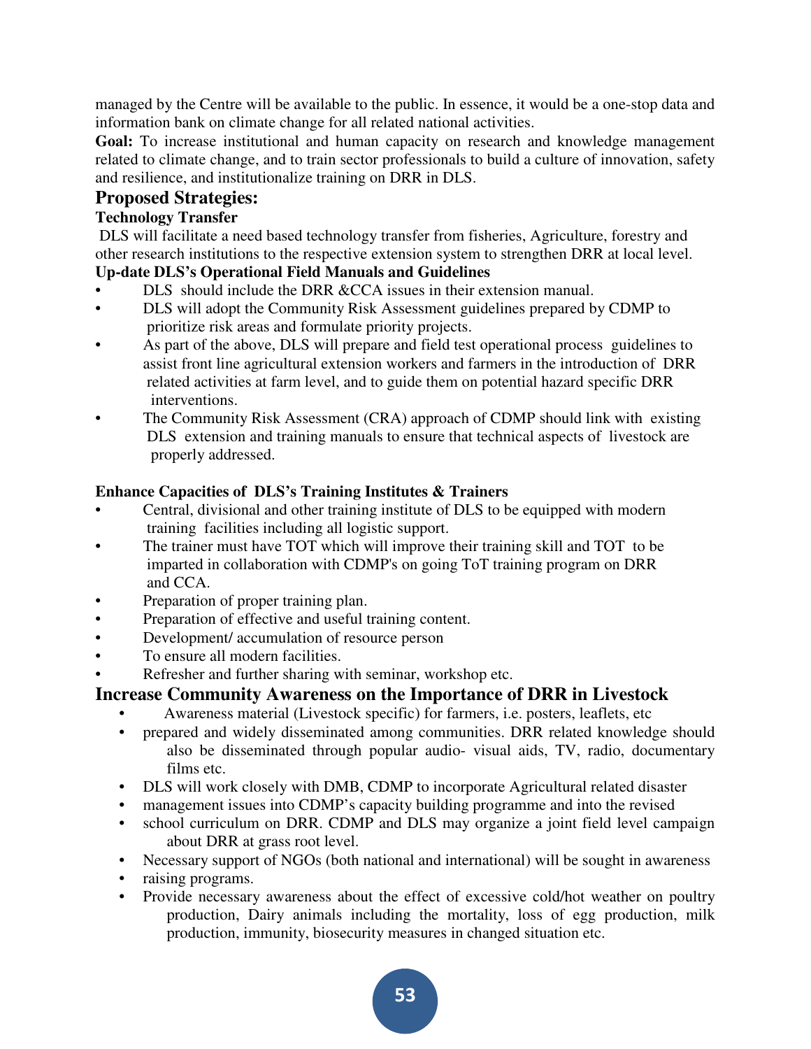managed by the Centre will be available to the public. In essence, it would be a one-stop data and information bank on climate change for all related national activities.

**Goal:** To increase institutional and human capacity on research and knowledge management related to climate change, and to train sector professionals to build a culture of innovation, safety and resilience, and institutionalize training on DRR in DLS.

## Proposed Strategies:

### Technology Transfer

DLS will facilitate a need based technology transfer from fisheries, Agriculture, forestry and other research institutions to the respective extension system to strengthen DRR at local level.

### Up-date DLS's Operational Field Manuals and Guidelines

- DLS should include the DRR &CCA issues in their extension manual.
- DLS will adopt the Community Risk Assessment guidelines prepared by CDMP to prioritize risk areas and formulate priority projects.
- As part of the above, DLS will prepare and field test operational process guidelines to assist front line agricultural extension workers and farmers in the introduction of DRR related activities at farm level, and to guide them on potential hazard specific DRR interventions.
- The Community Risk Assessment (CRA) approach of CDMP should link with existing DLS extension and training manuals to ensure that technical aspects of livestock are properly addressed.

### Enhance Capacities of DLS's Training Institutes & Trainers

- Central, divisional and other training institute of DLS to be equipped with modern training facilities including all logistic support.
- The trainer must have TOT which will improve their training skill and TOT to be imparted in collaboration with CDMP's on going ToT training program on DRR and CCA.
- Preparation of proper training plan.
- Preparation of effective and useful training content.
- Development/ accumulation of resource person
- To ensure all modern facilities.
- Refresher and further sharing with seminar, workshop etc.

## Increase Community Awareness on the Importance of DRR in Livestock

- Awareness material (Livestock specific) for farmers, i.e. posters, leaflets, etc
- prepared and widely disseminated among communities. DRR related knowledge should also be disseminated through popular audio- visual aids, TV, radio, documentary films etc.
- DLS will work closely with DMB, CDMP to incorporate Agricultural related disaster
- management issues into CDMP's capacity building programme and into the revised
- school curriculum on DRR. CDMP and DLS may organize a joint field level campaign about DRR at grass root level.
- Necessary support of NGOs (both national and international) will be sought in awareness
- raising programs.
- Provide necessary awareness about the effect of excessive cold/hot weather on poultry production, Dairy animals including the mortality, loss of egg production, milk production, immunity, biosecurity measures in changed situation etc.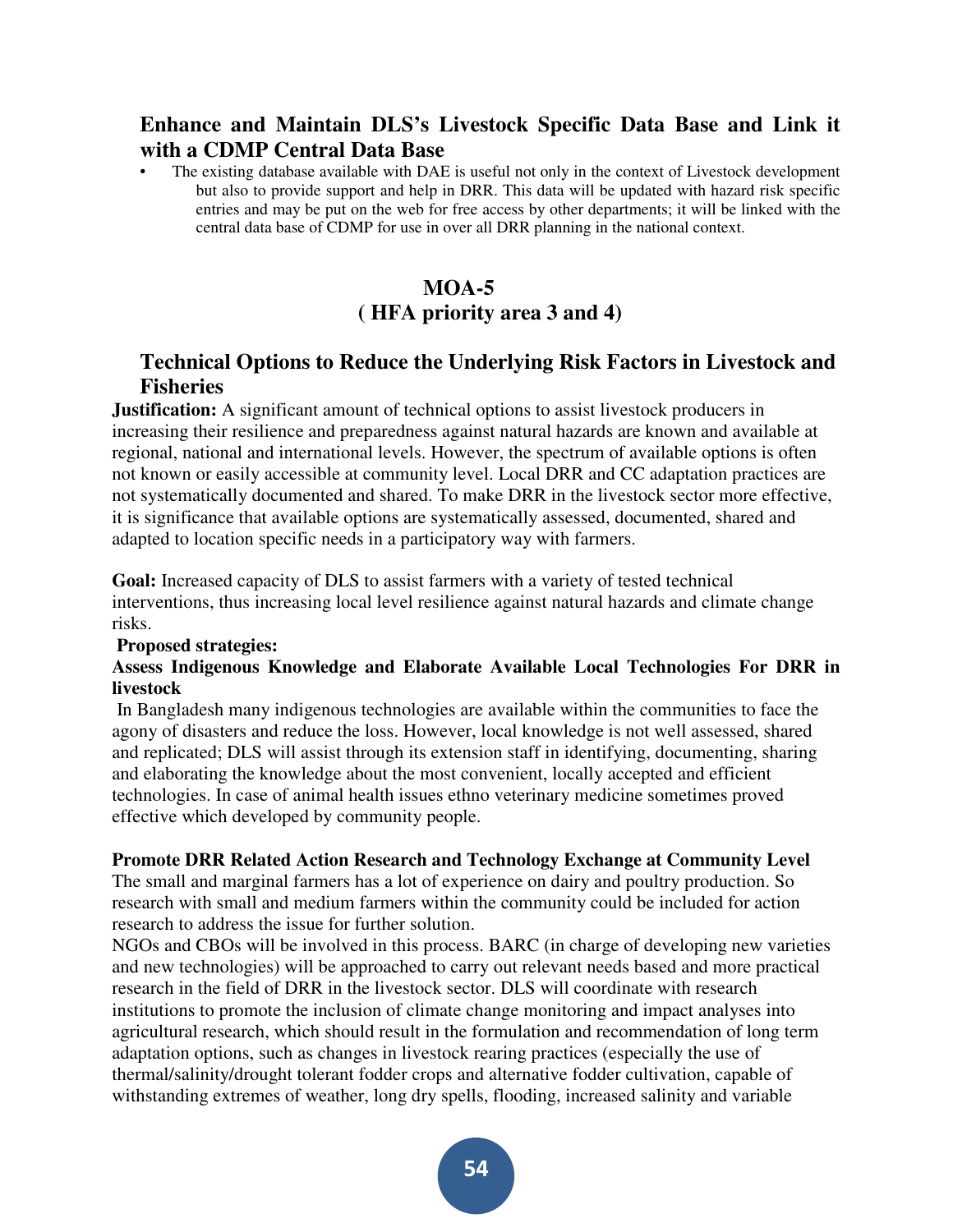## Enhance and Maintain DLS's Livestock Specific Data Base and Link it with a CDMP Central Data Base

- The existing database available with DAE is useful not only in the context of Livestock development but also to provide support and help in DRR. This data will be updated with hazard risk specific entries and may be put on the web for free access by other departments; it will be linked with the central data base of CDMP for use in over all DRR planning in the national context.

## MOA-5
## ( HFA priority area 3 and 4)

## Technical Options to Reduce the Underlying Risk Factors in Livestock and Fisheries

**Justification:** A significant amount of technical options to assist livestock producers in increasing their resilience and preparedness against natural hazards are known and available at regional, national and international levels. However, the spectrum of available options is often not known or easily accessible at community level. Local DRR and CC adaptation practices are not systematically documented and shared. To make DRR in the livestock sector more effective, it is significance that available options are systematically assessed, documented, shared and adapted to location specific needs in a participatory way with farmers.

**Goal:** Increased capacity of DLS to assist farmers with a variety of tested technical interventions, thus increasing local level resilience against natural hazards and climate change risks.

**Proposed strategies:**

**Assess Indigenous Knowledge and Elaborate Available Local Technologies For DRR in livestock**

In Bangladesh many indigenous technologies are available within the communities to face the agony of disasters and reduce the loss. However, local knowledge is not well assessed, shared and replicated; DLS will assist through its extension staff in identifying, documenting, sharing and elaborating the knowledge about the most convenient, locally accepted and efficient technologies. In case of animal health issues ethno veterinary medicine sometimes proved effective which developed by community people.

**Promote DRR Related Action Research and Technology Exchange at Community Level**

The small and marginal farmers has a lot of experience on dairy and poultry production. So research with small and medium farmers within the community could be included for action research to address the issue for further solution.

NGOs and CBOs will be involved in this process. BARC (in charge of developing new varieties and new technologies) will be approached to carry out relevant needs based and more practical research in the field of DRR in the livestock sector. DLS will coordinate with research institutions to promote the inclusion of climate change monitoring and impact analyses into agricultural research, which should result in the formulation and recommendation of long term adaptation options, such as changes in livestock rearing practices (especially the use of thermal/salinity/drought tolerant fodder crops and alternative fodder cultivation, capable of withstanding extremes of weather, long dry spells, flooding, increased salinity and variable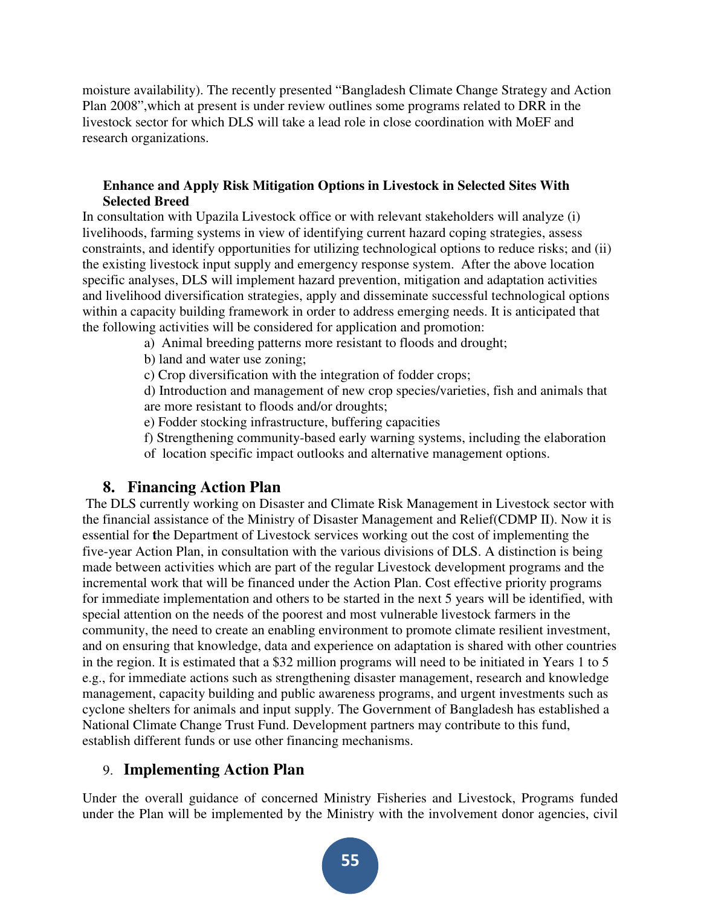moisture availability). The recently presented "Bangladesh Climate Change Strategy and Action Plan 2008",which at present is under review outlines some programs related to DRR in the livestock sector for which DLS will take a lead role in close coordination with MoEF and research organizations.

**Enhance and Apply Risk Mitigation Options in Livestock in Selected Sites With Selected Breed**

In consultation with Upazila Livestock office or with relevant stakeholders will analyze (i) livelihoods, farming systems in view of identifying current hazard coping strategies, assess constraints, and identify opportunities for utilizing technological options to reduce risks; and (ii) the existing livestock input supply and emergency response system. After the above location specific analyses, DLS will implement hazard prevention, mitigation and adaptation activities and livelihood diversification strategies, apply and disseminate successful technological options within a capacity building framework in order to address emerging needs. It is anticipated that the following activities will be considered for application and promotion:

a) Animal breeding patterns more resistant to floods and drought;

b) land and water use zoning;

c) Crop diversification with the integration of fodder crops;

d) Introduction and management of new crop species/varieties, fish and animals that are more resistant to floods and/or droughts;

e) Fodder stocking infrastructure, buffering capacities

f) Strengthening community-based early warning systems, including the elaboration of location specific impact outlooks and alternative management options.

## 8. Financing Action Plan

The DLS currently working on Disaster and Climate Risk Management in Livestock sector with the financial assistance of the Ministry of Disaster Management and Relief(CDMP II). Now it is essential for the Department of Livestock services working out the cost of implementing the five-year Action Plan, in consultation with the various divisions of DLS. A distinction is being made between activities which are part of the regular Livestock development programs and the incremental work that will be financed under the Action Plan. Cost effective priority programs for immediate implementation and others to be started in the next 5 years will be identified, with special attention on the needs of the poorest and most vulnerable livestock farmers in the community, the need to create an enabling environment to promote climate resilient investment, and on ensuring that knowledge, data and experience on adaptation is shared with other countries in the region. It is estimated that a $32 million programs will need to be initiated in Years 1 to 5 e.g., for immediate actions such as strengthening disaster management, research and knowledge management, capacity building and public awareness programs, and urgent investments such as cyclone shelters for animals and input supply. The Government of Bangladesh has established a National Climate Change Trust Fund. Development partners may contribute to this fund, establish different funds or use other financing mechanisms.

## 9. Implementing Action Plan

Under the overall guidance of concerned Ministry Fisheries and Livestock, Programs funded under the Plan will be implemented by the Ministry with the involvement donor agencies, civil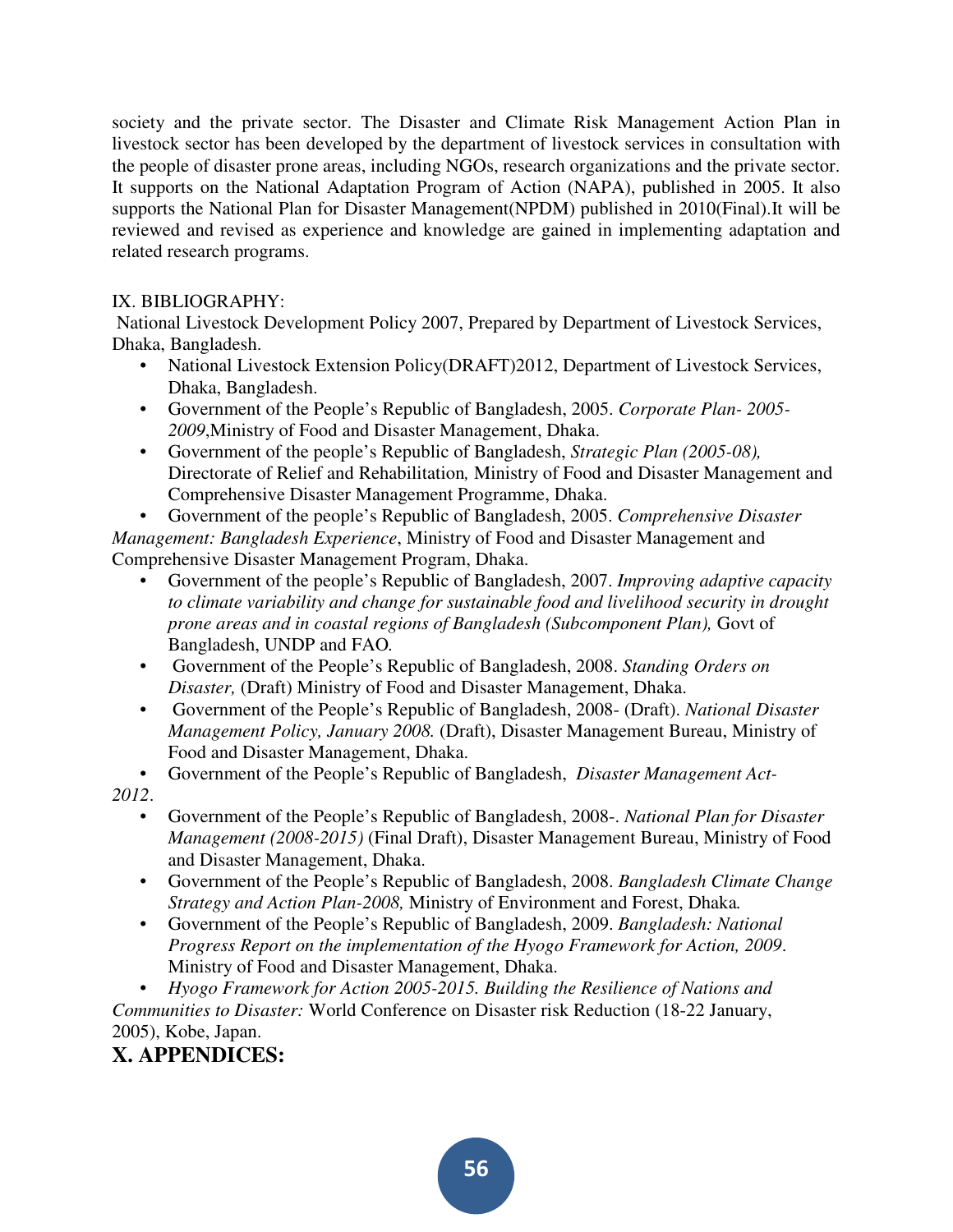society and the private sector. The Disaster and Climate Risk Management Action Plan in livestock sector has been developed by the department of livestock services in consultation with the people of disaster prone areas, including NGOs, research organizations and the private sector. It supports on the National Adaptation Program of Action (NAPA), published in 2005. It also supports the National Plan for Disaster Management(NPDM) published in 2010(Final).It will be reviewed and revised as experience and knowledge are gained in implementing adaptation and related research programs.

IX. BIBLIOGRAPHY:

National Livestock Development Policy 2007, Prepared by Department of Livestock Services, Dhaka, Bangladesh.

- National Livestock Extension Policy(DRAFT)2012, Department of Livestock Services, Dhaka, Bangladesh.
- Government of the People's Republic of Bangladesh, 2005. *Corporate Plan- 2005-2009*,Ministry of Food and Disaster Management, Dhaka.
- Government of the people's Republic of Bangladesh, *Strategic Plan (2005-08),* Directorate of Relief and Rehabilitation*,* Ministry of Food and Disaster Management and Comprehensive Disaster Management Programme, Dhaka.
- Government of the people's Republic of Bangladesh, 2005. *Comprehensive Disaster Management: Bangladesh Experience*, Ministry of Food and Disaster Management and Comprehensive Disaster Management Program, Dhaka.
- Government of the people's Republic of Bangladesh, 2007. *Improving adaptive capacity to climate variability and change for sustainable food and livelihood security in drought prone areas and in coastal regions of Bangladesh (Subcomponent Plan),* Govt of Bangladesh, UNDP and FAO*.*
- Government of the People's Republic of Bangladesh, 2008. *Standing Orders on Disaster,* (Draft) Ministry of Food and Disaster Management, Dhaka.
- Government of the People's Republic of Bangladesh, 2008- (Draft). *National Disaster Management Policy, January 2008.* (Draft), Disaster Management Bureau, Ministry of Food and Disaster Management, Dhaka.
- Government of the People's Republic of Bangladesh, *Disaster Management Act-2012*.
- Government of the People's Republic of Bangladesh, 2008-. *National Plan for Disaster Management (2008-2015)* (Final Draft), Disaster Management Bureau, Ministry of Food and Disaster Management, Dhaka.
- Government of the People's Republic of Bangladesh, 2008. *Bangladesh Climate Change Strategy and Action Plan-2008,* Ministry of Environment and Forest, Dhaka*.*
- Government of the People's Republic of Bangladesh, 2009. *Bangladesh: National Progress Report on the implementation of the Hyogo Framework for Action, 2009*. Ministry of Food and Disaster Management, Dhaka.
- *Hyogo Framework for Action 2005-2015. Building the Resilience of Nations and Communities to Disaster:* World Conference on Disaster risk Reduction (18-22 January, 2005), Kobe, Japan.

## X. APPENDICES: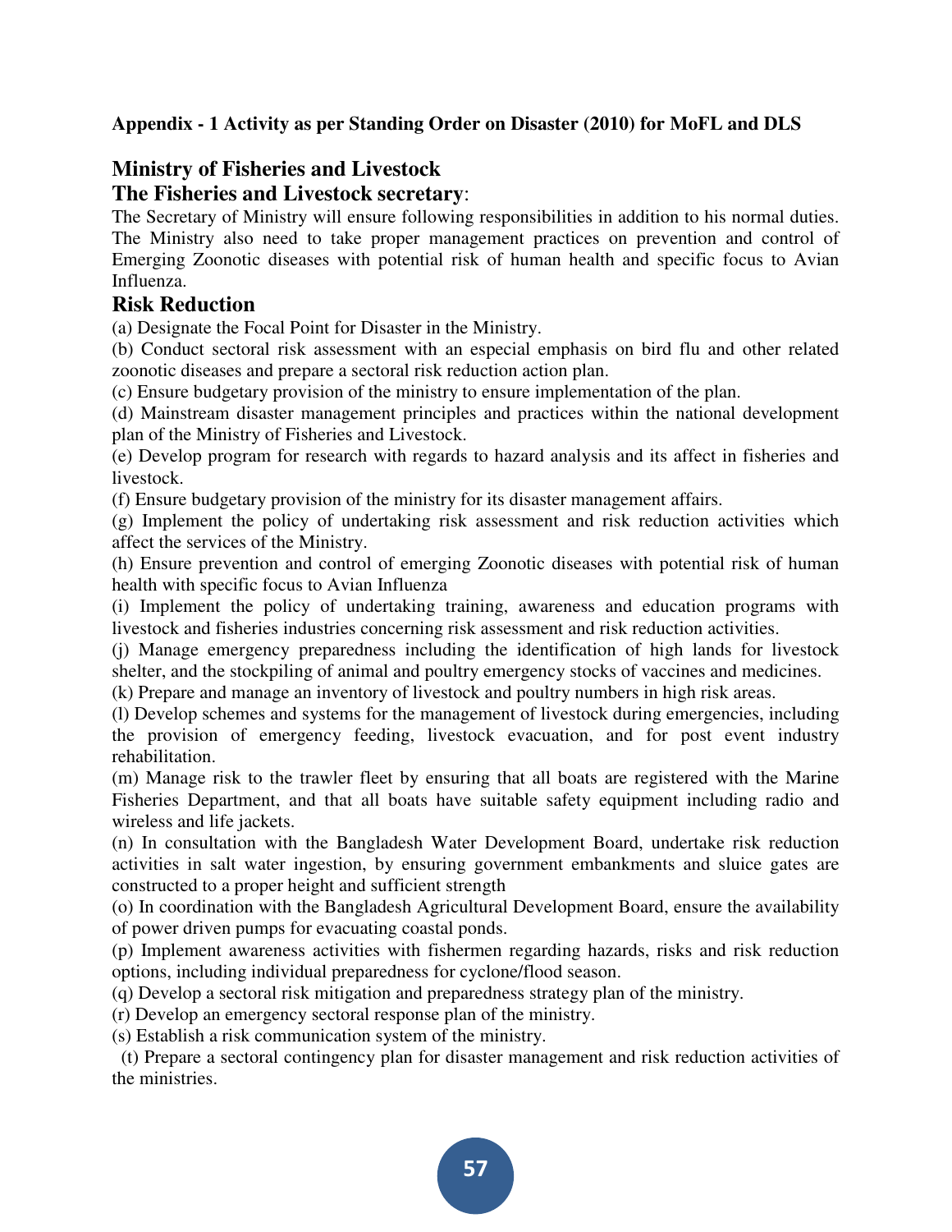**Appendix - 1 Activity as per Standing Order on Disaster (2010) for MoFL and DLS**

## Ministry of Fisheries and Livestock

### The Fisheries and Livestock secretary:

The Secretary of Ministry will ensure following responsibilities in addition to his normal duties. The Ministry also need to take proper management practices on prevention and control of Emerging Zoonotic diseases with potential risk of human health and specific focus to Avian Influenza.

## Risk Reduction

(a) Designate the Focal Point for Disaster in the Ministry.

(b) Conduct sectoral risk assessment with an especial emphasis on bird flu and other related zoonotic diseases and prepare a sectoral risk reduction action plan.

(c) Ensure budgetary provision of the ministry to ensure implementation of the plan.

(d) Mainstream disaster management principles and practices within the national development plan of the Ministry of Fisheries and Livestock.

(e) Develop program for research with regards to hazard analysis and its affect in fisheries and livestock.

(f) Ensure budgetary provision of the ministry for its disaster management affairs.

(g) Implement the policy of undertaking risk assessment and risk reduction activities which affect the services of the Ministry.

(h) Ensure prevention and control of emerging Zoonotic diseases with potential risk of human health with specific focus to Avian Influenza

(i) Implement the policy of undertaking training, awareness and education programs with livestock and fisheries industries concerning risk assessment and risk reduction activities.

(j) Manage emergency preparedness including the identification of high lands for livestock shelter, and the stockpiling of animal and poultry emergency stocks of vaccines and medicines.

(k) Prepare and manage an inventory of livestock and poultry numbers in high risk areas.

(l) Develop schemes and systems for the management of livestock during emergencies, including the provision of emergency feeding, livestock evacuation, and for post event industry rehabilitation.

(m) Manage risk to the trawler fleet by ensuring that all boats are registered with the Marine Fisheries Department, and that all boats have suitable safety equipment including radio and wireless and life jackets.

(n) In consultation with the Bangladesh Water Development Board, undertake risk reduction activities in salt water ingestion, by ensuring government embankments and sluice gates are constructed to a proper height and sufficient strength

(o) In coordination with the Bangladesh Agricultural Development Board, ensure the availability of power driven pumps for evacuating coastal ponds.

(p) Implement awareness activities with fishermen regarding hazards, risks and risk reduction options, including individual preparedness for cyclone/flood season.

(q) Develop a sectoral risk mitigation and preparedness strategy plan of the ministry.

(r) Develop an emergency sectoral response plan of the ministry.

(s) Establish a risk communication system of the ministry.

(t) Prepare a sectoral contingency plan for disaster management and risk reduction activities of the ministries.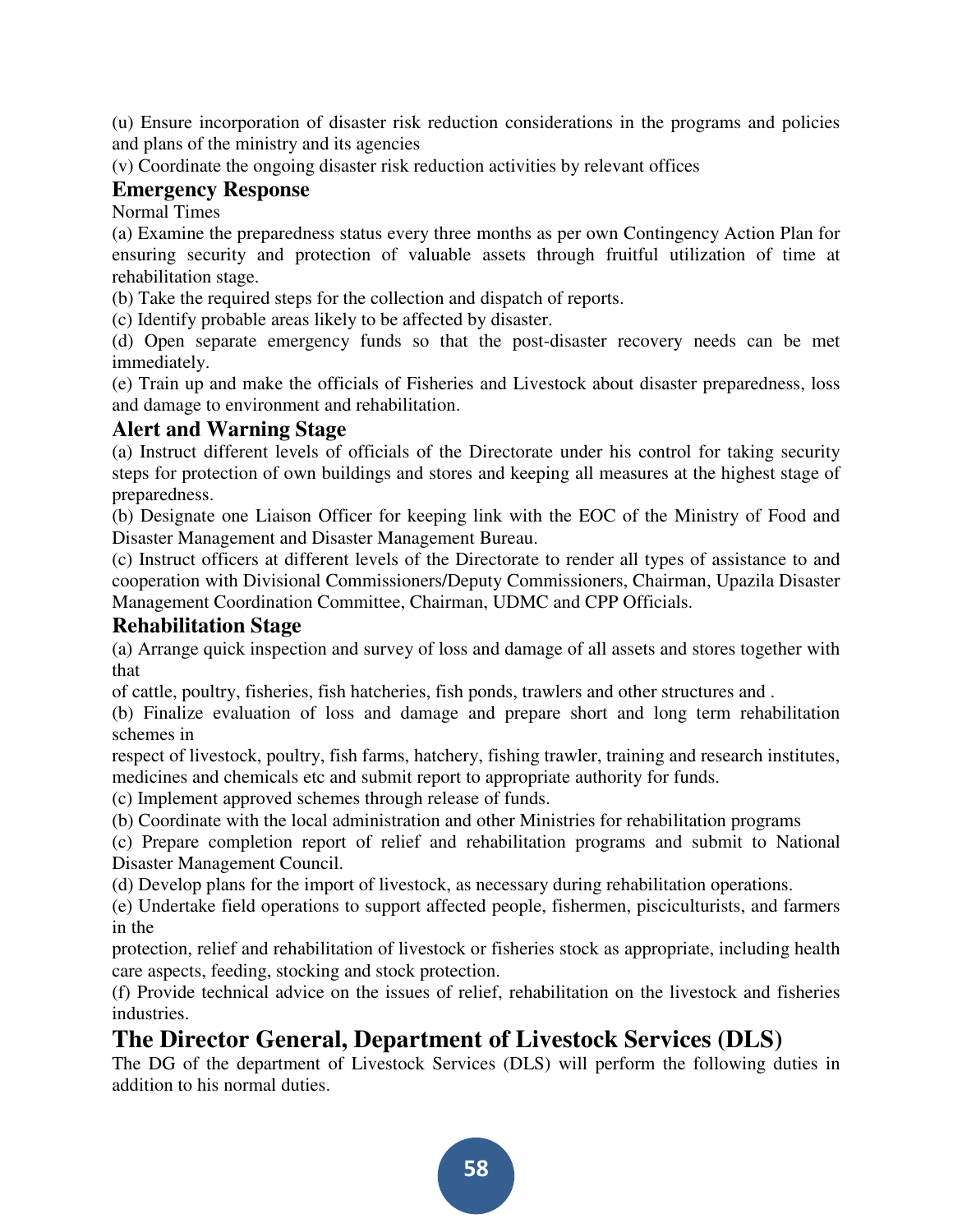(u) Ensure incorporation of disaster risk reduction considerations in the programs and policies and plans of the ministry and its agencies

(v) Coordinate the ongoing disaster risk reduction activities by relevant offices

### Emergency Response

Normal Times

(a) Examine the preparedness status every three months as per own Contingency Action Plan for ensuring security and protection of valuable assets through fruitful utilization of time at rehabilitation stage.

(b) Take the required steps for the collection and dispatch of reports.

(c) Identify probable areas likely to be affected by disaster.

(d) Open separate emergency funds so that the post-disaster recovery needs can be met immediately.

(e) Train up and make the officials of Fisheries and Livestock about disaster preparedness, loss and damage to environment and rehabilitation.

### Alert and Warning Stage

(a) Instruct different levels of officials of the Directorate under his control for taking security steps for protection of own buildings and stores and keeping all measures at the highest stage of preparedness.

(b) Designate one Liaison Officer for keeping link with the EOC of the Ministry of Food and Disaster Management and Disaster Management Bureau.

(c) Instruct officers at different levels of the Directorate to render all types of assistance to and cooperation with Divisional Commissioners/Deputy Commissioners, Chairman, Upazila Disaster Management Coordination Committee, Chairman, UDMC and CPP Officials.

### Rehabilitation Stage

(a) Arrange quick inspection and survey of loss and damage of all assets and stores together with that of cattle, poultry, fisheries, fish hatcheries, fish ponds, trawlers and other structures and .

(b) Finalize evaluation of loss and damage and prepare short and long term rehabilitation schemes in respect of livestock, poultry, fish farms, hatchery, fishing trawler, training and research institutes, medicines and chemicals etc and submit report to appropriate authority for funds.

(c) Implement approved schemes through release of funds.

(b) Coordinate with the local administration and other Ministries for rehabilitation programs

(c) Prepare completion report of relief and rehabilitation programs and submit to National Disaster Management Council.

(d) Develop plans for the import of livestock, as necessary during rehabilitation operations.

(e) Undertake field operations to support affected people, fishermen, pisciculturists, and farmers in the protection, relief and rehabilitation of livestock or fisheries stock as appropriate, including health care aspects, feeding, stocking and stock protection.

(f) Provide technical advice on the issues of relief, rehabilitation on the livestock and fisheries industries.

## The Director General, Department of Livestock Services (DLS)

The DG of the department of Livestock Services (DLS) will perform the following duties in addition to his normal duties.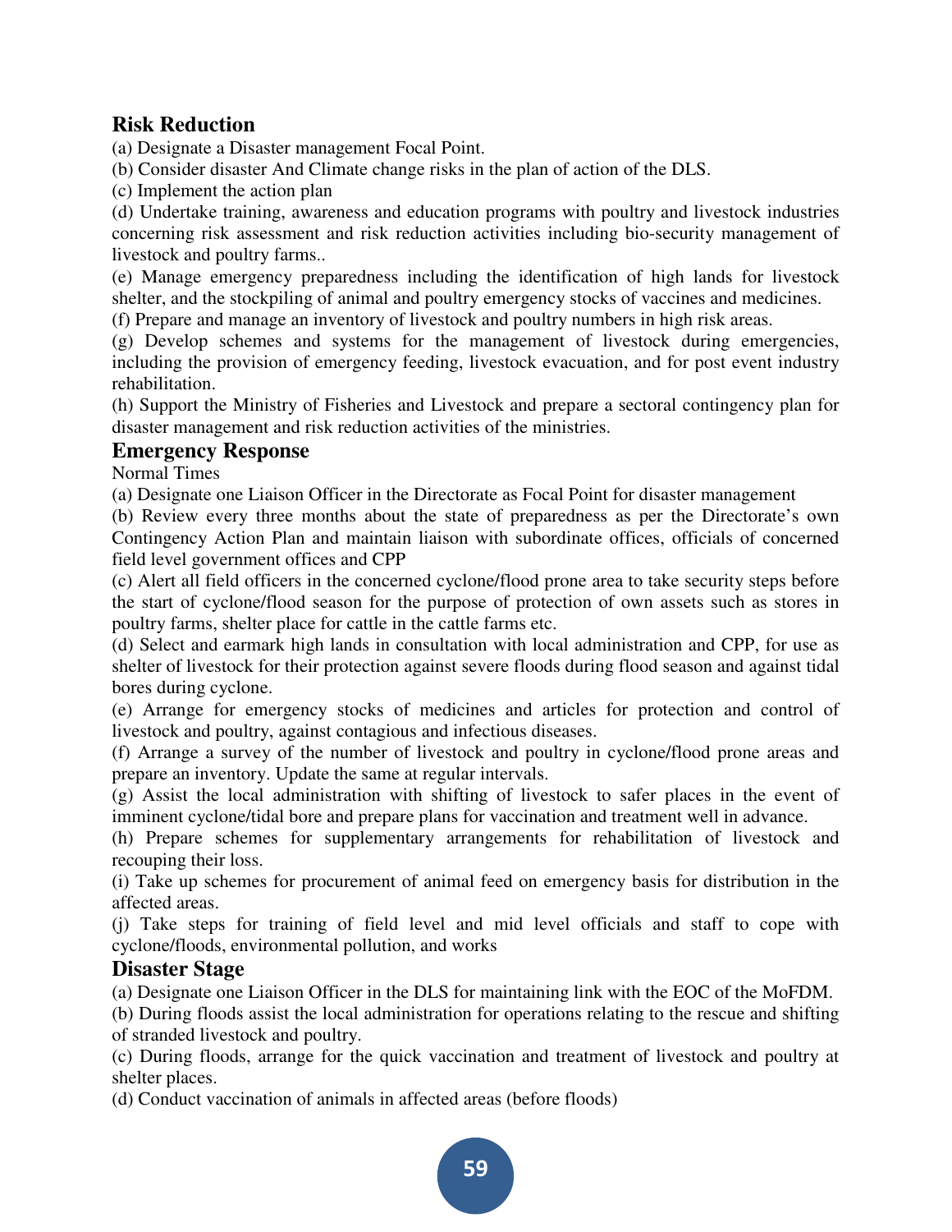## Risk Reduction

(a) Designate a Disaster management Focal Point.

(b) Consider disaster And Climate change risks in the plan of action of the DLS.

(c) Implement the action plan

(d) Undertake training, awareness and education programs with poultry and livestock industries concerning risk assessment and risk reduction activities including bio-security management of livestock and poultry farms..

(e) Manage emergency preparedness including the identification of high lands for livestock shelter, and the stockpiling of animal and poultry emergency stocks of vaccines and medicines.

(f) Prepare and manage an inventory of livestock and poultry numbers in high risk areas.

(g) Develop schemes and systems for the management of livestock during emergencies, including the provision of emergency feeding, livestock evacuation, and for post event industry rehabilitation.

(h) Support the Ministry of Fisheries and Livestock and prepare a sectoral contingency plan for disaster management and risk reduction activities of the ministries.

## Emergency Response

Normal Times

(a) Designate one Liaison Officer in the Directorate as Focal Point for disaster management

(b) Review every three months about the state of preparedness as per the Directorate's own Contingency Action Plan and maintain liaison with subordinate offices, officials of concerned field level government offices and CPP

(c) Alert all field officers in the concerned cyclone/flood prone area to take security steps before the start of cyclone/flood season for the purpose of protection of own assets such as stores in poultry farms, shelter place for cattle in the cattle farms etc.

(d) Select and earmark high lands in consultation with local administration and CPP, for use as shelter of livestock for their protection against severe floods during flood season and against tidal bores during cyclone.

(e) Arrange for emergency stocks of medicines and articles for protection and control of livestock and poultry, against contagious and infectious diseases.

(f) Arrange a survey of the number of livestock and poultry in cyclone/flood prone areas and prepare an inventory. Update the same at regular intervals.

(g) Assist the local administration with shifting of livestock to safer places in the event of imminent cyclone/tidal bore and prepare plans for vaccination and treatment well in advance.

(h) Prepare schemes for supplementary arrangements for rehabilitation of livestock and recouping their loss.

(i) Take up schemes for procurement of animal feed on emergency basis for distribution in the affected areas.

(j) Take steps for training of field level and mid level officials and staff to cope with cyclone/floods, environmental pollution, and works

## Disaster Stage

(a) Designate one Liaison Officer in the DLS for maintaining link with the EOC of the MoFDM.

(b) During floods assist the local administration for operations relating to the rescue and shifting of stranded livestock and poultry.

(c) During floods, arrange for the quick vaccination and treatment of livestock and poultry at shelter places.

(d) Conduct vaccination of animals in affected areas (before floods)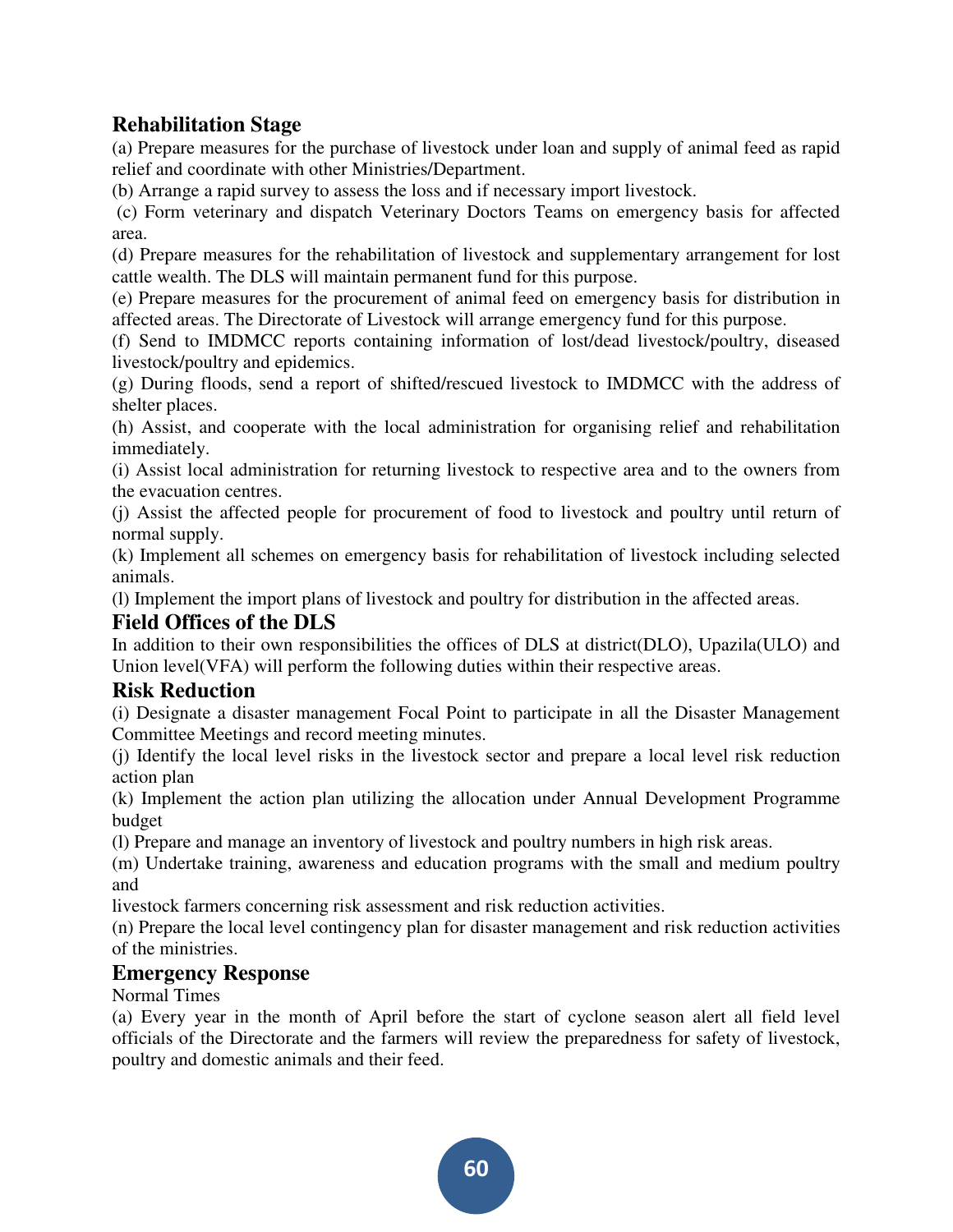## Rehabilitation Stage

(a) Prepare measures for the purchase of livestock under loan and supply of animal feed as rapid relief and coordinate with other Ministries/Department.

(b) Arrange a rapid survey to assess the loss and if necessary import livestock.

(c) Form veterinary and dispatch Veterinary Doctors Teams on emergency basis for affected area.

(d) Prepare measures for the rehabilitation of livestock and supplementary arrangement for lost cattle wealth. The DLS will maintain permanent fund for this purpose.

(e) Prepare measures for the procurement of animal feed on emergency basis for distribution in affected areas. The Directorate of Livestock will arrange emergency fund for this purpose.

(f) Send to IMDMCC reports containing information of lost/dead livestock/poultry, diseased livestock/poultry and epidemics.

(g) During floods, send a report of shifted/rescued livestock to IMDMCC with the address of shelter places.

(h) Assist, and cooperate with the local administration for organising relief and rehabilitation immediately.

(i) Assist local administration for returning livestock to respective area and to the owners from the evacuation centres.

(j) Assist the affected people for procurement of food to livestock and poultry until return of normal supply.

(k) Implement all schemes on emergency basis for rehabilitation of livestock including selected animals.

(l) Implement the import plans of livestock and poultry for distribution in the affected areas.

## Field Offices of the DLS

In addition to their own responsibilities the offices of DLS at district(DLO), Upazila(ULO) and Union level(VFA) will perform the following duties within their respective areas.

## Risk Reduction

(i) Designate a disaster management Focal Point to participate in all the Disaster Management Committee Meetings and record meeting minutes.

(j) Identify the local level risks in the livestock sector and prepare a local level risk reduction action plan

(k) Implement the action plan utilizing the allocation under Annual Development Programme budget

(l) Prepare and manage an inventory of livestock and poultry numbers in high risk areas.

(m) Undertake training, awareness and education programs with the small and medium poultry and

livestock farmers concerning risk assessment and risk reduction activities.

(n) Prepare the local level contingency plan for disaster management and risk reduction activities of the ministries.

## Emergency Response

Normal Times

(a) Every year in the month of April before the start of cyclone season alert all field level officials of the Directorate and the farmers will review the preparedness for safety of livestock, poultry and domestic animals and their feed.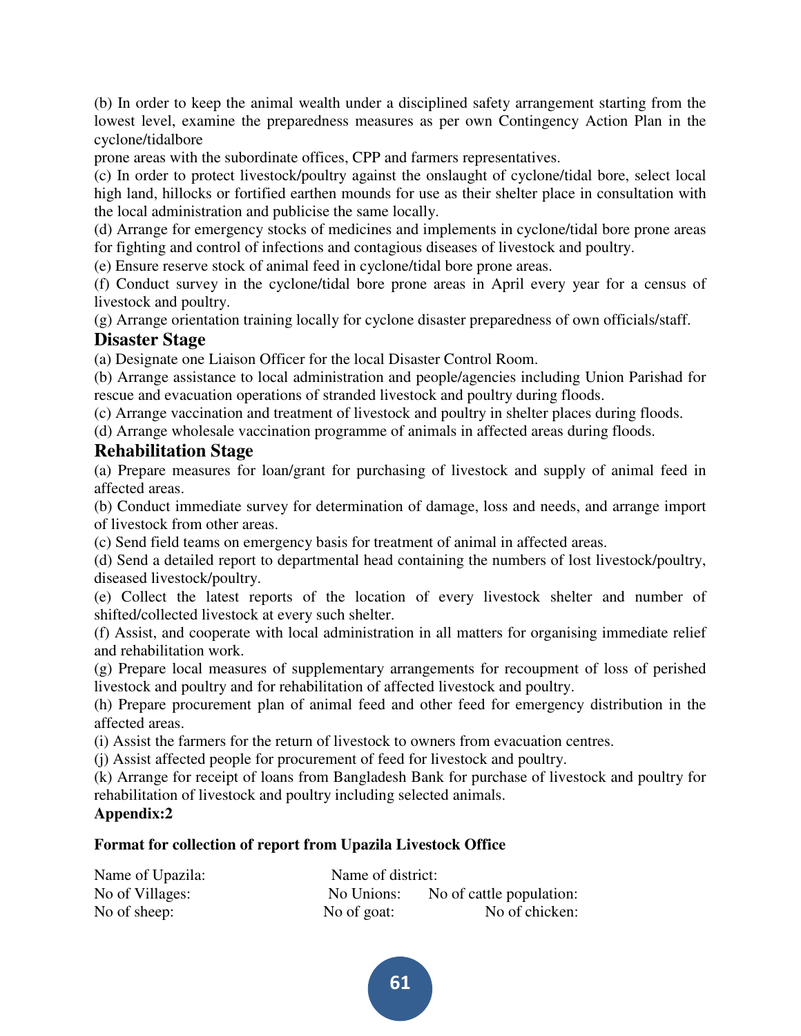(b) In order to keep the animal wealth under a disciplined safety arrangement starting from the lowest level, examine the preparedness measures as per own Contingency Action Plan in the cyclone/tidalbore
prone areas with the subordinate offices, CPP and farmers representatives.

(c) In order to protect livestock/poultry against the onslaught of cyclone/tidal bore, select local high land, hillocks or fortified earthen mounds for use as their shelter place in consultation with the local administration and publicise the same locally.

(d) Arrange for emergency stocks of medicines and implements in cyclone/tidal bore prone areas for fighting and control of infections and contagious diseases of livestock and poultry.

(e) Ensure reserve stock of animal feed in cyclone/tidal bore prone areas.

(f) Conduct survey in the cyclone/tidal bore prone areas in April every year for a census of livestock and poultry.

(g) Arrange orientation training locally for cyclone disaster preparedness of own officials/staff.

## Disaster Stage

(a) Designate one Liaison Officer for the local Disaster Control Room.

(b) Arrange assistance to local administration and people/agencies including Union Parishad for rescue and evacuation operations of stranded livestock and poultry during floods.

(c) Arrange vaccination and treatment of livestock and poultry in shelter places during floods.

(d) Arrange wholesale vaccination programme of animals in affected areas during floods.

## Rehabilitation Stage

(a) Prepare measures for loan/grant for purchasing of livestock and supply of animal feed in affected areas.

(b) Conduct immediate survey for determination of damage, loss and needs, and arrange import of livestock from other areas.

(c) Send field teams on emergency basis for treatment of animal in affected areas.

(d) Send a detailed report to departmental head containing the numbers of lost livestock/poultry, diseased livestock/poultry.

(e) Collect the latest reports of the location of every livestock shelter and number of shifted/collected livestock at every such shelter.

(f) Assist, and cooperate with local administration in all matters for organising immediate relief and rehabilitation work.

(g) Prepare local measures of supplementary arrangements for recoupment of loss of perished livestock and poultry and for rehabilitation of affected livestock and poultry.

(h) Prepare procurement plan of animal feed and other feed for emergency distribution in the affected areas.

(i) Assist the farmers for the return of livestock to owners from evacuation centres.

(j) Assist affected people for procurement of feed for livestock and poultry.

(k) Arrange for receipt of loans from Bangladesh Bank for purchase of livestock and poultry for rehabilitation of livestock and poultry including selected animals.

**Appendix:2**

**Format for collection of report from Upazila Livestock Office**

Name of Upazila: Name of district:

No of Villages: No Unions: No of cattle population:

No of sheep: No of goat: No of chicken: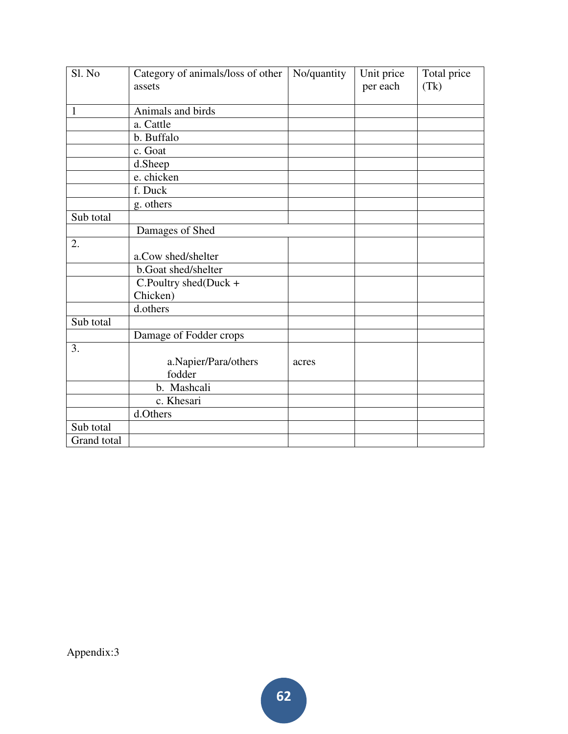| Sl. No | Category of animals/loss of other assets | No/quantity | Unit price per each | Total price (Tk) |
|---|---|---|---|---|
| 1 | Animals and birds | | | |
| | a. Cattle | | | |
| | b. Buffalo | | | |
| | c. Goat | | | |
| | d.Sheep | | | |
| | e. chicken | | | |
| | f. Duck | | | |
| | g. others | | | |
| Sub total | | | | |
| | Damages of Shed | | | |
| 2. | a.Cow shed/shelter | | | |
| | b.Goat shed/shelter | | | |
| | C.Poultry shed(Duck + Chicken) | | | |
| | d.others | | | |
| Sub total | | | | |
| | Damage of Fodder crops | | | |
| 3. | a.Napier/Para/others fodder | acres | | |
| | b. Mashcali | | | |
| | c. Khesari | | | |
| | d.Others | | | |
| Sub total | | | | |
| Grand total | | | | |

Appendix:3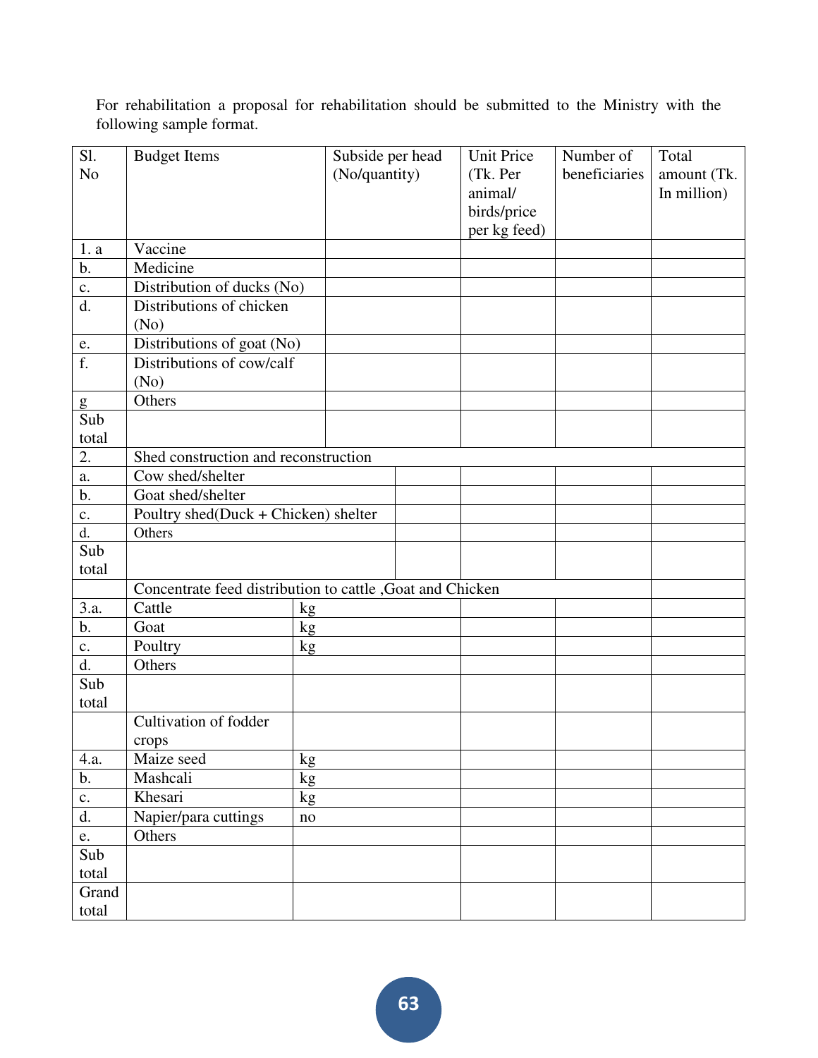For rehabilitation a proposal for rehabilitation should be submitted to the Ministry with the following sample format.

| Sl. No | Budget Items | Subside per head (No/quantity) | Unit Price (Tk. Per animal/ birds/price per kg feed) | Number of beneficiaries | Total amount (Tk. In million) |
|---|---|---|---|---|---|
| 1. a | Vaccine | | | | |
| b. | Medicine | | | | |
| c. | Distribution of ducks (No) | | | | |
| d. | Distributions of chicken (No) | | | | |
| e. | Distributions of goat (No) | | | | |
| f. | Distributions of cow/calf (No) | | | | |
| g | Others | | | | |
| Sub total | | | | | |
| 2. | Shed construction and reconstruction | | | | |
| a. | Cow shed/shelter | | | | |
| b. | Goat shed/shelter | | | | |
| c. | Poultry shed(Duck + Chicken) shelter | | | | |
| d. | Others | | | | |
| Sub total | | | | | |
| | Concentrate feed distribution to cattle ,Goat and Chicken | | | | |
| 3.a. | Cattle | kg | | | |
| b. | Goat | kg | | | |
| c. | Poultry | kg | | | |
| d. | Others | | | | |
| Sub total | | | | | |
| | Cultivation of fodder crops | | | | |
| 4.a. | Maize seed | kg | | | |
| b. | Mashcali | kg | | | |
| c. | Khesari | kg | | | |
| d. | Napier/para cuttings | no | | | |
| e. | Others | | | | |
| Sub total | | | | | |
| Grand total | | | | | |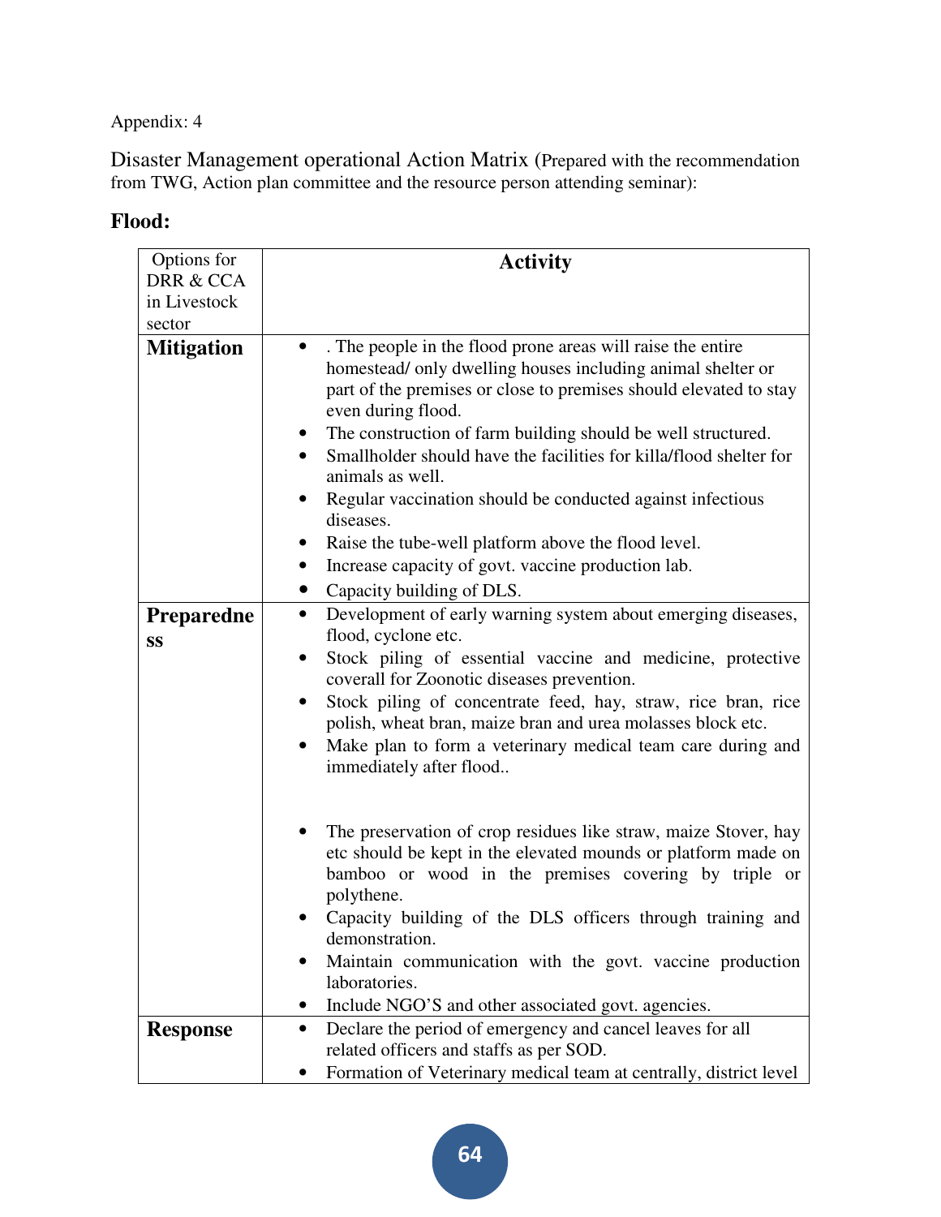Appendix: 4

Disaster Management operational Action Matrix (Prepared with the recommendation from TWG, Action plan committee and the resource person attending seminar):

## Flood:

| Options for DRR & CCA in Livestock sector | Activity |
|---|---|
| **Mitigation** | • . The people in the flood prone areas will raise the entire homestead/ only dwelling houses including animal shelter or part of the premises or close to premises should elevated to stay even during flood.<br>• The construction of farm building should be well structured.<br>• Smallholder should have the facilities for killa/flood shelter for animals as well.<br>• Regular vaccination should be conducted against infectious diseases.<br>• Raise the tube-well platform above the flood level.<br>• Increase capacity of govt. vaccine production lab.<br>• Capacity building of DLS. |
| **Preparedness** | • Development of early warning system about emerging diseases, flood, cyclone etc.<br>• Stock piling of essential vaccine and medicine, protective coverall for Zoonotic diseases prevention.<br>• Stock piling of concentrate feed, hay, straw, rice bran, rice polish, wheat bran, maize bran and urea molasses block etc.<br>• Make plan to form a veterinary medical team care during and immediately after flood..<br>• The preservation of crop residues like straw, maize Stover, hay etc should be kept in the elevated mounds or platform made on bamboo or wood in the premises covering by triple or polythene.<br>• Capacity building of the DLS officers through training and demonstration.<br>• Maintain communication with the govt. vaccine production laboratories.<br>• Include NGO'S and other associated govt. agencies. |
| **Response** | • Declare the period of emergency and cancel leaves for all related officers and staffs as per SOD.<br>• Formation of Veterinary medical team at centrally, district level |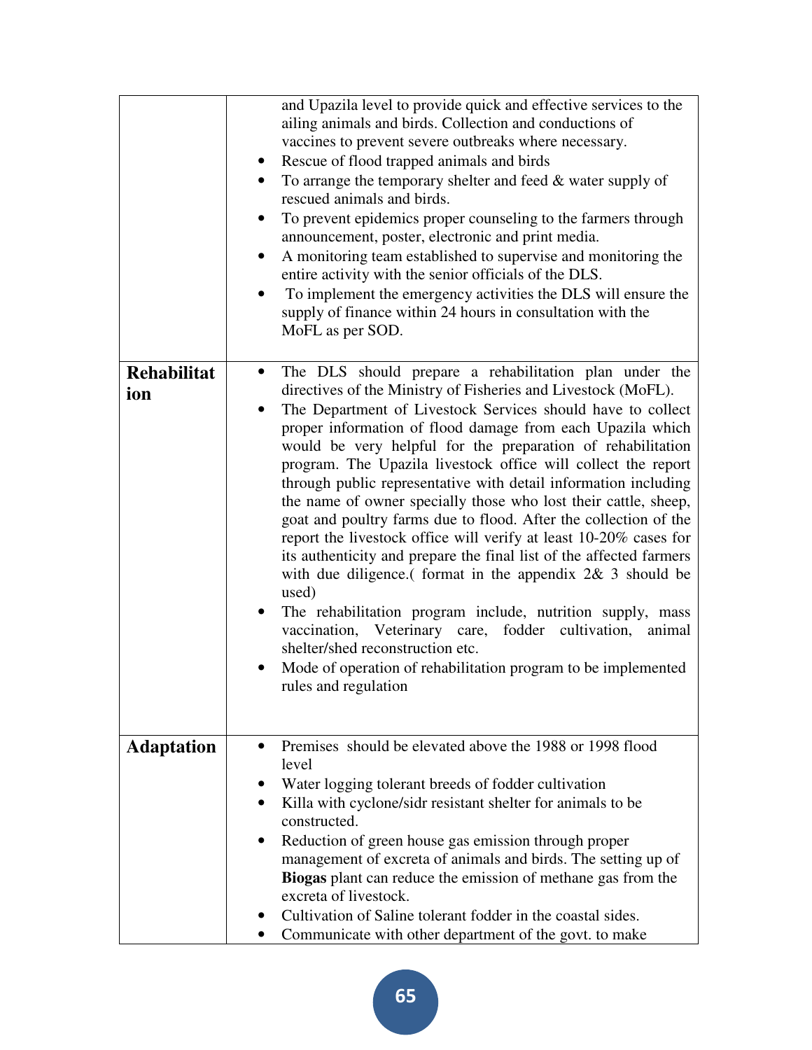| | |
|---|---|
| | and Upazila level to provide quick and effective services to the ailing animals and birds. Collection and conductions of vaccines to prevent severe outbreaks where necessary.<br>• Rescue of flood trapped animals and birds<br>• To arrange the temporary shelter and feed & water supply of rescued animals and birds.<br>• To prevent epidemics proper counseling to the farmers through announcement, poster, electronic and print media.<br>• A monitoring team established to supervise and monitoring the entire activity with the senior officials of the DLS.<br>• To implement the emergency activities the DLS will ensure the supply of finance within 24 hours in consultation with the MoFL as per SOD. |
| **Rehabilitation** | • The DLS should prepare a rehabilitation plan under the directives of the Ministry of Fisheries and Livestock (MoFL).<br>• The Department of Livestock Services should have to collect proper information of flood damage from each Upazila which would be very helpful for the preparation of rehabilitation program. The Upazila livestock office will collect the report through public representative with detail information including the name of owner specially those who lost their cattle, sheep, goat and poultry farms due to flood. After the collection of the report the livestock office will verify at least 10-20% cases for its authenticity and prepare the final list of the affected farmers with due diligence.( format in the appendix 2& 3 should be used)<br>• The rehabilitation program include, nutrition supply, mass vaccination, Veterinary care, fodder cultivation, animal shelter/shed reconstruction etc.<br>• Mode of operation of rehabilitation program to be implemented rules and regulation |
| **Adaptation** | • Premises should be elevated above the 1988 or 1998 flood level<br>• Water logging tolerant breeds of fodder cultivation<br>• Killa with cyclone/sidr resistant shelter for animals to be constructed.<br>• Reduction of green house gas emission through proper management of excreta of animals and birds. The setting up of **Biogas** plant can reduce the emission of methane gas from the excreta of livestock.<br>• Cultivation of Saline tolerant fodder in the coastal sides.<br>• Communicate with other department of the govt. to make |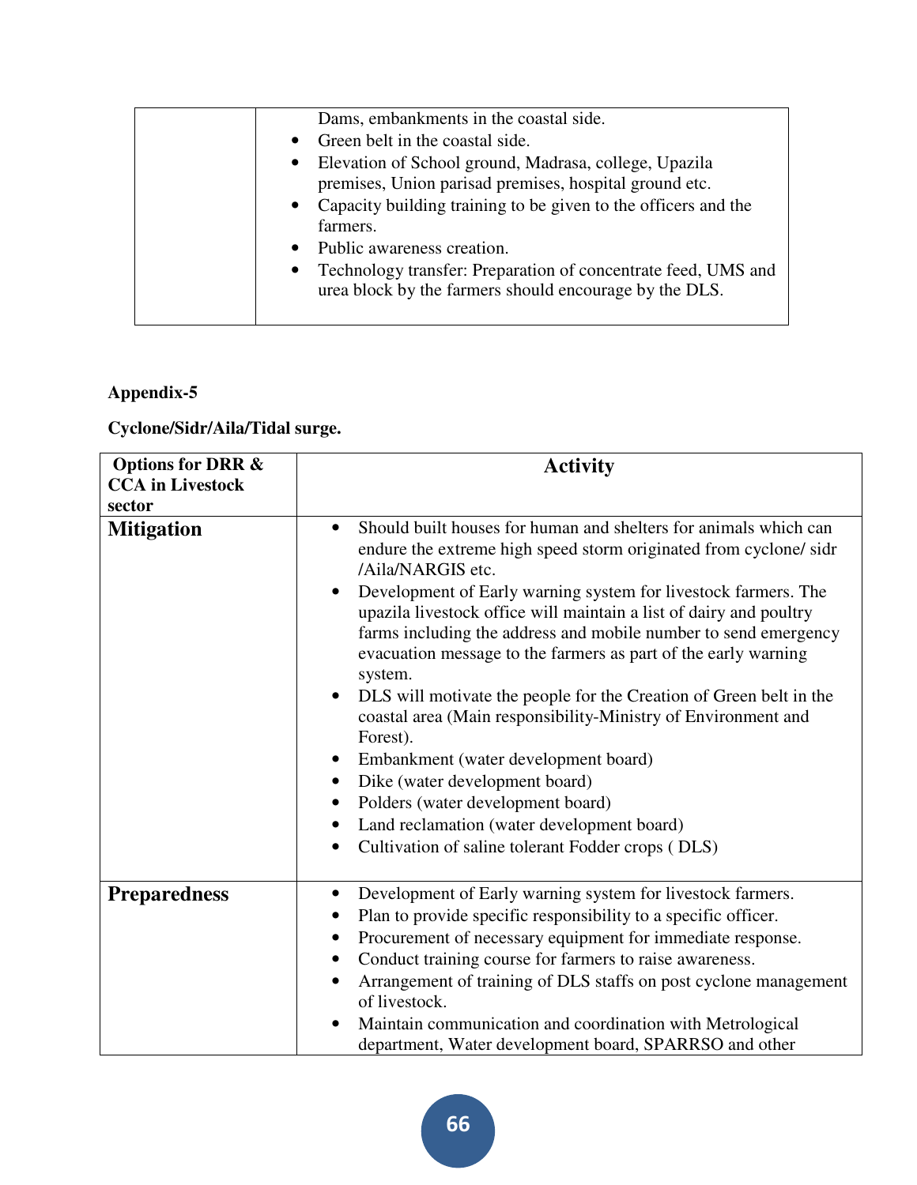| | |
|---|---|
| | Dams, embankments in the coastal side.<br>• Green belt in the coastal side.<br>• Elevation of School ground, Madrasa, college, Upazila premises, Union parisad premises, hospital ground etc.<br>• Capacity building training to be given to the officers and the farmers.<br>• Public awareness creation.<br>• Technology transfer: Preparation of concentrate feed, UMS and urea block by the farmers should encourage by the DLS. |

**Appendix-5**

**Cyclone/Sidr/Aila/Tidal surge.**

| Options for DRR & CCA in Livestock sector | Activity |
|---|---|
| **Mitigation** | • Should built houses for human and shelters for animals which can endure the extreme high speed storm originated from cyclone/ sidr /Aila/NARGIS etc.<br>• Development of Early warning system for livestock farmers. The upazila livestock office will maintain a list of dairy and poultry farms including the address and mobile number to send emergency evacuation message to the farmers as part of the early warning system.<br>• DLS will motivate the people for the Creation of Green belt in the coastal area (Main responsibility-Ministry of Environment and Forest).<br>• Embankment (water development board)<br>• Dike (water development board)<br>• Polders (water development board)<br>• Land reclamation (water development board)<br>• Cultivation of saline tolerant Fodder crops ( DLS) |
| **Preparedness** | • Development of Early warning system for livestock farmers.<br>• Plan to provide specific responsibility to a specific officer.<br>• Procurement of necessary equipment for immediate response.<br>• Conduct training course for farmers to raise awareness.<br>• Arrangement of training of DLS staffs on post cyclone management of livestock.<br>• Maintain communication and coordination with Metrological department, Water development board, SPARRSO and other |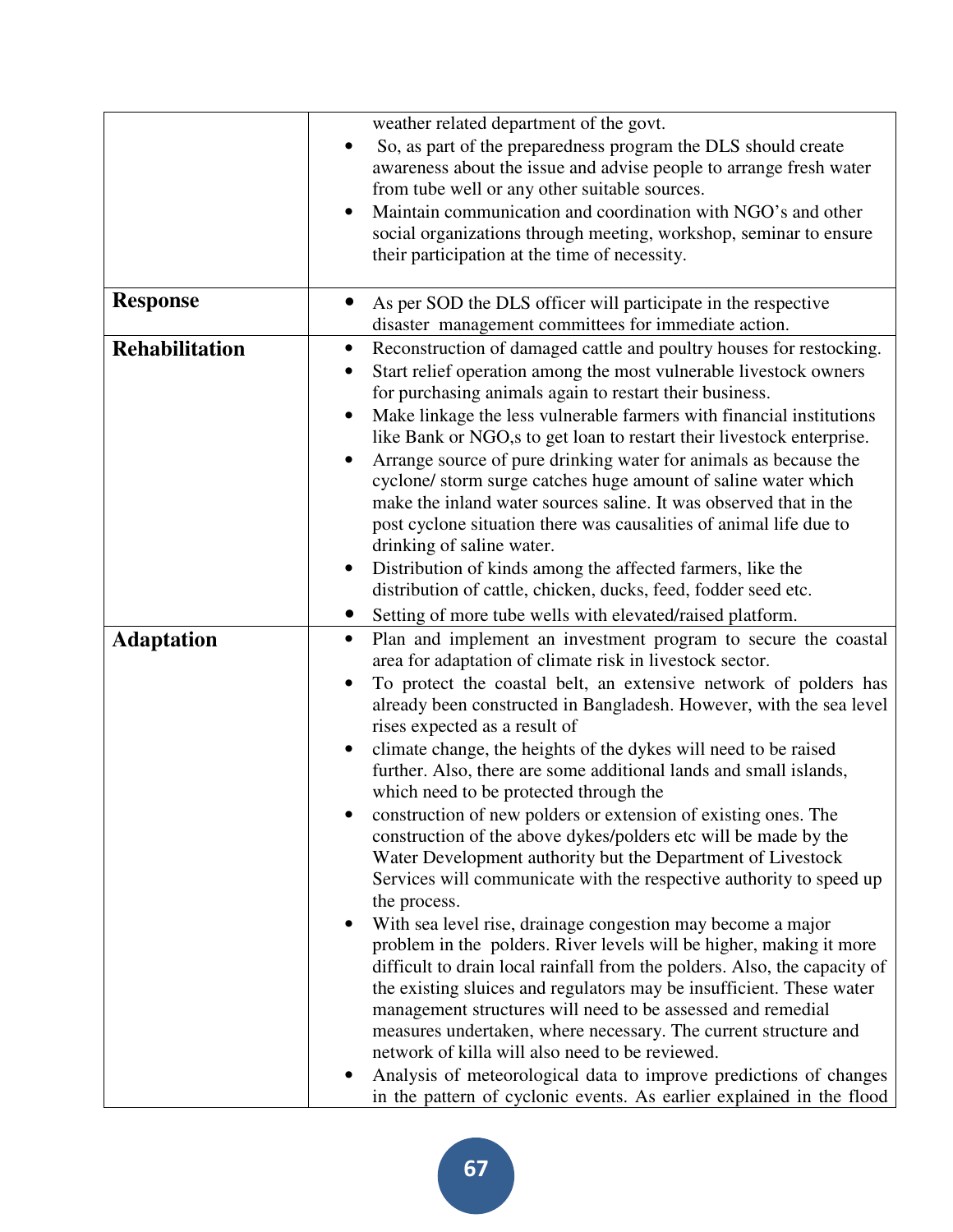| | |
|---|---|
| | weather related department of the govt.<br>• So, as part of the preparedness program the DLS should create awareness about the issue and advise people to arrange fresh water from tube well or any other suitable sources.<br>• Maintain communication and coordination with NGO's and other social organizations through meeting, workshop, seminar to ensure their participation at the time of necessity. |
| **Response** | • As per SOD the DLS officer will participate in the respective disaster management committees for immediate action. |
| **Rehabilitation** | • Reconstruction of damaged cattle and poultry houses for restocking.<br>• Start relief operation among the most vulnerable livestock owners for purchasing animals again to restart their business.<br>• Make linkage the less vulnerable farmers with financial institutions like Bank or NGO,s to get loan to restart their livestock enterprise.<br>• Arrange source of pure drinking water for animals as because the cyclone/ storm surge catches huge amount of saline water which make the inland water sources saline. It was observed that in the post cyclone situation there was causalities of animal life due to drinking of saline water.<br>• Distribution of kinds among the affected farmers, like the distribution of cattle, chicken, ducks, feed, fodder seed etc.<br>• Setting of more tube wells with elevated/raised platform. |
| **Adaptation** | • Plan and implement an investment program to secure the coastal area for adaptation of climate risk in livestock sector.<br>• To protect the coastal belt, an extensive network of polders has already been constructed in Bangladesh. However, with the sea level rises expected as a result of<br>• climate change, the heights of the dykes will need to be raised further. Also, there are some additional lands and small islands, which need to be protected through the<br>• construction of new polders or extension of existing ones. The construction of the above dykes/polders etc will be made by the Water Development authority but the Department of Livestock Services will communicate with the respective authority to speed up the process.<br>• With sea level rise, drainage congestion may become a major problem in the polders. River levels will be higher, making it more difficult to drain local rainfall from the polders. Also, the capacity of the existing sluices and regulators may be insufficient. These water management structures will need to be assessed and remedial measures undertaken, where necessary. The current structure and network of killa will also need to be reviewed.<br>• Analysis of meteorological data to improve predictions of changes in the pattern of cyclonic events. As earlier explained in the flood |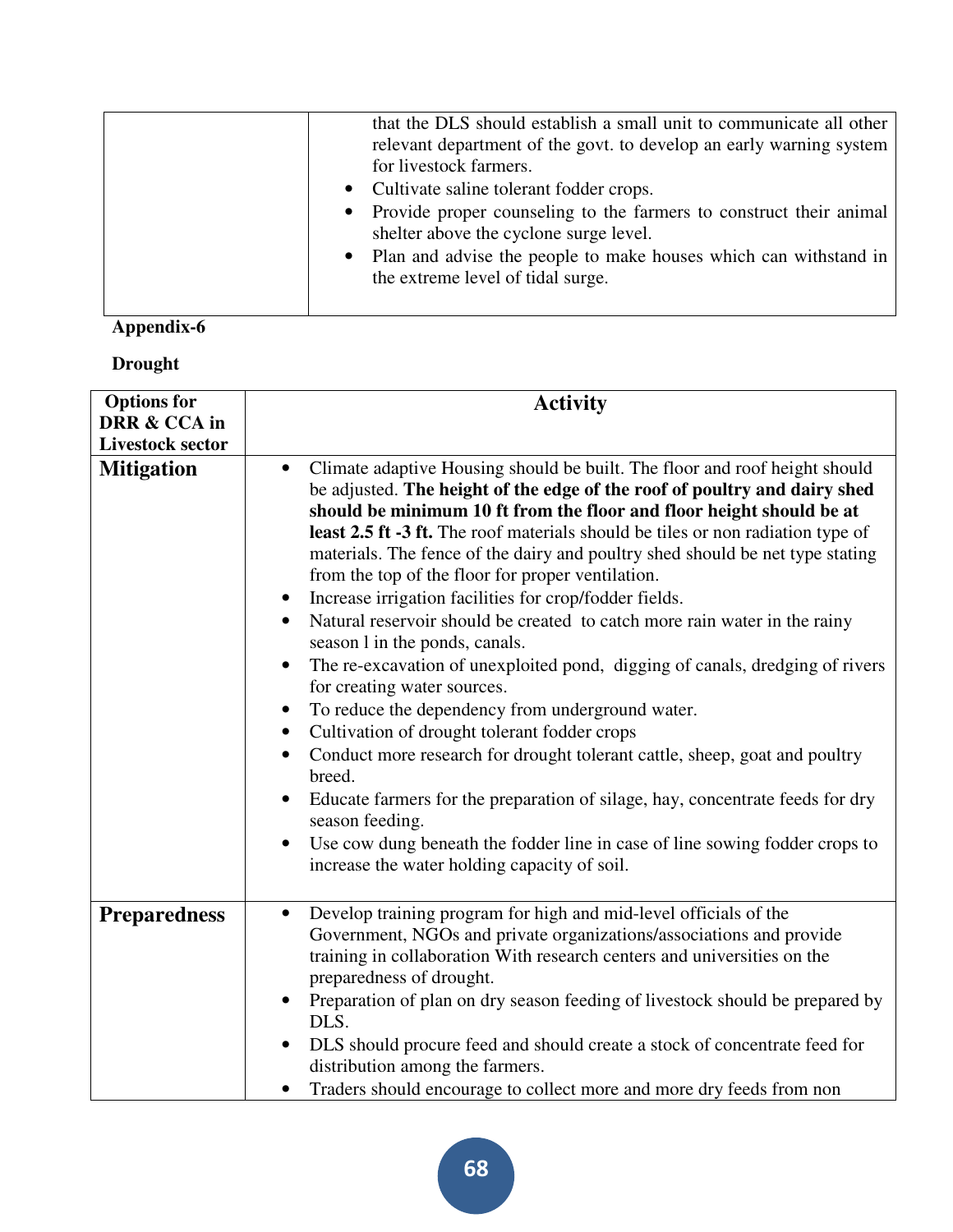| | |
|---|---|
| | that the DLS should establish a small unit to communicate all other relevant department of the govt. to develop an early warning system for livestock farmers.<br>• Cultivate saline tolerant fodder crops.<br>• Provide proper counseling to the farmers to construct their animal shelter above the cyclone surge level.<br>• Plan and advise the people to make houses which can withstand in the extreme level of tidal surge. |

**Appendix-6**

**Drought**

| Options for DRR & CCA in Livestock sector | Activity |
|---|---|
| **Mitigation** | • Climate adaptive Housing should be built. The floor and roof height should be adjusted. **The height of the edge of the roof of poultry and dairy shed should be minimum 10 ft from the floor and floor height should be at least 2.5 ft -3 ft.** The roof materials should be tiles or non radiation type of materials. The fence of the dairy and poultry shed should be net type stating from the top of the floor for proper ventilation.<br>• Increase irrigation facilities for crop/fodder fields.<br>• Natural reservoir should be created to catch more rain water in the rainy season l in the ponds, canals.<br>• The re-excavation of unexploited pond, digging of canals, dredging of rivers for creating water sources.<br>• To reduce the dependency from underground water.<br>• Cultivation of drought tolerant fodder crops<br>• Conduct more research for drought tolerant cattle, sheep, goat and poultry breed.<br>• Educate farmers for the preparation of silage, hay, concentrate feeds for dry season feeding.<br>• Use cow dung beneath the fodder line in case of line sowing fodder crops to increase the water holding capacity of soil. |
| **Preparedness** | • Develop training program for high and mid-level officials of the Government, NGOs and private organizations/associations and provide training in collaboration With research centers and universities on the preparedness of drought.<br>• Preparation of plan on dry season feeding of livestock should be prepared by DLS.<br>• DLS should procure feed and should create a stock of concentrate feed for distribution among the farmers.<br>• Traders should encourage to collect more and more dry feeds from non |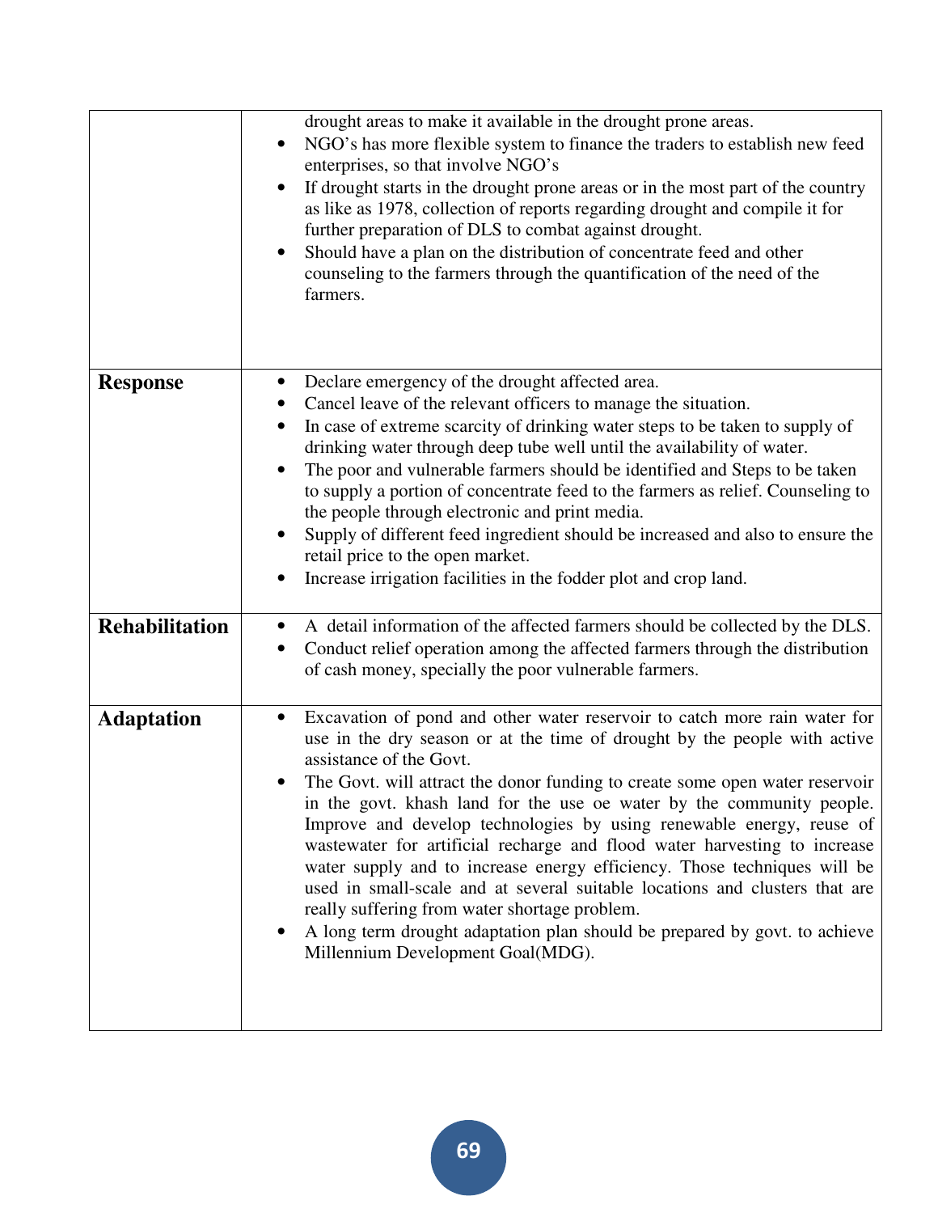| | |
|---|---|
| | drought areas to make it available in the drought prone areas.<br>• NGO's has more flexible system to finance the traders to establish new feed enterprises, so that involve NGO's<br>• If drought starts in the drought prone areas or in the most part of the country as like as 1978, collection of reports regarding drought and compile it for further preparation of DLS to combat against drought.<br>• Should have a plan on the distribution of concentrate feed and other counseling to the farmers through the quantification of the need of the farmers. |
| **Response** | • Declare emergency of the drought affected area.<br>• Cancel leave of the relevant officers to manage the situation.<br>• In case of extreme scarcity of drinking water steps to be taken to supply of drinking water through deep tube well until the availability of water.<br>• The poor and vulnerable farmers should be identified and Steps to be taken to supply a portion of concentrate feed to the farmers as relief. Counseling to the people through electronic and print media.<br>• Supply of different feed ingredient should be increased and also to ensure the retail price to the open market.<br>• Increase irrigation facilities in the fodder plot and crop land. |
| **Rehabilitation** | • A detail information of the affected farmers should be collected by the DLS.<br>• Conduct relief operation among the affected farmers through the distribution of cash money, specially the poor vulnerable farmers. |
| **Adaptation** | • Excavation of pond and other water reservoir to catch more rain water for use in the dry season or at the time of drought by the people with active assistance of the Govt.<br>• The Govt. will attract the donor funding to create some open water reservoir in the govt. khash land for the use oe water by the community people. Improve and develop technologies by using renewable energy, reuse of wastewater for artificial recharge and flood water harvesting to increase water supply and to increase energy efficiency. Those techniques will be used in small-scale and at several suitable locations and clusters that are really suffering from water shortage problem.<br>• A long term drought adaptation plan should be prepared by govt. to achieve Millennium Development Goal(MDG). |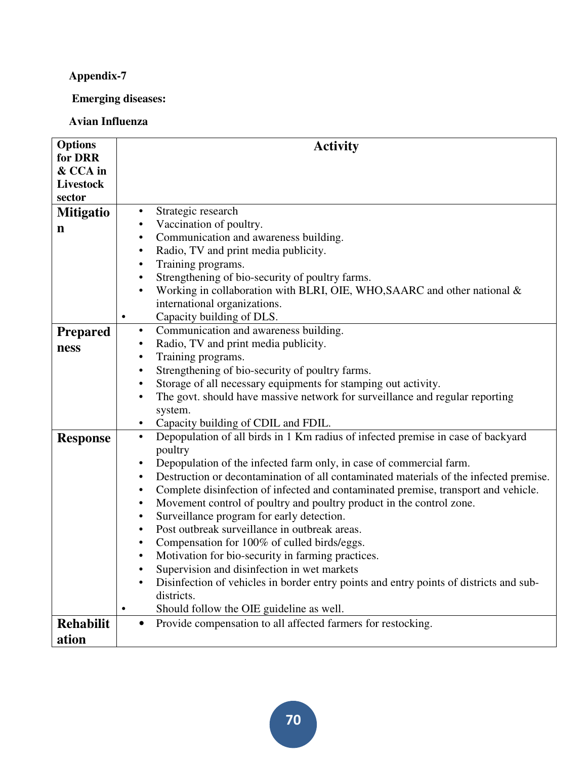**Appendix-7**

**Emerging diseases:**

**Avian Influenza**

| Options for DRR & CCA in Livestock sector | Activity |
|---|---|
| **Mitigation** | • Strategic research<br>• Vaccination of poultry.<br>• Communication and awareness building.<br>• Radio, TV and print media publicity.<br>• Training programs.<br>• Strengthening of bio-security of poultry farms.<br>• Working in collaboration with BLRI, OIE, WHO,SAARC and other national & international organizations.<br>• Capacity building of DLS. |
| **Preparedness** | • Communication and awareness building.<br>• Radio, TV and print media publicity.<br>• Training programs.<br>• Strengthening of bio-security of poultry farms.<br>• Storage of all necessary equipments for stamping out activity.<br>• The govt. should have massive network for surveillance and regular reporting system.<br>• Capacity building of CDIL and FDIL. |
| **Response** | • Depopulation of all birds in 1 Km radius of infected premise in case of backyard poultry<br>• Depopulation of the infected farm only, in case of commercial farm.<br>• Destruction or decontamination of all contaminated materials of the infected premise.<br>• Complete disinfection of infected and contaminated premise, transport and vehicle.<br>• Movement control of poultry and poultry product in the control zone.<br>• Surveillance program for early detection.<br>• Post outbreak surveillance in outbreak areas.<br>• Compensation for 100% of culled birds/eggs.<br>• Motivation for bio-security in farming practices.<br>• Supervision and disinfection in wet markets<br>• Disinfection of vehicles in border entry points and entry points of districts and sub-districts.<br>• Should follow the OIE guideline as well. |
| **Rehabilitation** | • Provide compensation to all affected farmers for restocking. |